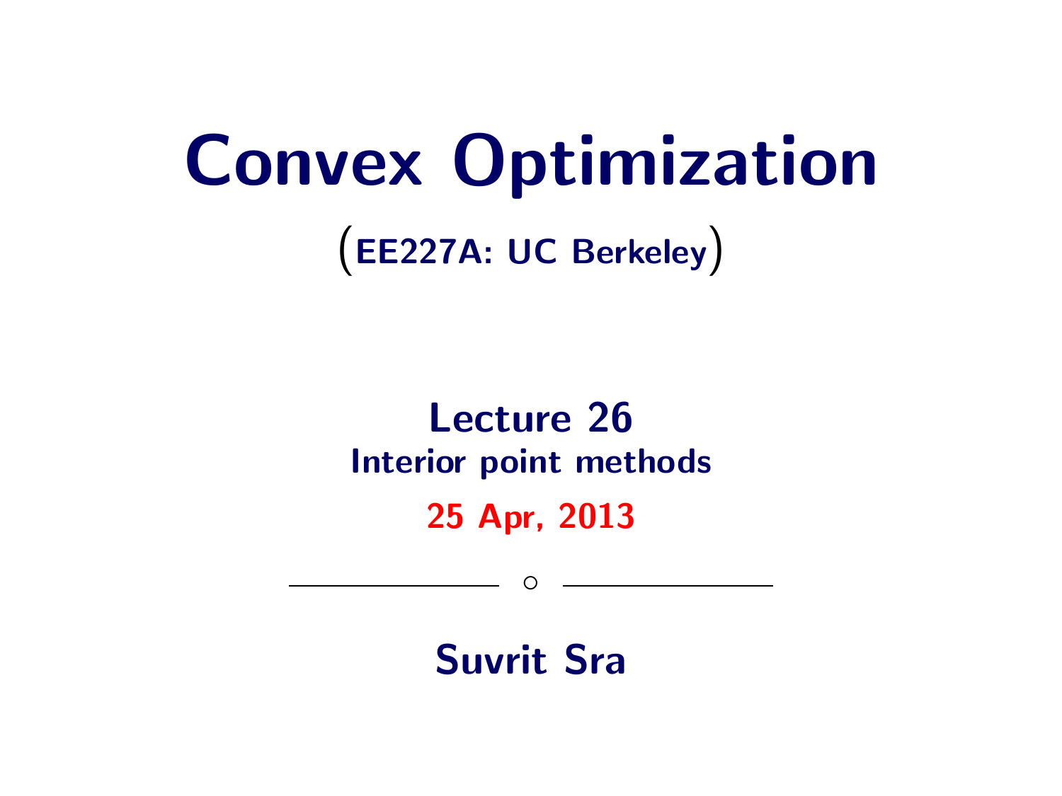# Convex Optimization

(EE227A: UC Berkeley)

## Lecture 26
### Interior point methods

**25 Apr, 2013**

---

**Suvrit Sra**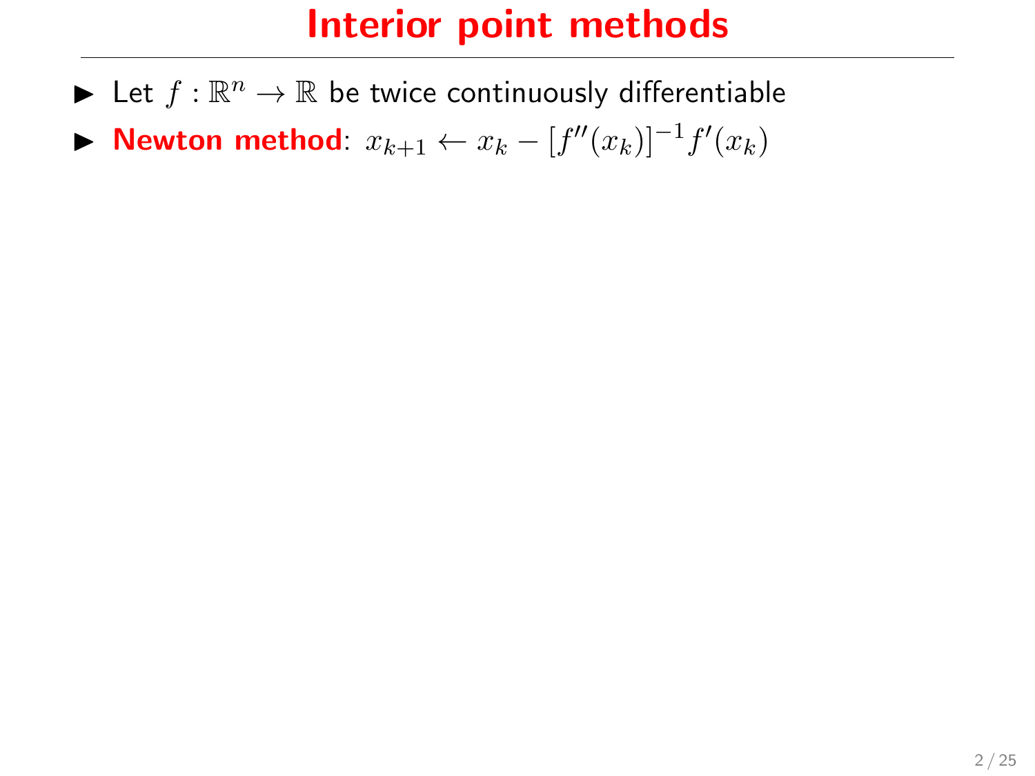# Interior point methods

- Let $f : \mathbb{R}^n \to \mathbb{R}$ be twice continuously differentiable
- **Newton method**: $x_{k+1} \leftarrow x_k - [f''(x_k)]^{-1} f'(x_k)$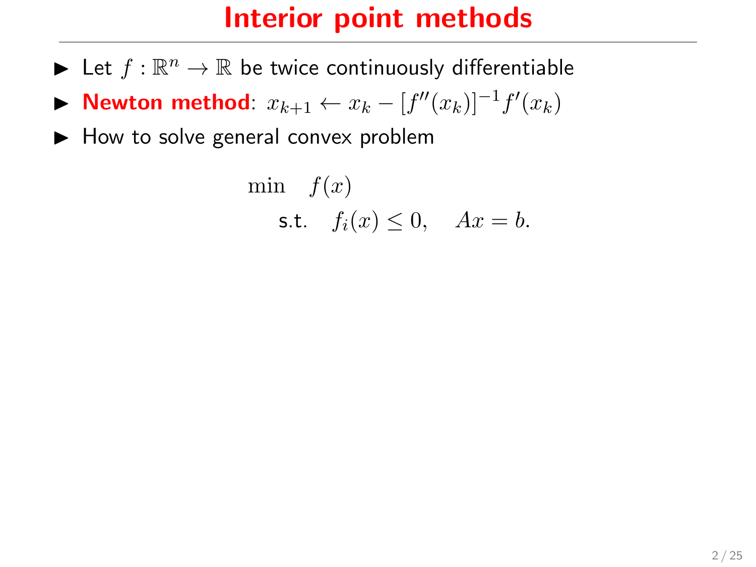# Interior point methods

- Let $f : \mathbb{R}^n \to \mathbb{R}$ be twice continuously differentiable
- **Newton method**: $x_{k+1} \leftarrow x_k - [f''(x_k)]^{-1} f'(x_k)$
- How to solve general convex problem

$$
\begin{aligned}
\min \quad & f(x) \\
\text{s.t.} \quad & f_i(x) \leq 0, \quad Ax = b.
\end{aligned}
$$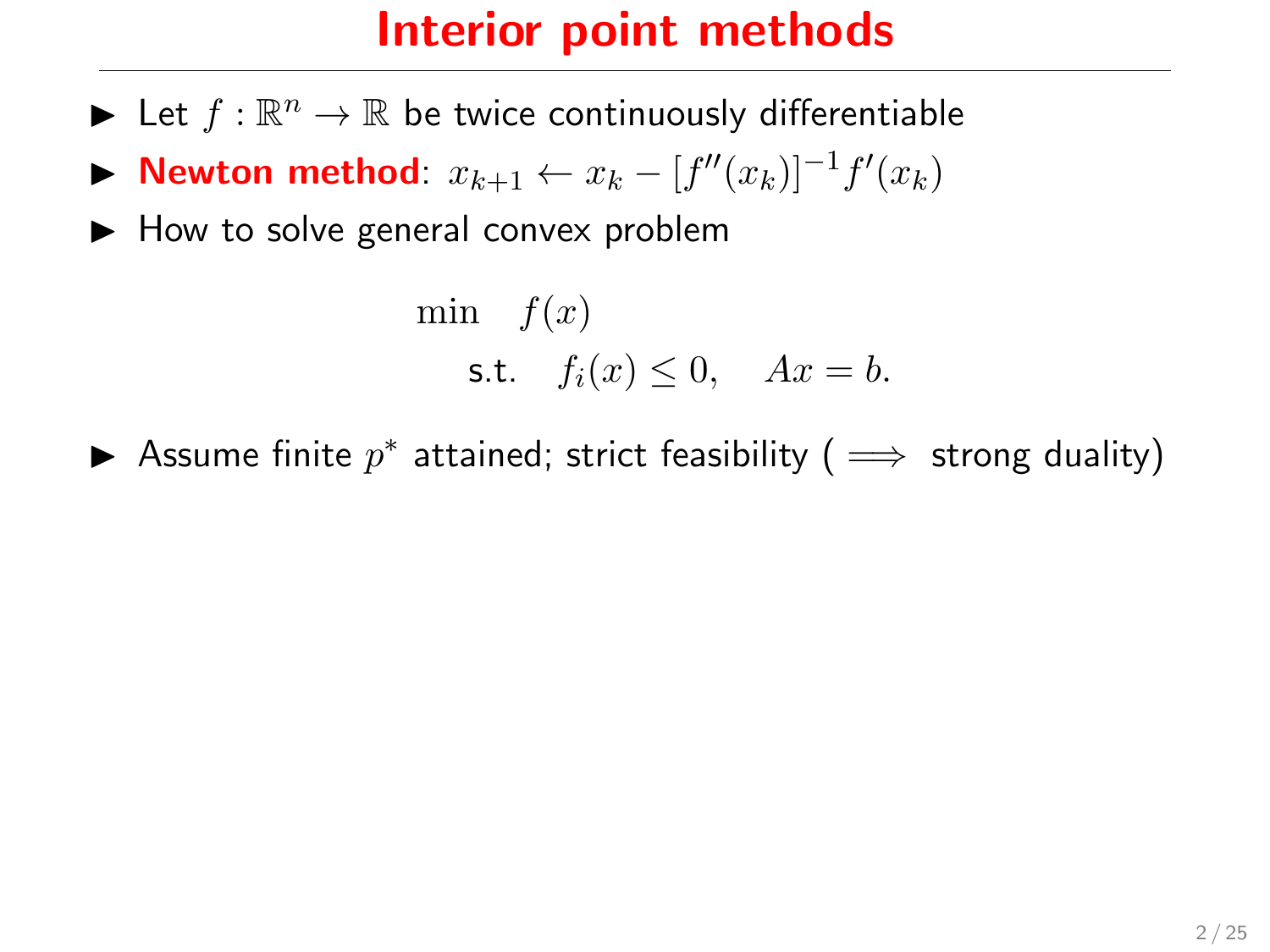# Interior point methods

- Let $f : \mathbb{R}^n \to \mathbb{R}$ be twice continuously differentiable
- **Newton method**: $x_{k+1} \leftarrow x_k - [f''(x_k)]^{-1} f'(x_k)$
- How to solve general convex problem

$$
\begin{aligned}
\min \quad & f(x) \\
\text{s.t.} \quad & f_i(x) \leq 0, \quad Ax = b.
\end{aligned}
$$

- Assume finite $p^*$ attained; strict feasibility ( $\Longrightarrow$ strong duality)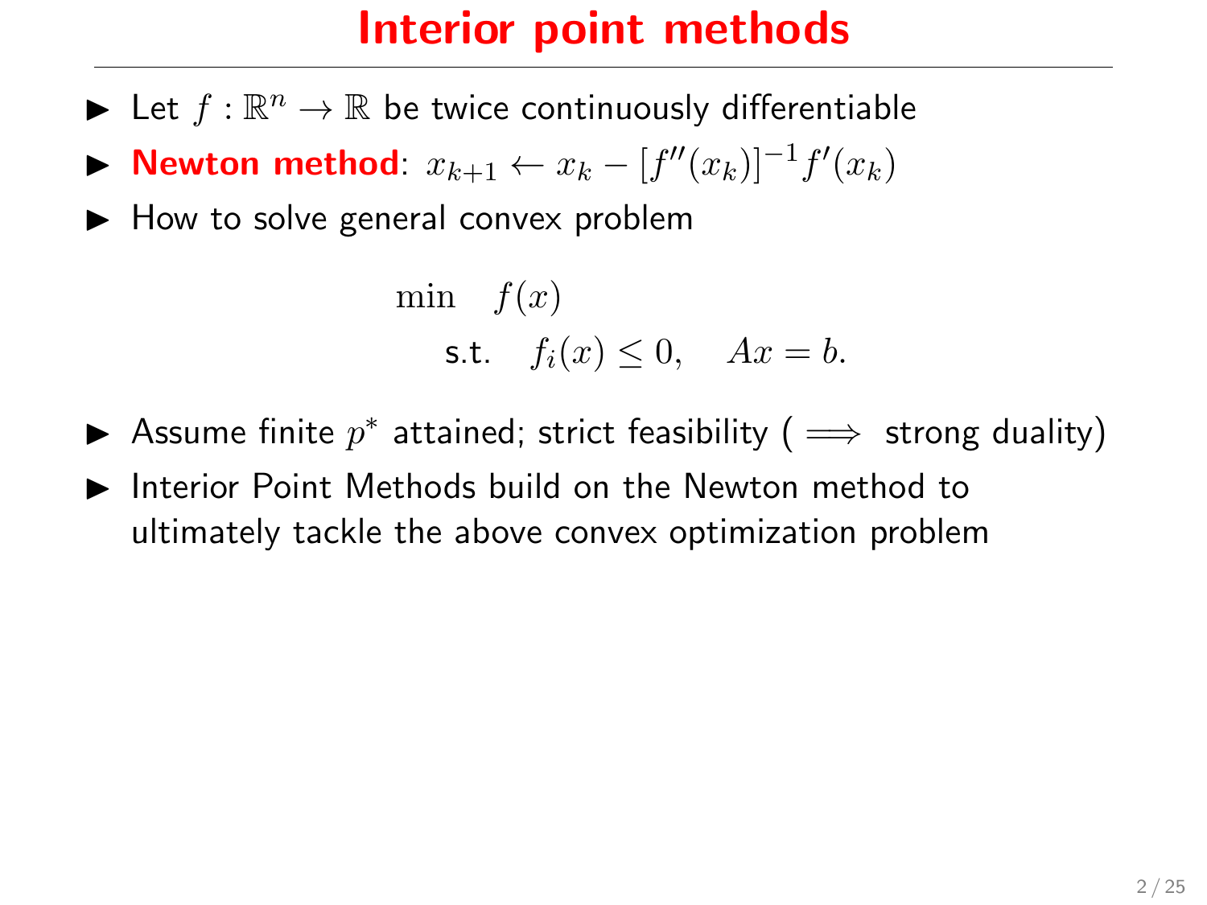# Interior point methods

- Let $f : \mathbb{R}^n \to \mathbb{R}$ be twice continuously differentiable
- **Newton method**: $x_{k+1} \leftarrow x_k - [f''(x_k)]^{-1} f'(x_k)$
- How to solve general convex problem

$$
\begin{aligned}
\min \quad & f(x) \\
\text{s.t.} \quad & f_i(x) \leq 0, \quad Ax = b.
\end{aligned}
$$

- Assume finite $p^*$ attained; strict feasibility ( $\Longrightarrow$ strong duality)
- Interior Point Methods build on the Newton method to ultimately tackle the above convex optimization problem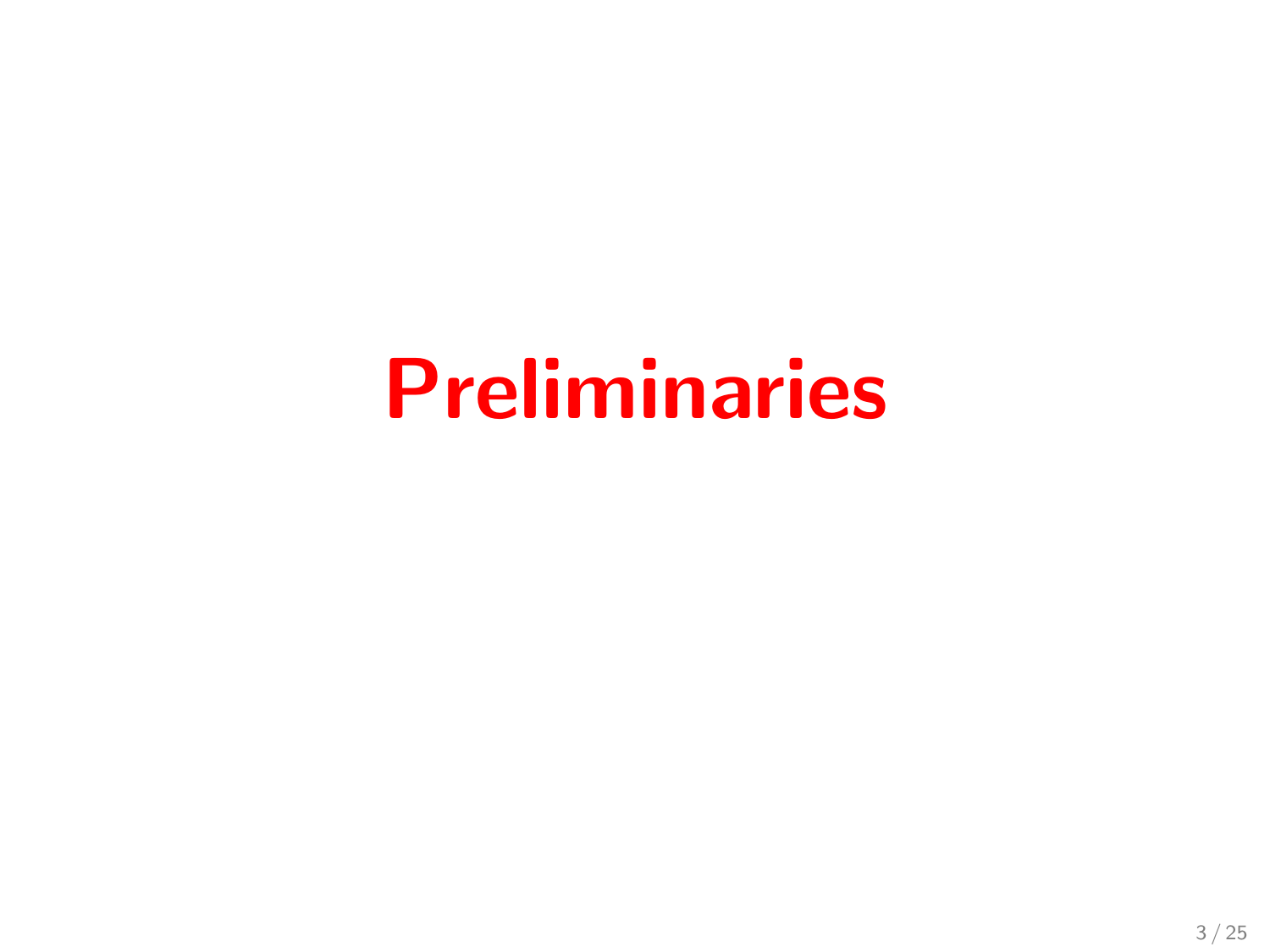# Preliminaries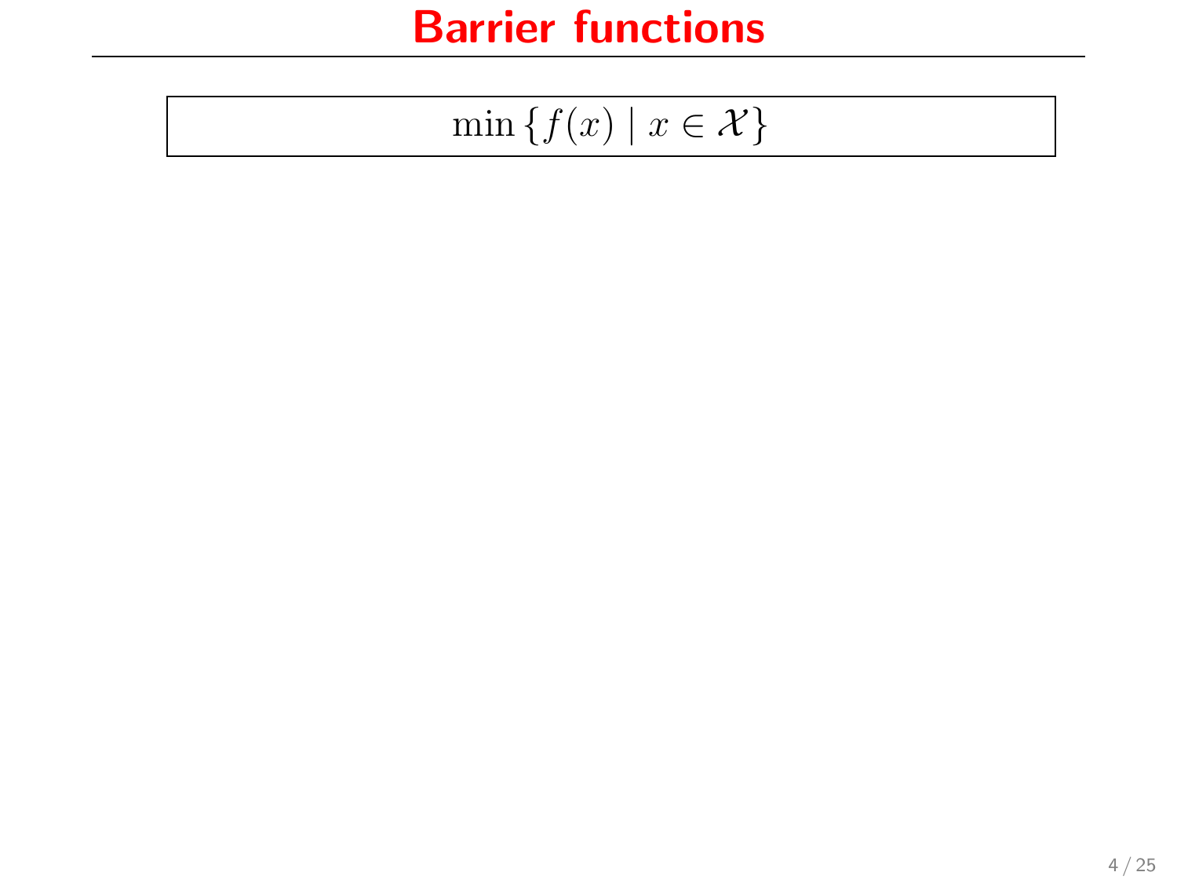# Barrier functions

$$\min \{ f(x) \mid x \in \mathcal{X} \}$$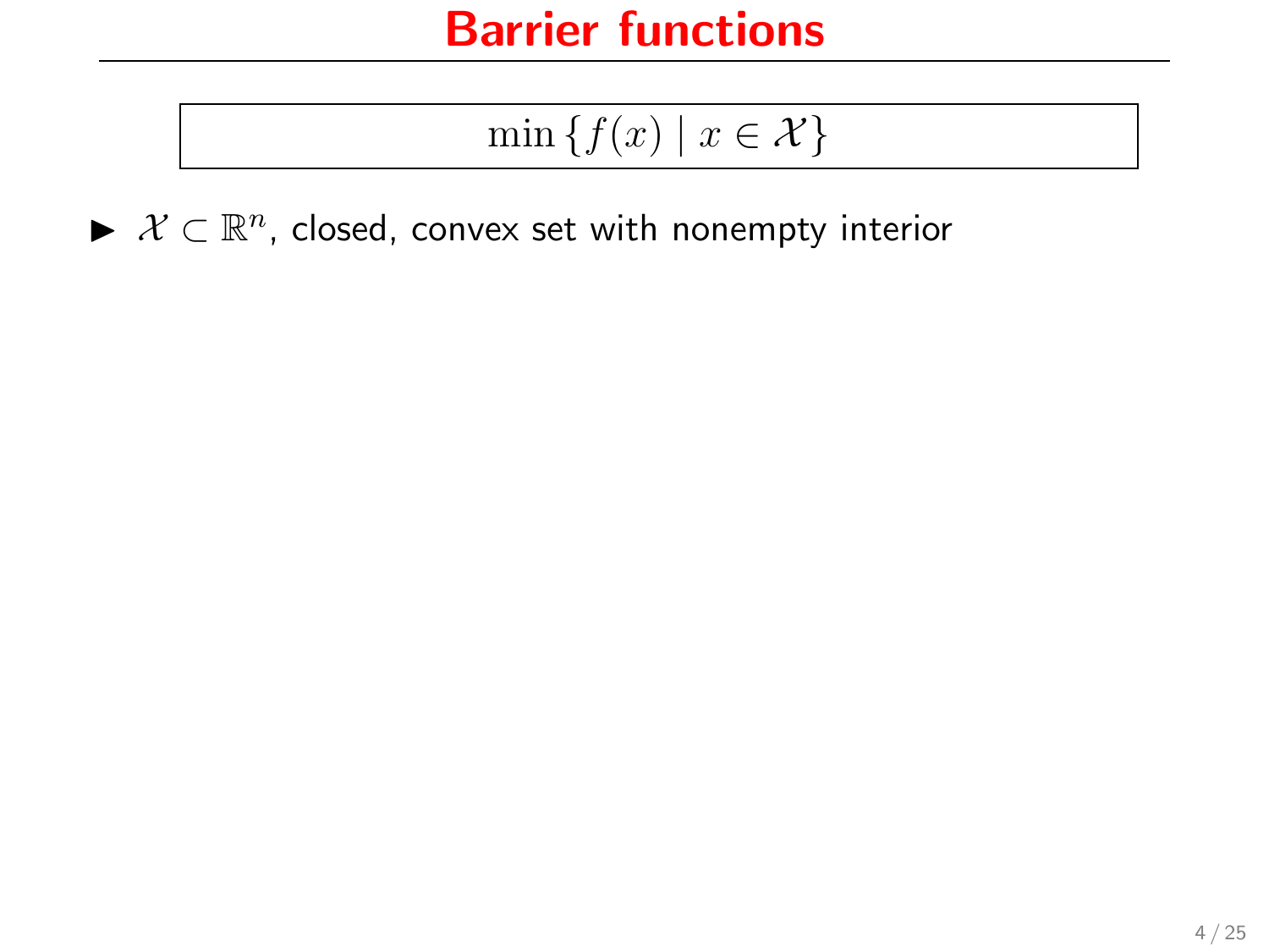# Barrier functions

$$\min \{ f(x) \mid x \in \mathcal{X} \}$$

- $\mathcal{X} \subset \mathbb{R}^n$, closed, convex set with nonempty interior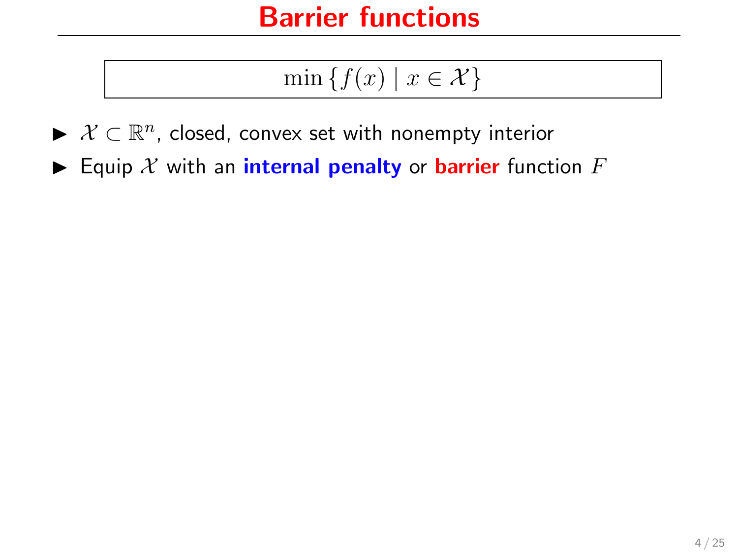# Barrier functions

$$\min \{f(x) \mid x \in \mathcal{X}\}$$

- $\mathcal{X} \subset \mathbb{R}^n$, closed, convex set with nonempty interior
- Equip $\mathcal{X}$ with an **internal penalty** or **barrier** function $F$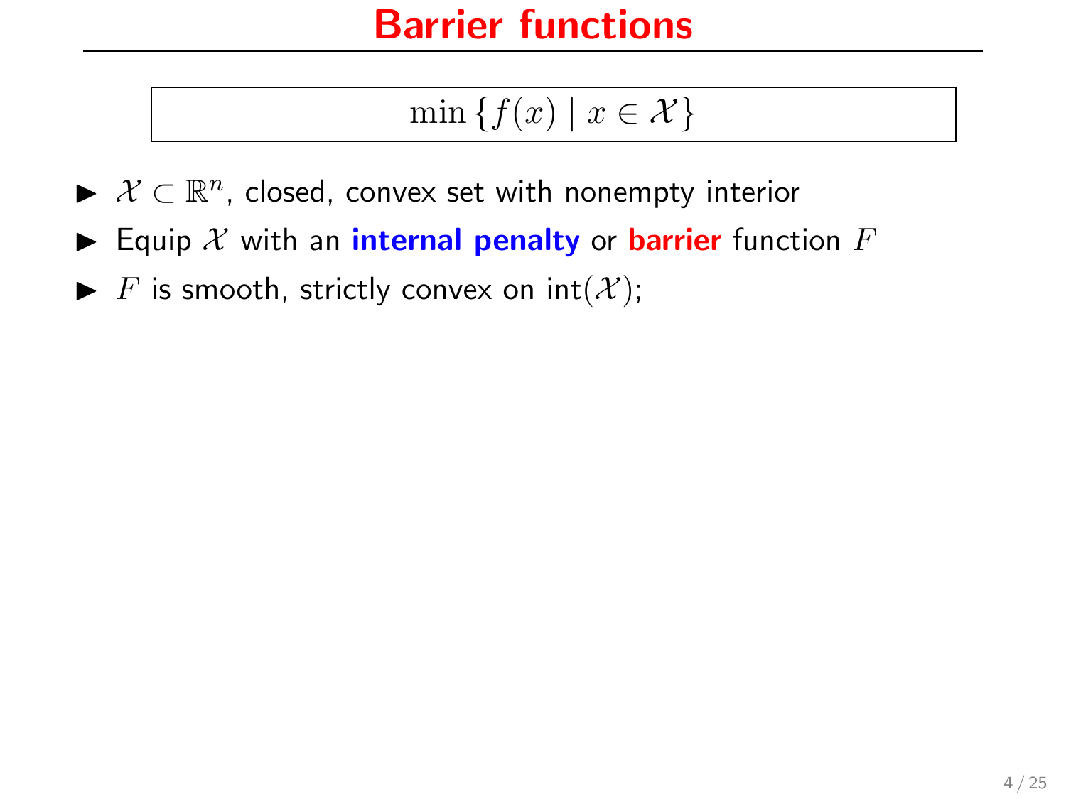# Barrier functions

$$\min \{ f(x) \mid x \in \mathcal{X} \}$$

- $\mathcal{X} \subset \mathbb{R}^n$, closed, convex set with nonempty interior
- Equip $\mathcal{X}$ with an **internal penalty** or **barrier** function $F$
- $F$ is smooth, strictly convex on $\text{int}(\mathcal{X})$;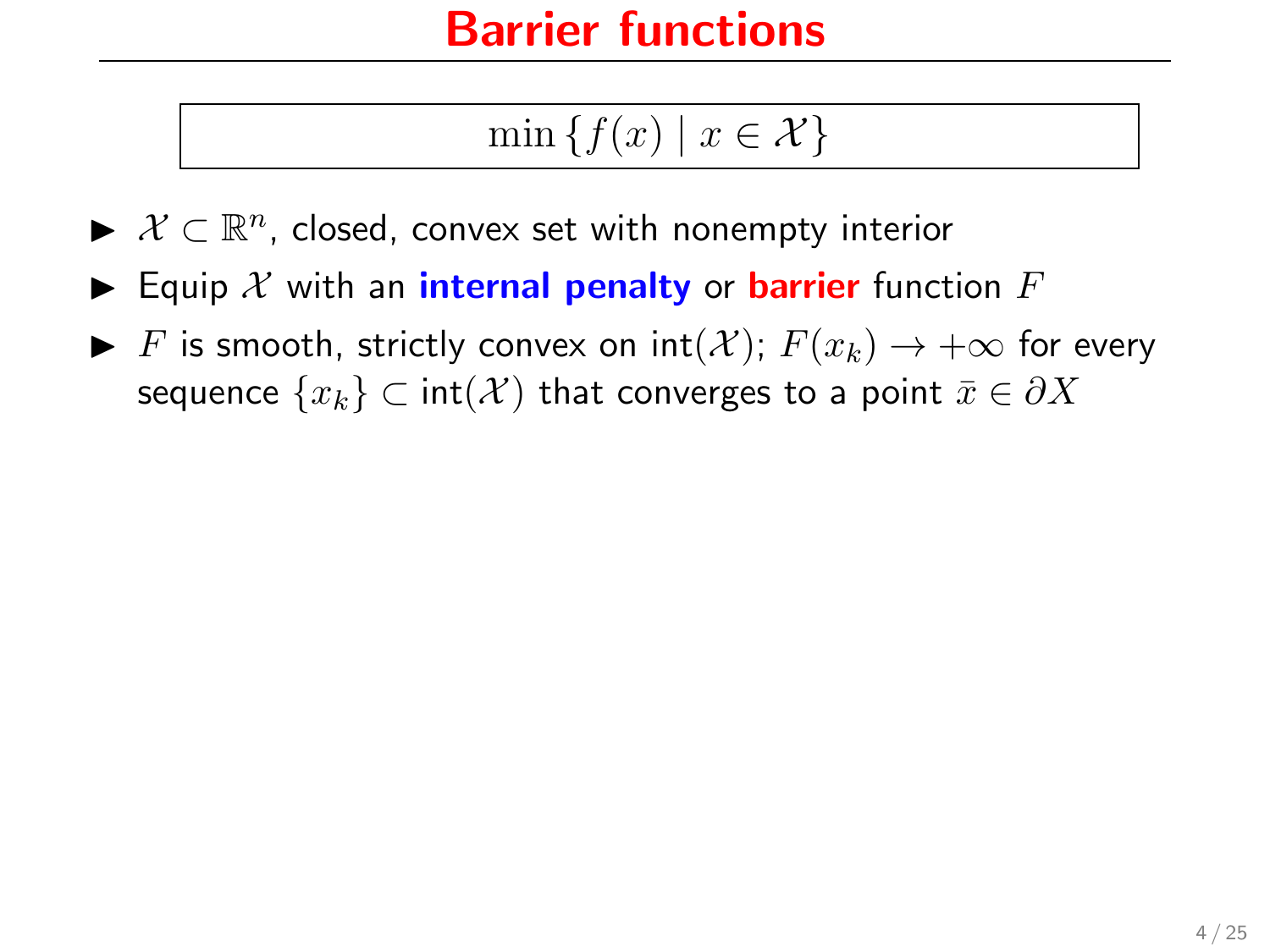# Barrier functions

$$\min \{f(x) \mid x \in \mathcal{X}\}$$

- $\mathcal{X} \subset \mathbb{R}^n$, closed, convex set with nonempty interior
- Equip $\mathcal{X}$ with an **internal penalty** or **barrier** function $F$
- $F$ is smooth, strictly convex on $\text{int}(\mathcal{X})$; $F(x_k) \to +\infty$ for every sequence $\{x_k\} \subset \text{int}(\mathcal{X})$ that converges to a point $\bar{x} \in \partial X$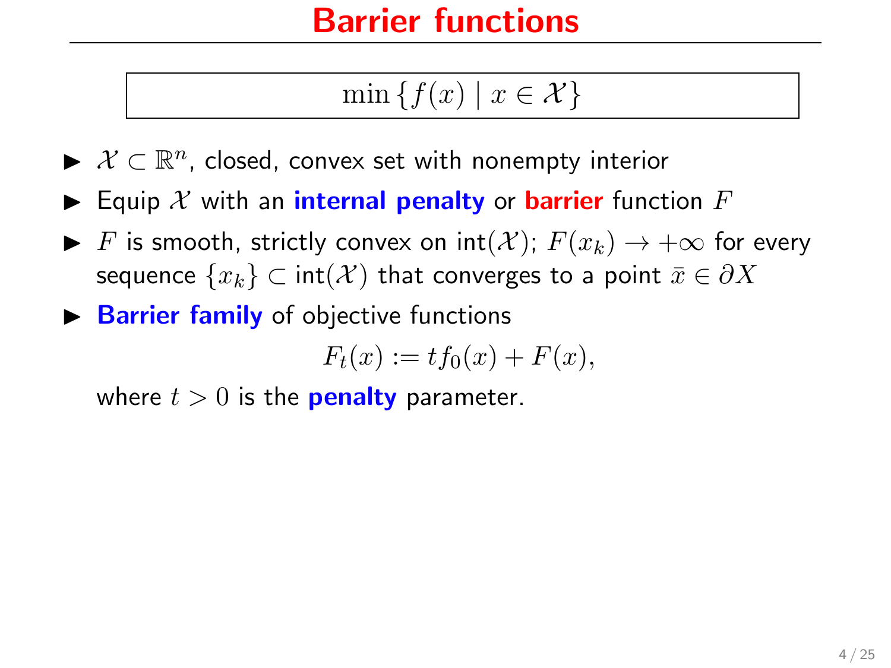# Barrier functions

$$\min \{f(x) \mid x \in \mathcal{X}\}$$

- $\mathcal{X} \subset \mathbb{R}^n$, closed, convex set with nonempty interior
- Equip $\mathcal{X}$ with an **internal penalty** or **barrier** function $F$
- $F$ is smooth, strictly convex on $\text{int}(\mathcal{X})$; $F(x_k) \to +\infty$ for every sequence $\{x_k\} \subset \text{int}(\mathcal{X})$ that converges to a point $\bar{x} \in \partial X$
- **Barrier family** of objective functions

  $$F_t(x) := t f_0(x) + F(x),$$

  where $t > 0$ is the **penalty** parameter.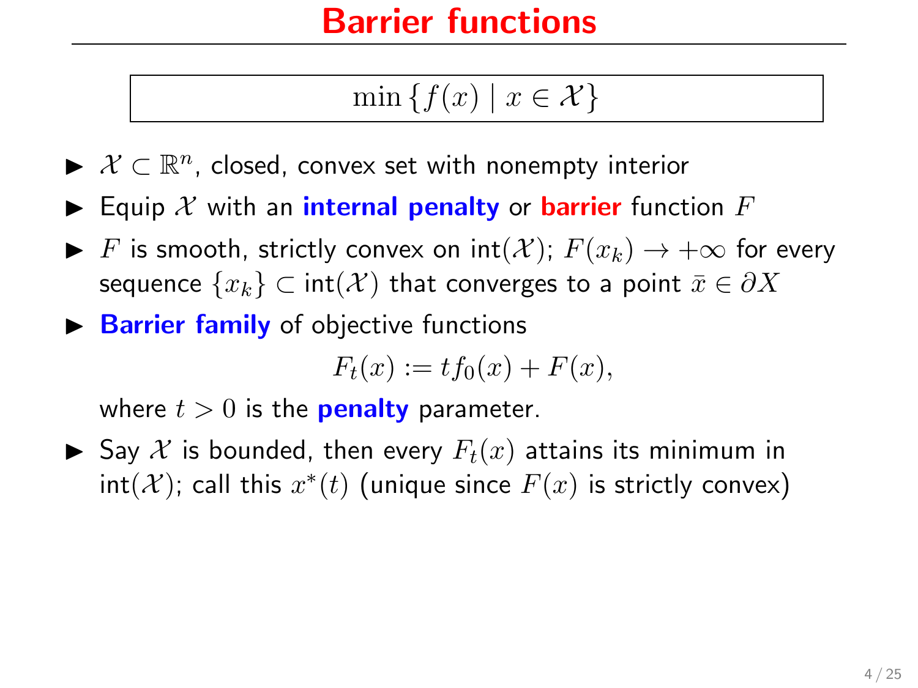# Barrier functions

$$\min \{f(x) \mid x \in \mathcal{X}\}$$

- $\mathcal{X} \subset \mathbb{R}^n$, closed, convex set with nonempty interior
- Equip $\mathcal{X}$ with an **internal penalty** or **barrier** function $F$
- $F$ is smooth, strictly convex on $\text{int}(\mathcal{X})$; $F(x_k) \to +\infty$ for every sequence $\{x_k\} \subset \text{int}(\mathcal{X})$ that converges to a point $\bar{x} \in \partial X$
- **Barrier family** of objective functions

  $$F_t(x) := tf_0(x) + F(x),$$

  where $t > 0$ is the **penalty** parameter.
- Say $\mathcal{X}$ is bounded, then every $F_t(x)$ attains its minimum in $\text{int}(\mathcal{X})$; call this $x^*(t)$ (unique since $F(x)$ is strictly convex)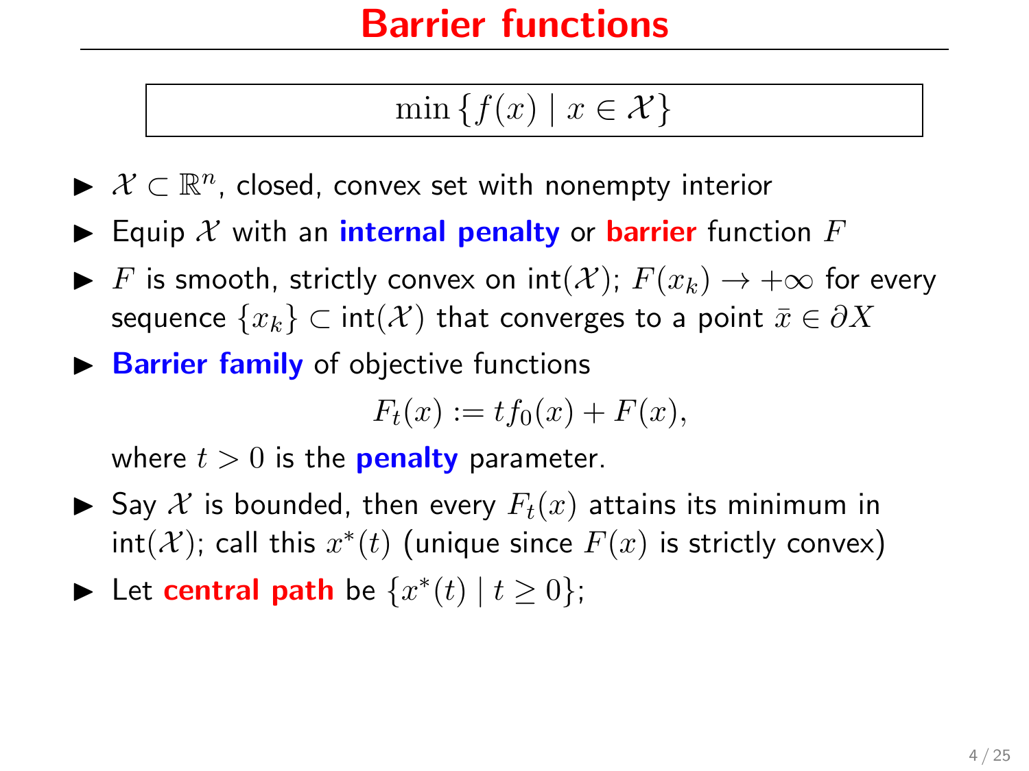# Barrier functions

$$\min \{f(x) \mid x \in \mathcal{X}\}$$

- $\mathcal{X} \subset \mathbb{R}^n$, closed, convex set with nonempty interior
- Equip $\mathcal{X}$ with an **internal penalty** or **barrier** function $F$
- $F$ is smooth, strictly convex on int($\mathcal{X}$); $F(x_k) \to +\infty$ for every sequence $\{x_k\} \subset$ int($\mathcal{X}$) that converges to a point $\bar{x} \in \partial X$
- **Barrier family** of objective functions

  $$F_t(x) := t f_0(x) + F(x),$$

  where $t > 0$ is the **penalty** parameter.
- Say $\mathcal{X}$ is bounded, then every $F_t(x)$ attains its minimum in int($\mathcal{X}$); call this $x^*(t)$ (unique since $F(x)$ is strictly convex)
- Let **central path** be $\{x^*(t) \mid t \geq 0\}$;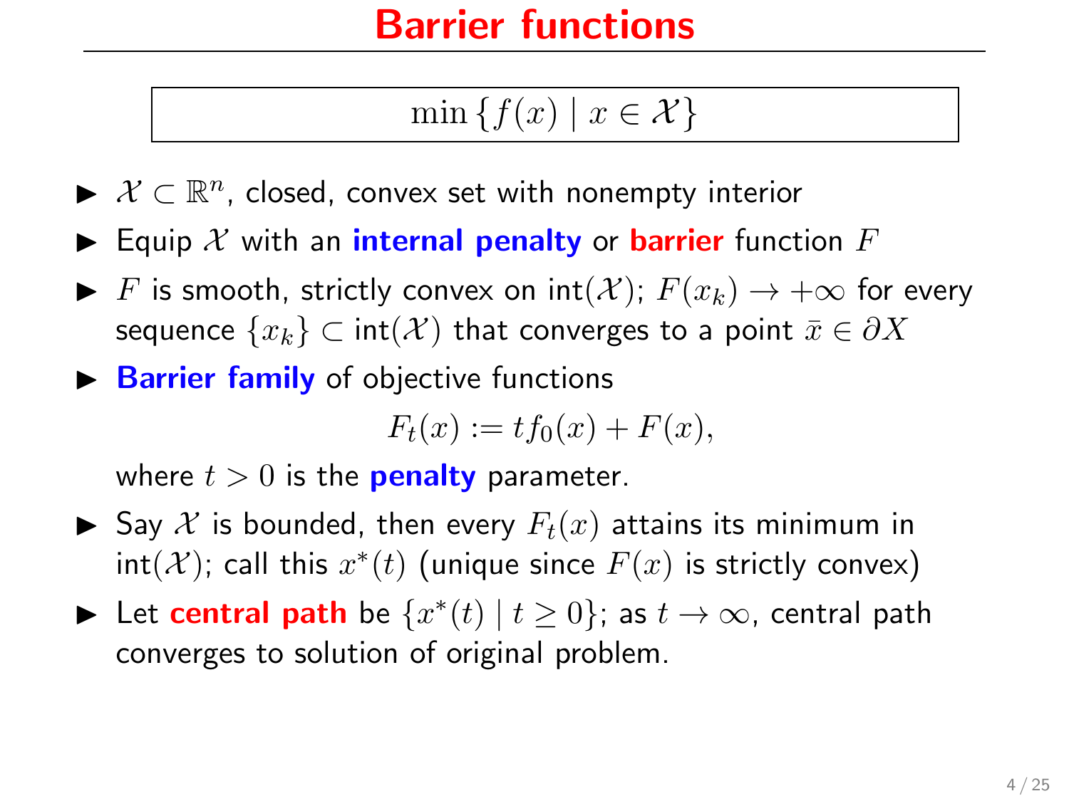# Barrier functions

$$\min \{ f(x) \mid x \in \mathcal{X} \}$$

- $\mathcal{X} \subset \mathbb{R}^n$, closed, convex set with nonempty interior
- Equip $\mathcal{X}$ with an **internal penalty** or **barrier** function $F$
- $F$ is smooth, strictly convex on int($\mathcal{X}$); $F(x_k) \to +\infty$ for every sequence $\{x_k\} \subset$ int($\mathcal{X}$) that converges to a point $\bar{x} \in \partial X$
- **Barrier family** of objective functions

  $$F_t(x) := t f_0(x) + F(x),$$

  where $t > 0$ is the **penalty** parameter.
- Say $\mathcal{X}$ is bounded, then every $F_t(x)$ attains its minimum in int($\mathcal{X}$); call this $x^*(t)$ (unique since $F(x)$ is strictly convex)
- Let **central path** be $\{x^*(t) \mid t \geq 0\}$; as $t \to \infty$, central path converges to solution of original problem.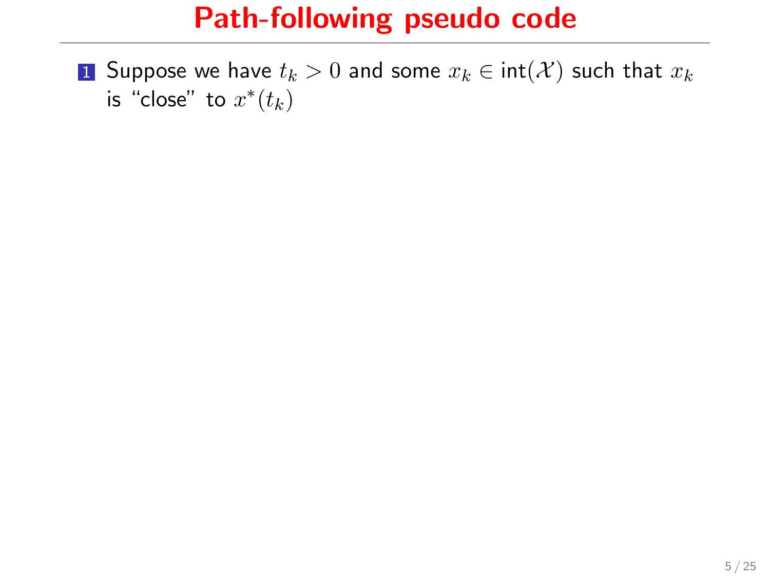# Path-following pseudo code

1. Suppose we have $t_k > 0$ and some $x_k \in \text{int}(\mathcal{X})$ such that $x_k$ is "close" to $x^*(t_k)$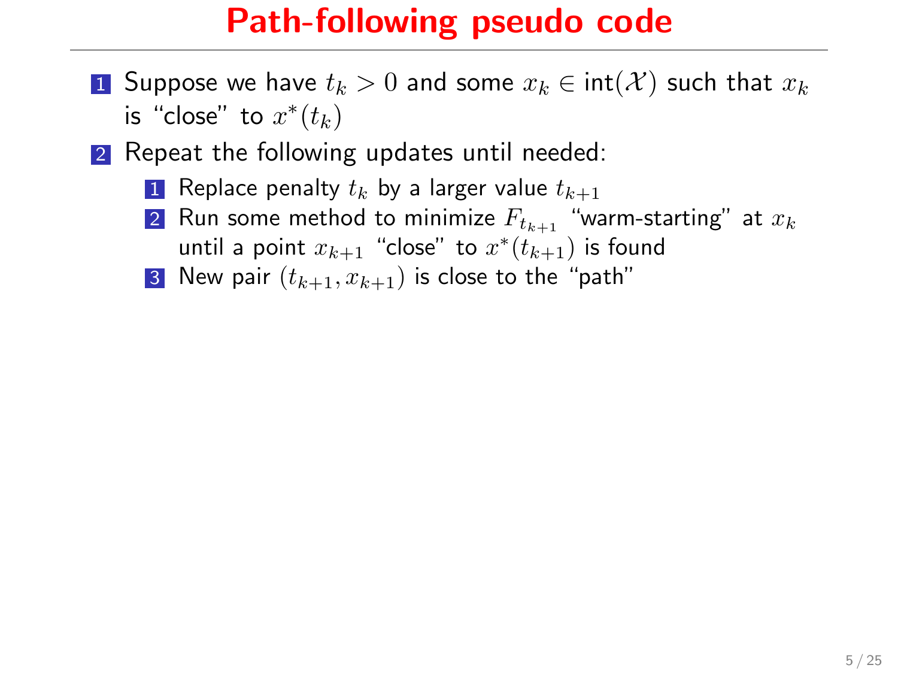# Path-following pseudo code

1. Suppose we have $t_k > 0$ and some $x_k \in \text{int}(\mathcal{X})$ such that $x_k$ is "close" to $x^*(t_k)$
2. Repeat the following updates until needed:
   1. Replace penalty $t_k$ by a larger value $t_{k+1}$
   2. Run some method to minimize $F_{t_{k+1}}$ "warm-starting" at $x_k$ until a point $x_{k+1}$ "close" to $x^*(t_{k+1})$ is found
   3. New pair $(t_{k+1}, x_{k+1})$ is close to the "path"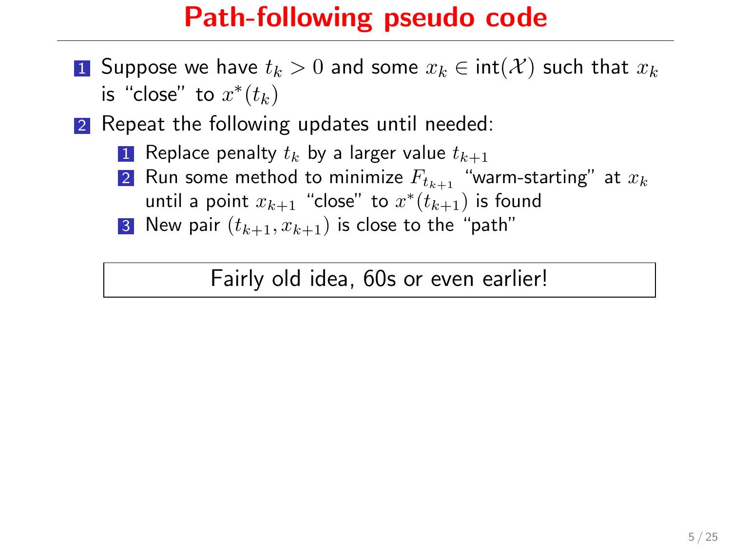# Path-following pseudo code

1. Suppose we have $t_k > 0$ and some $x_k \in \text{int}(\mathcal{X})$ such that $x_k$ is "close" to $x^*(t_k)$
2. Repeat the following updates until needed:
   1. Replace penalty $t_k$ by a larger value $t_{k+1}$
   2. Run some method to minimize $F_{t_{k+1}}$ "warm-starting" at $x_k$ until a point $x_{k+1}$ "close" to $x^*(t_{k+1})$ is found
   3. New pair $(t_{k+1}, x_{k+1})$ is close to the "path"

Fairly old idea, 60s or even earlier!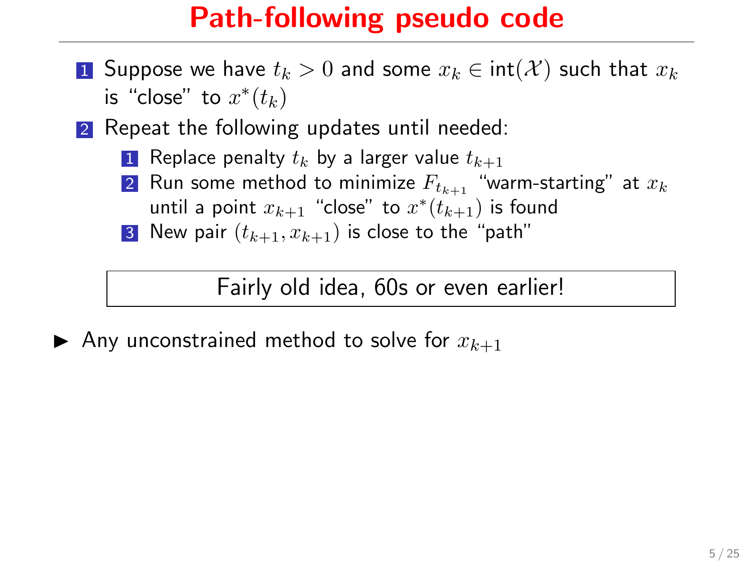# Path-following pseudo code

1. Suppose we have $t_k > 0$ and some $x_k \in \text{int}(\mathcal{X})$ such that $x_k$ is "close" to $x^*(t_k)$
2. Repeat the following updates until needed:
   1. Replace penalty $t_k$ by a larger value $t_{k+1}$
   2. Run some method to minimize $F_{t_{k+1}}$ "warm-starting" at $x_k$ until a point $x_{k+1}$ "close" to $x^*(t_{k+1})$ is found
   3. New pair $(t_{k+1}, x_{k+1})$ is close to the "path"

| Fairly old idea, 60s or even earlier! |
|---|

- Any unconstrained method to solve for $x_{k+1}$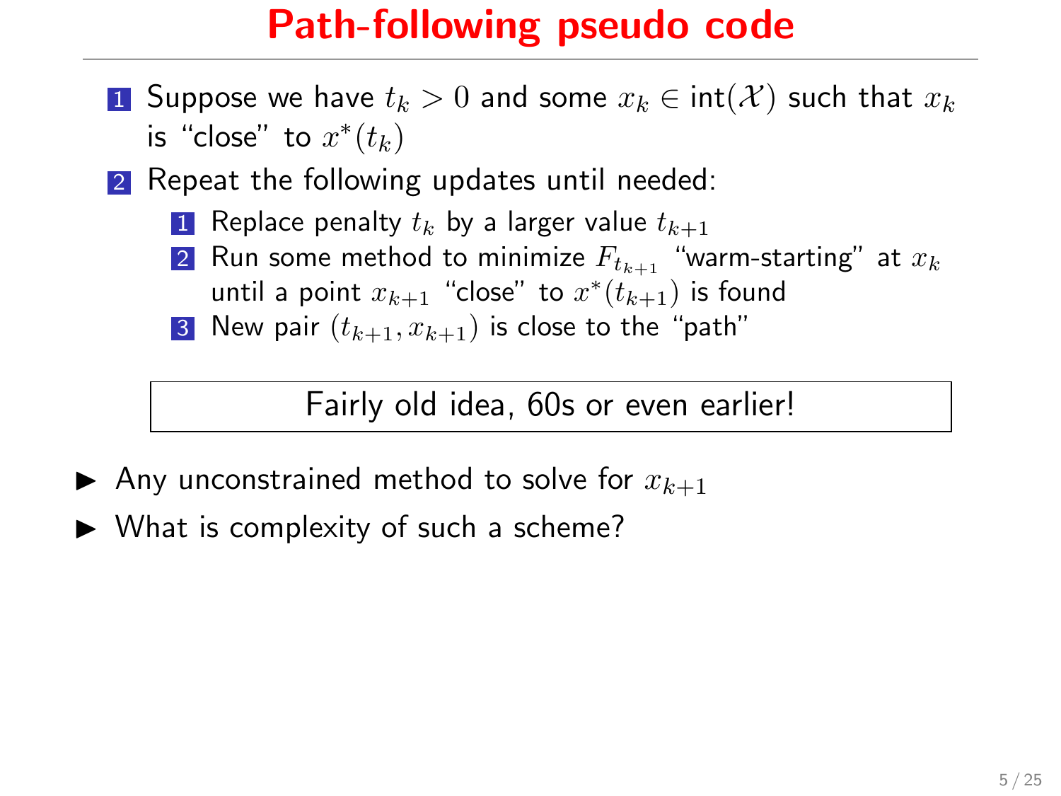# Path-following pseudo code

1. Suppose we have $t_k > 0$ and some $x_k \in \text{int}(\mathcal{X})$ such that $x_k$ is "close" to $x^*(t_k)$
2. Repeat the following updates until needed:
   1. Replace penalty $t_k$ by a larger value $t_{k+1}$
   2. Run some method to minimize $F_{t_{k+1}}$ "warm-starting" at $x_k$ until a point $x_{k+1}$ "close" to $x^*(t_{k+1})$ is found
   3. New pair $(t_{k+1}, x_{k+1})$ is close to the "path"

Fairly old idea, 60s or even earlier!

- Any unconstrained method to solve for $x_{k+1}$
- What is complexity of such a scheme?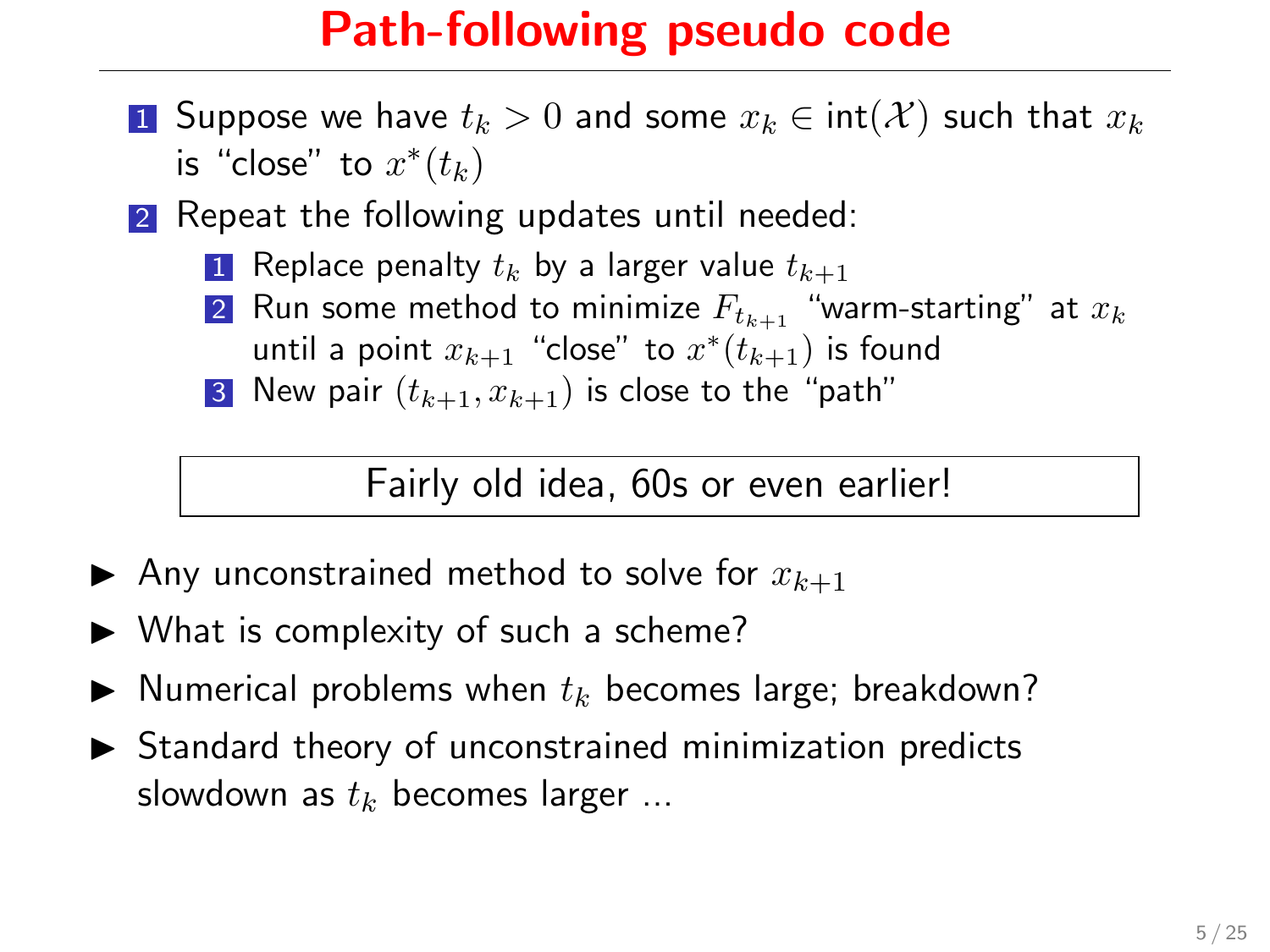# Path-following pseudo code

1. Suppose we have $t_k > 0$ and some $x_k \in \text{int}(\mathcal{X})$ such that $x_k$ is "close" to $x^*(t_k)$
2. Repeat the following updates until needed:
   1. Replace penalty $t_k$ by a larger value $t_{k+1}$
   2. Run some method to minimize $F_{t_{k+1}}$ "warm-starting" at $x_k$ until a point $x_{k+1}$ "close" to $x^*(t_{k+1})$ is found
   3. New pair $(t_{k+1}, x_{k+1})$ is close to the "path"

> Fairly old idea, 60s or even earlier!

- Any unconstrained method to solve for $x_{k+1}$
- What is complexity of such a scheme?
- Numerical problems when $t_k$ becomes large; breakdown?
- Standard theory of unconstrained minimization predicts slowdown as $t_k$ becomes larger ...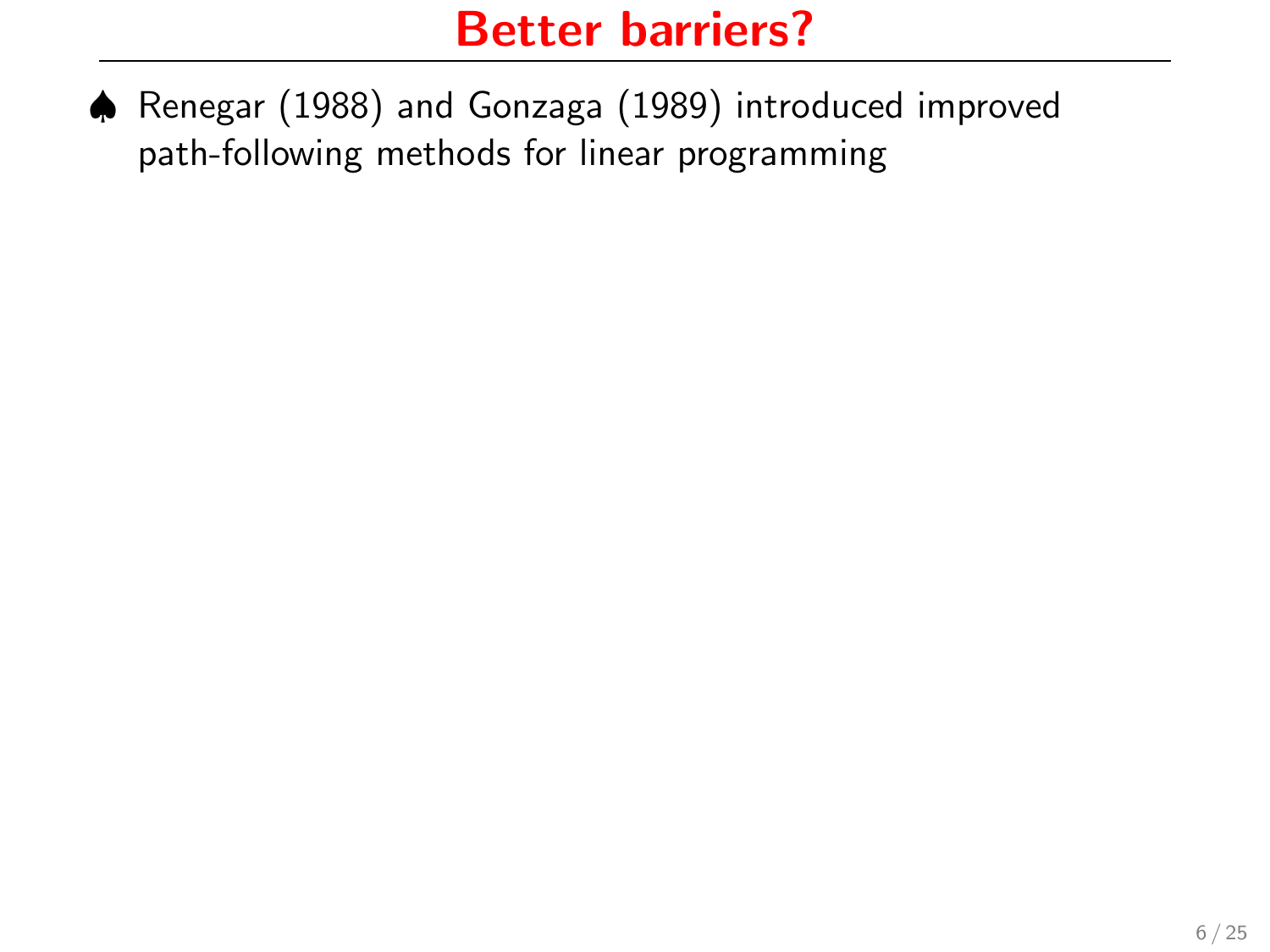# Better barriers?

- ♠ Renegar (1988) and Gonzaga (1989) introduced improved path-following methods for linear programming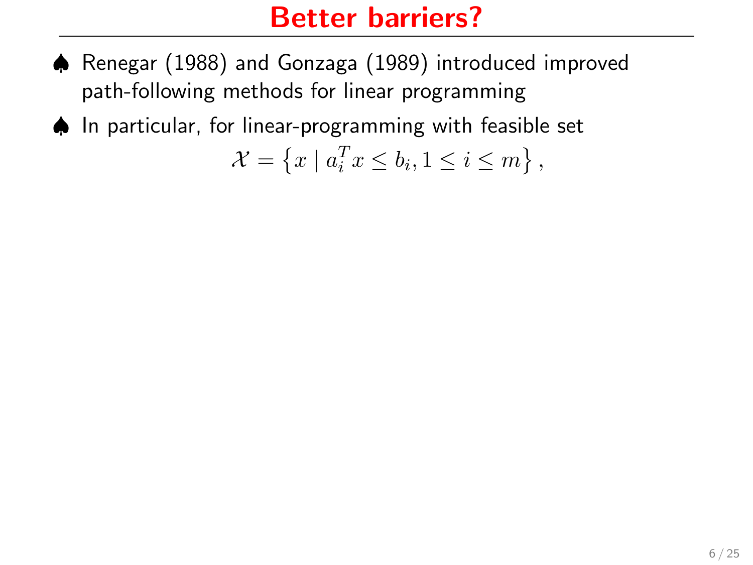# Better barriers?

- ♠ Renegar (1988) and Gonzaga (1989) introduced improved path-following methods for linear programming
- ♠ In particular, for linear-programming with feasible set

$$\mathcal{X} = \left\{ x \mid a_i^T x \leq b_i, 1 \leq i \leq m \right\},$$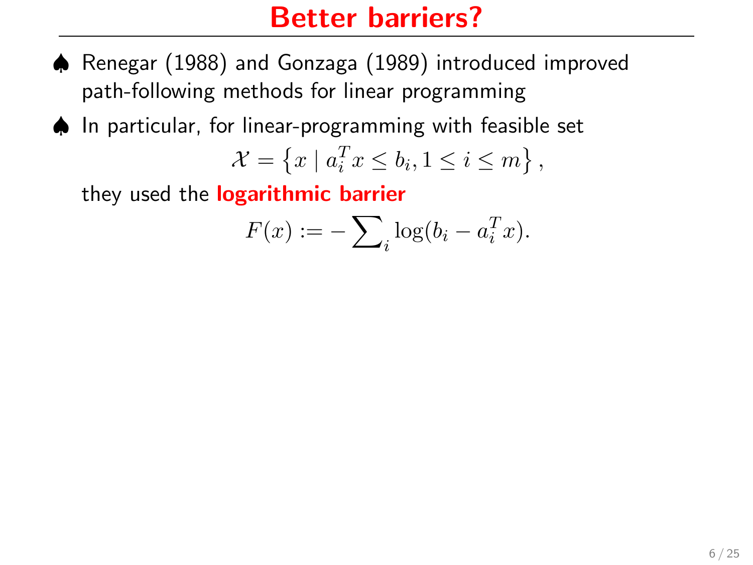# Better barriers?

- ♠ Renegar (1988) and Gonzaga (1989) introduced improved path-following methods for linear programming
- ♠ In particular, for linear-programming with feasible set

$$\mathcal{X} = \left\{ x \mid a_i^T x \leq b_i, 1 \leq i \leq m \right\},$$

  they used the **logarithmic barrier**

$$F(x) := -\sum\nolimits_i \log(b_i - a_i^T x).$$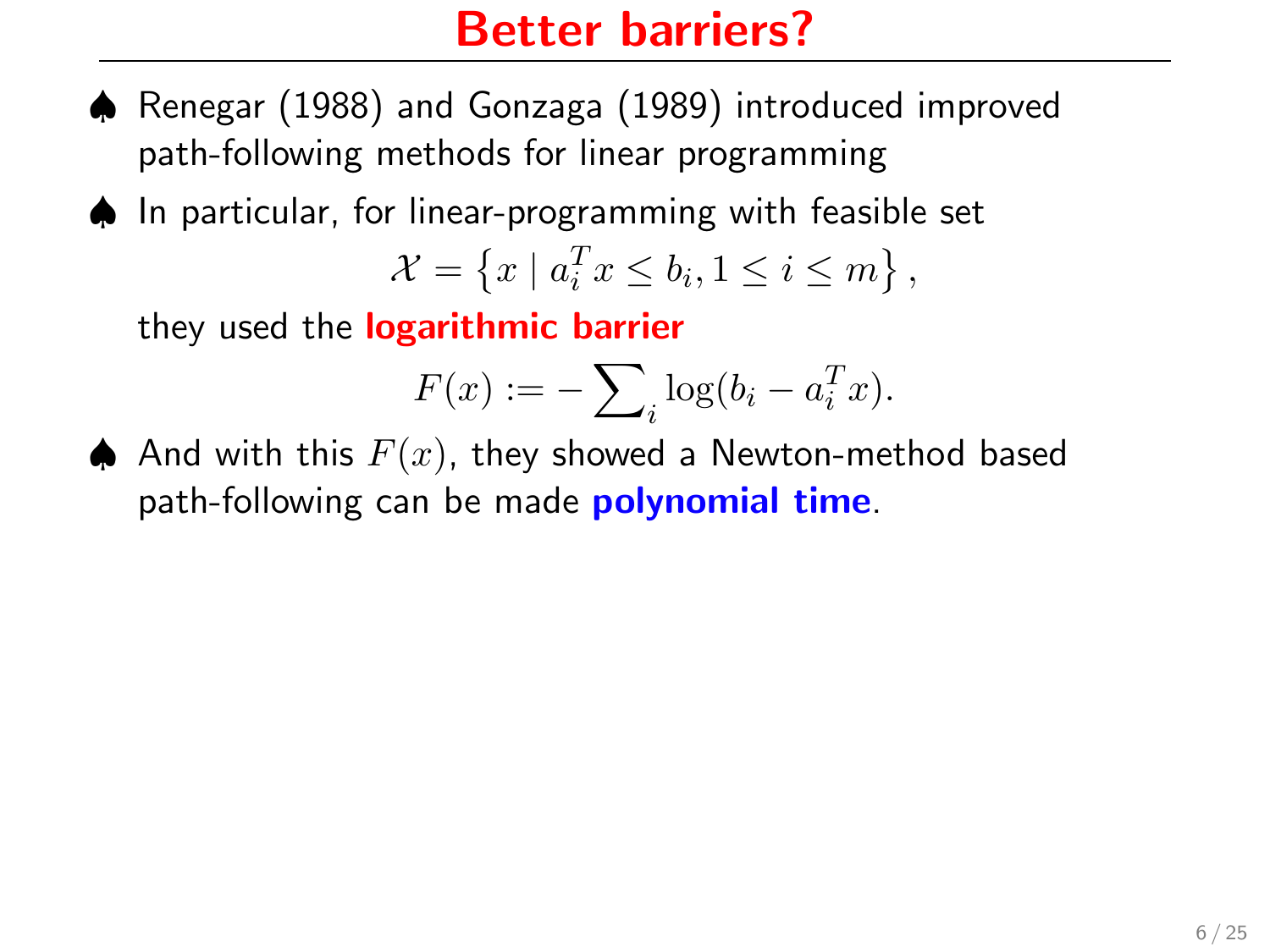# Better barriers?

- ♠ Renegar (1988) and Gonzaga (1989) introduced improved path-following methods for linear programming
- ♠ In particular, for linear-programming with feasible set

$$\mathcal{X} = \left\{ x \mid a_i^T x \leq b_i, 1 \leq i \leq m \right\},$$

they used the **logarithmic barrier**

$$F(x) := -\sum_i \log(b_i - a_i^T x).$$

- ♠ And with this $F(x)$, they showed a Newton-method based path-following can be made **polynomial time**.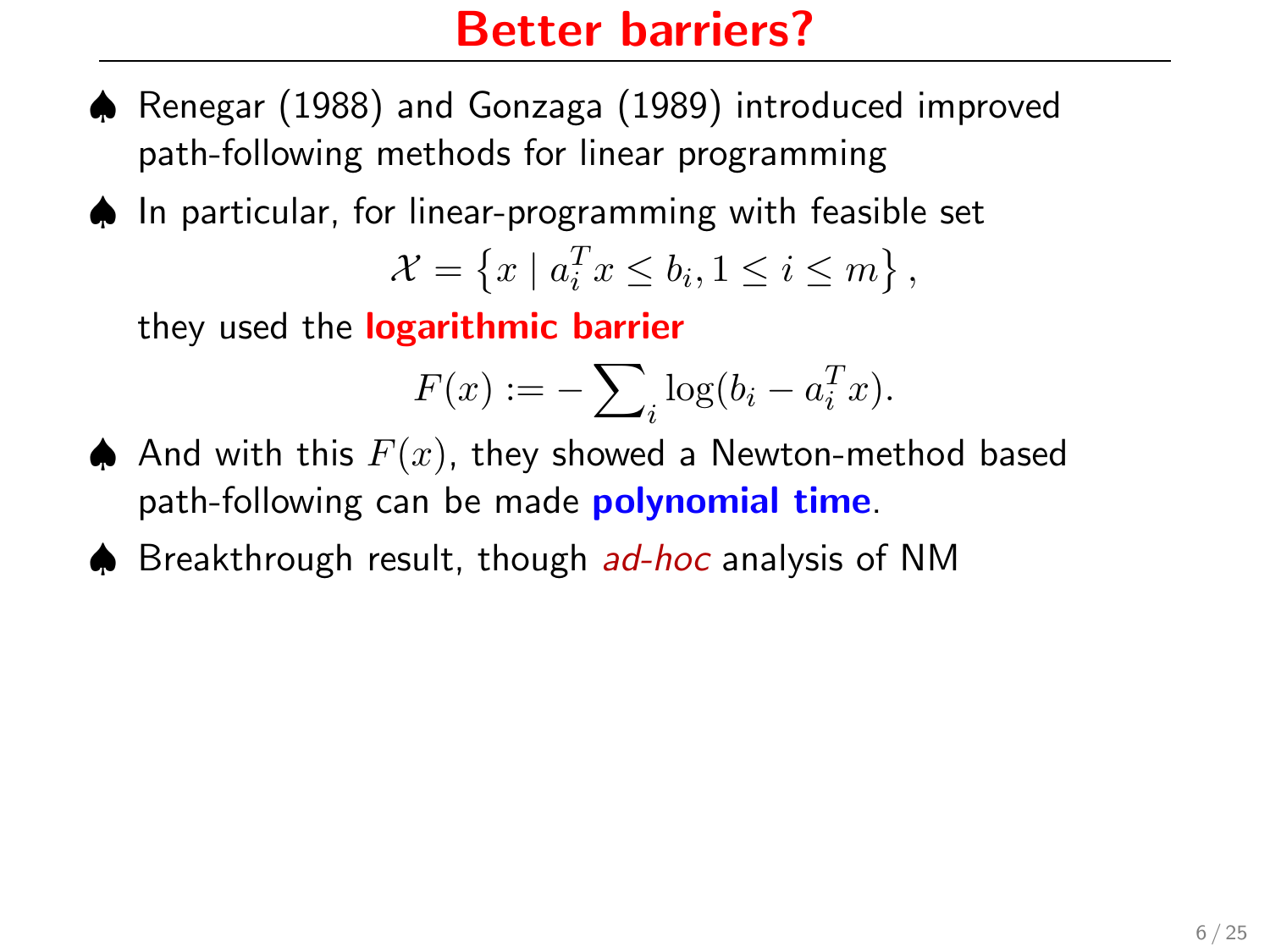# Better barriers?

- Renegar (1988) and Gonzaga (1989) introduced improved path-following methods for linear programming
- In particular, for linear-programming with feasible set

$$\mathcal{X} = \left\{ x \mid a_i^T x \leq b_i, 1 \leq i \leq m \right\},$$

  they used the **logarithmic barrier**

$$F(x) := -\sum\nolimits_i \log(b_i - a_i^T x).$$

- And with this $F(x)$, they showed a Newton-method based path-following can be made **polynomial time**.
- Breakthrough result, though *ad-hoc* analysis of NM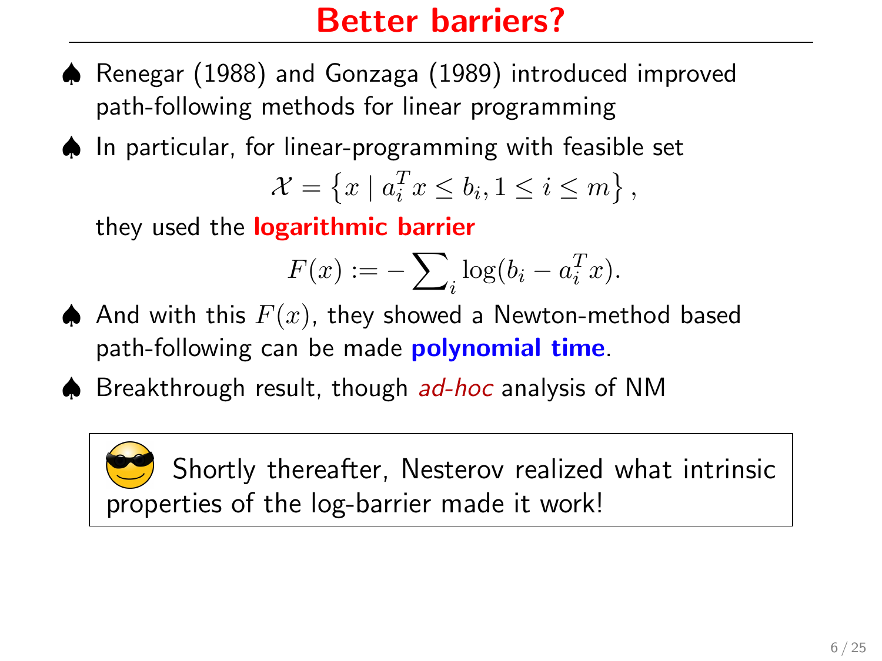# Better barriers?

- ♠ Renegar (1988) and Gonzaga (1989) introduced improved path-following methods for linear programming
- ♠ In particular, for linear-programming with feasible set

$$\mathcal{X} = \left\{ x \mid a_i^T x \leq b_i, 1 \leq i \leq m \right\},$$

they used the **logarithmic barrier**

$$F(x) := -\sum_i \log(b_i - a_i^T x).$$

- ♠ And with this $F(x)$, they showed a Newton-method based path-following can be made **polynomial time**.
- ♠ Breakthrough result, though *ad-hoc* analysis of NM

> Shortly thereafter, Nesterov realized what intrinsic properties of the log-barrier made it work!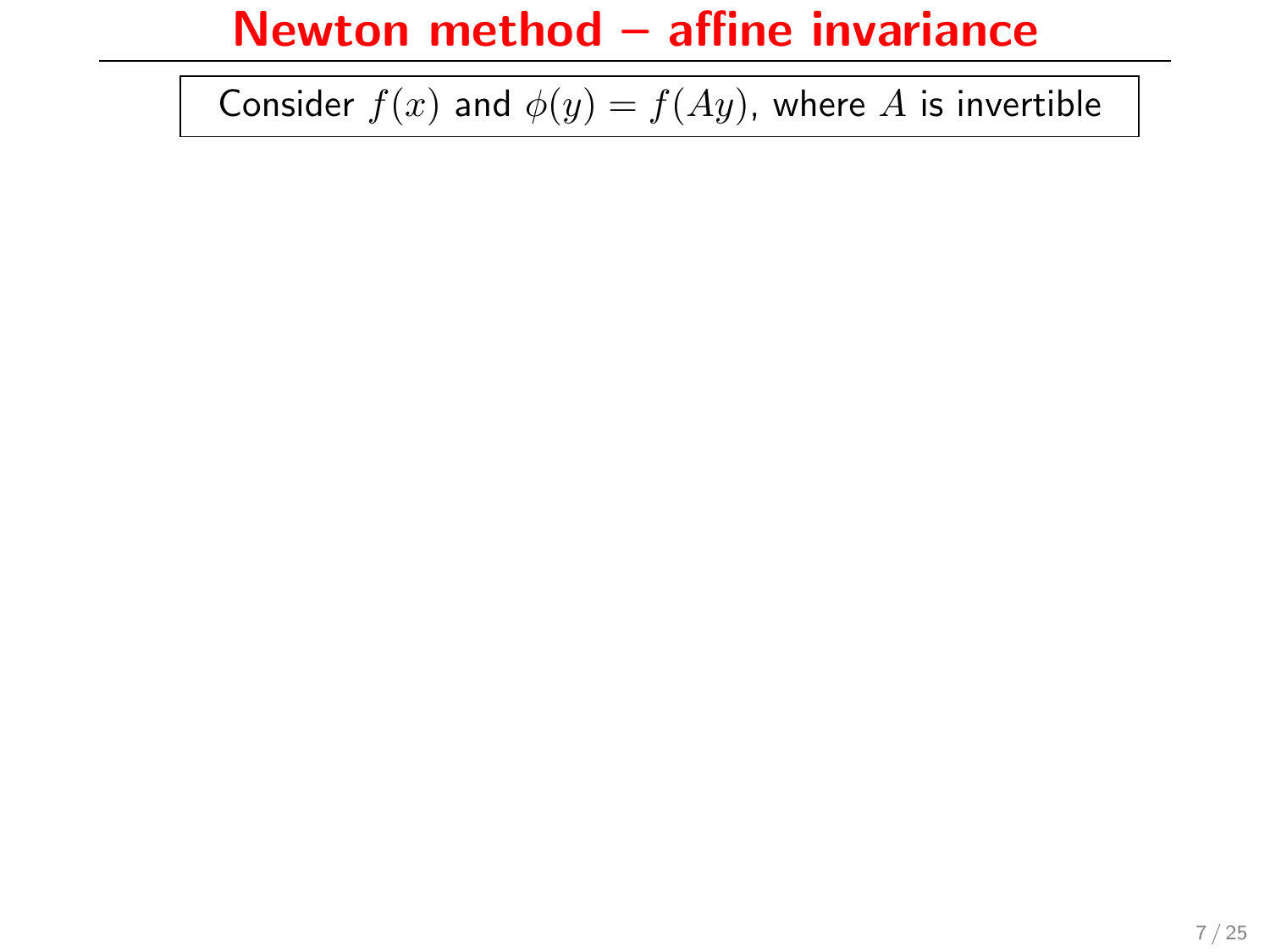# Newton method – affine invariance

Consider $f(x)$ and $\phi(y) = f(Ay)$, where $A$ is invertible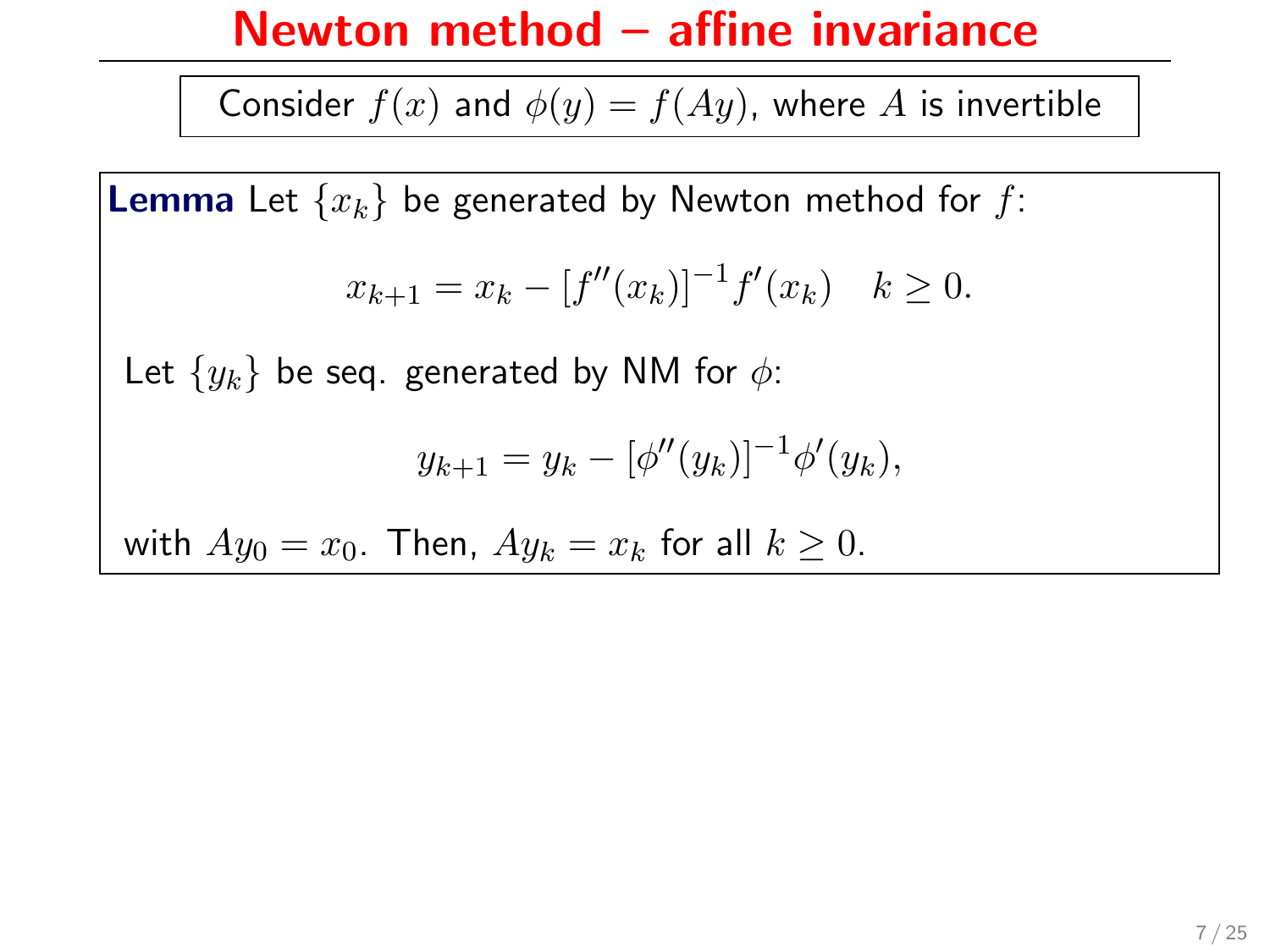# Newton method – affine invariance

Consider $f(x)$ and $\phi(y) = f(Ay)$, where $A$ is invertible

**Lemma** Let $\{x_k\}$ be generated by Newton method for $f$:

$$x_{k+1} = x_k - [f''(x_k)]^{-1} f'(x_k) \quad k \geq 0.$$

Let $\{y_k\}$ be seq. generated by NM for $\phi$:

$$y_{k+1} = y_k - [\phi''(y_k)]^{-1} \phi'(y_k),$$

with $Ay_0 = x_0$. Then, $Ay_k = x_k$ for all $k \geq 0$.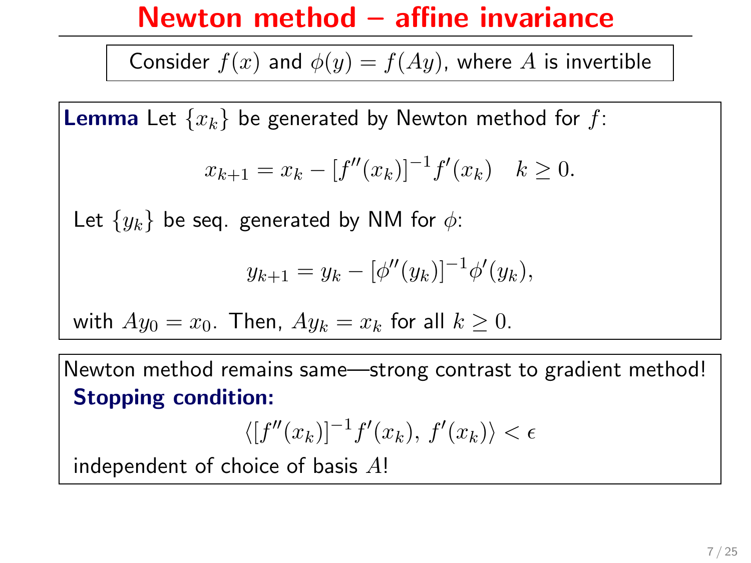# Newton method – affine invariance

Consider $f(x)$ and $\phi(y) = f(Ay)$, where $A$ is invertible

**Lemma** Let $\{x_k\}$ be generated by Newton method for $f$:

$$x_{k+1} = x_k - [f''(x_k)]^{-1} f'(x_k) \quad k \geq 0.$$

Let $\{y_k\}$ be seq. generated by NM for $\phi$:

$$y_{k+1} = y_k - [\phi''(y_k)]^{-1} \phi'(y_k),$$

with $Ay_0 = x_0$. Then, $Ay_k = x_k$ for all $k \geq 0$.

Newton method remains same—strong contrast to gradient method!

**Stopping condition:**

$$\langle [f''(x_k)]^{-1} f'(x_k),\, f'(x_k) \rangle < \epsilon$$

independent of choice of basis $A$!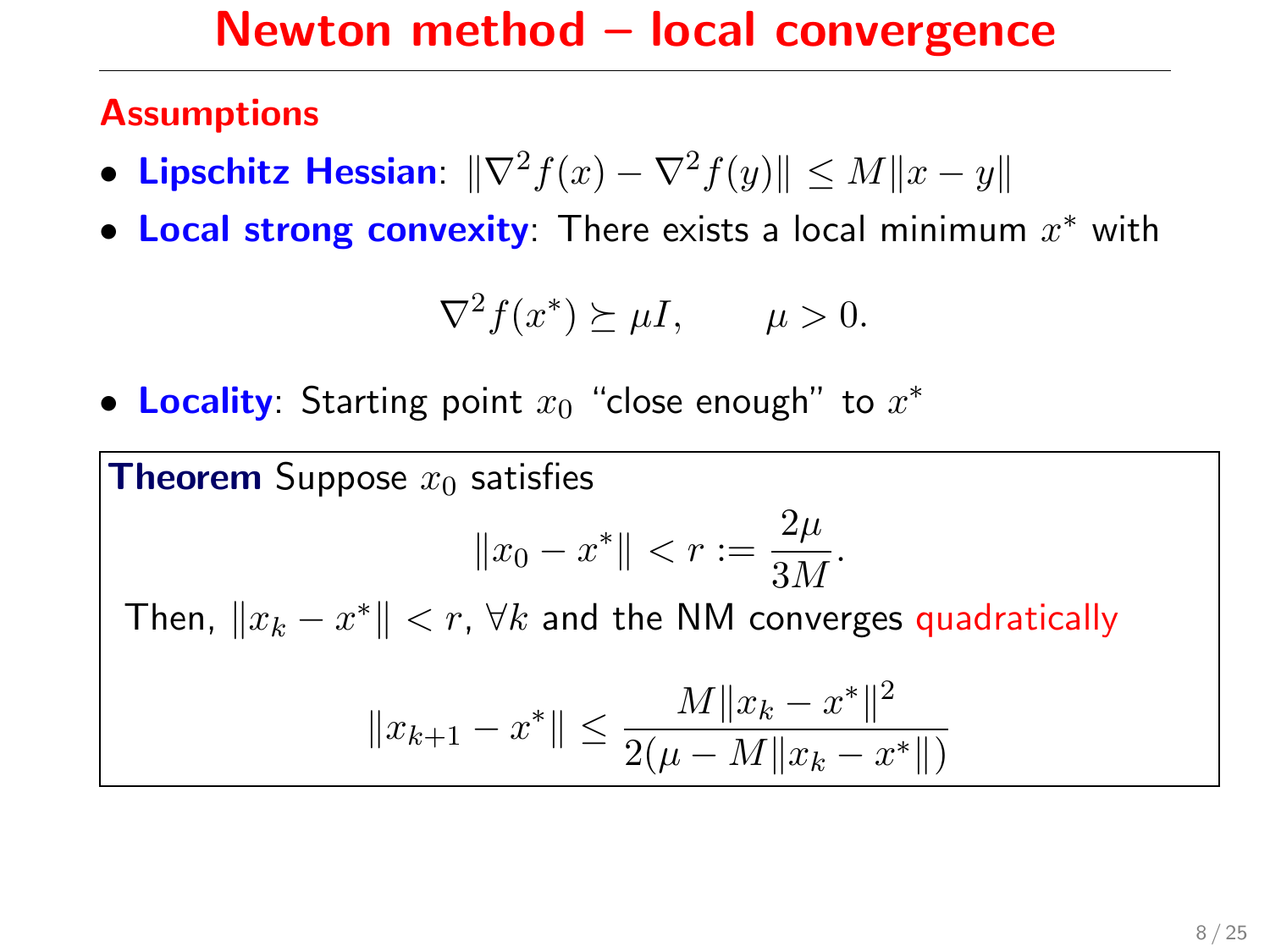# Newton method – local convergence

## Assumptions

- **Lipschitz Hessian**: $\|\nabla^2 f(x) - \nabla^2 f(y)\| \leq M\|x - y\|$
- **Local strong convexity**: There exists a local minimum $x^*$ with

$$\nabla^2 f(x^*) \succeq \mu I, \qquad \mu > 0.$$

- **Locality**: Starting point $x_0$ "close enough" to $x^*$

**Theorem** Suppose $x_0$ satisfies

$$\|x_0 - x^*\| < r := \frac{2\mu}{3M}.$$

Then, $\|x_k - x^*\| < r$, $\forall k$ and the NM converges quadratically

$$\|x_{k+1} - x^*\| \leq \frac{M\|x_k - x^*\|^2}{2(\mu - M\|x_k - x^*\|)}$$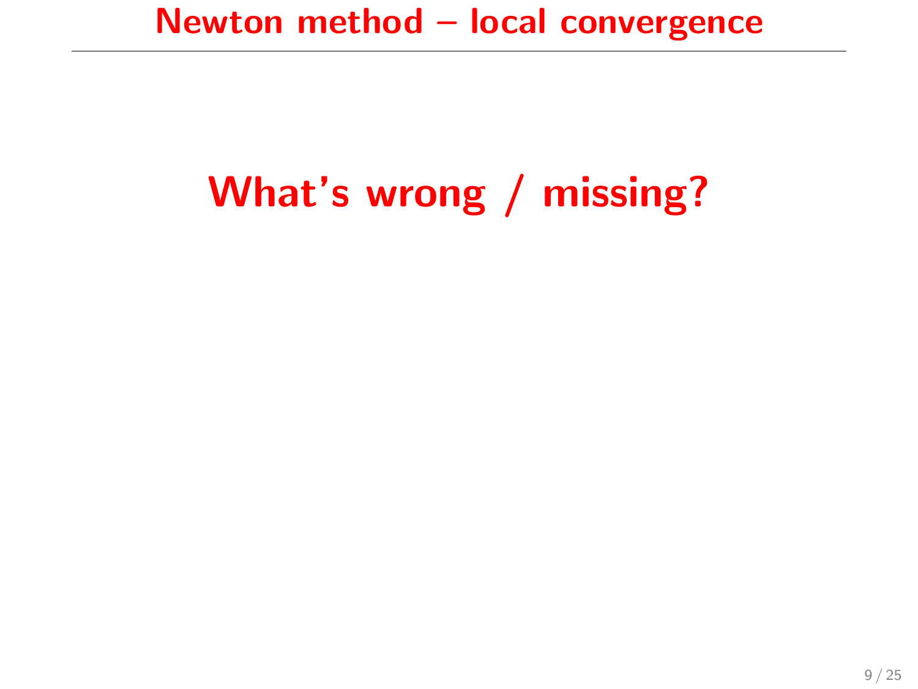# Newton method – local convergence

## What's wrong / missing?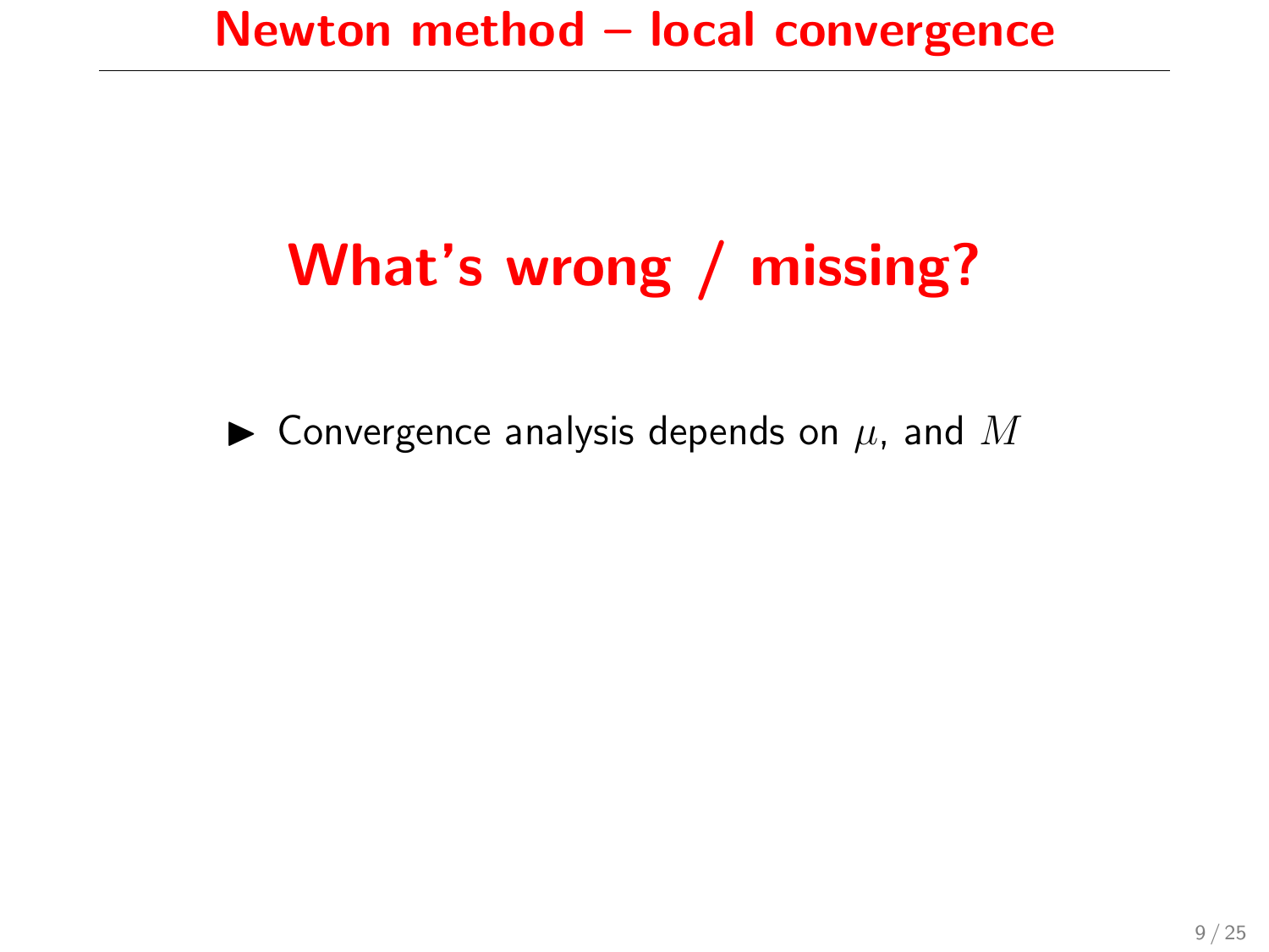# Newton method – local convergence

## What's wrong / missing?

- Convergence analysis depends on $\mu$, and $M$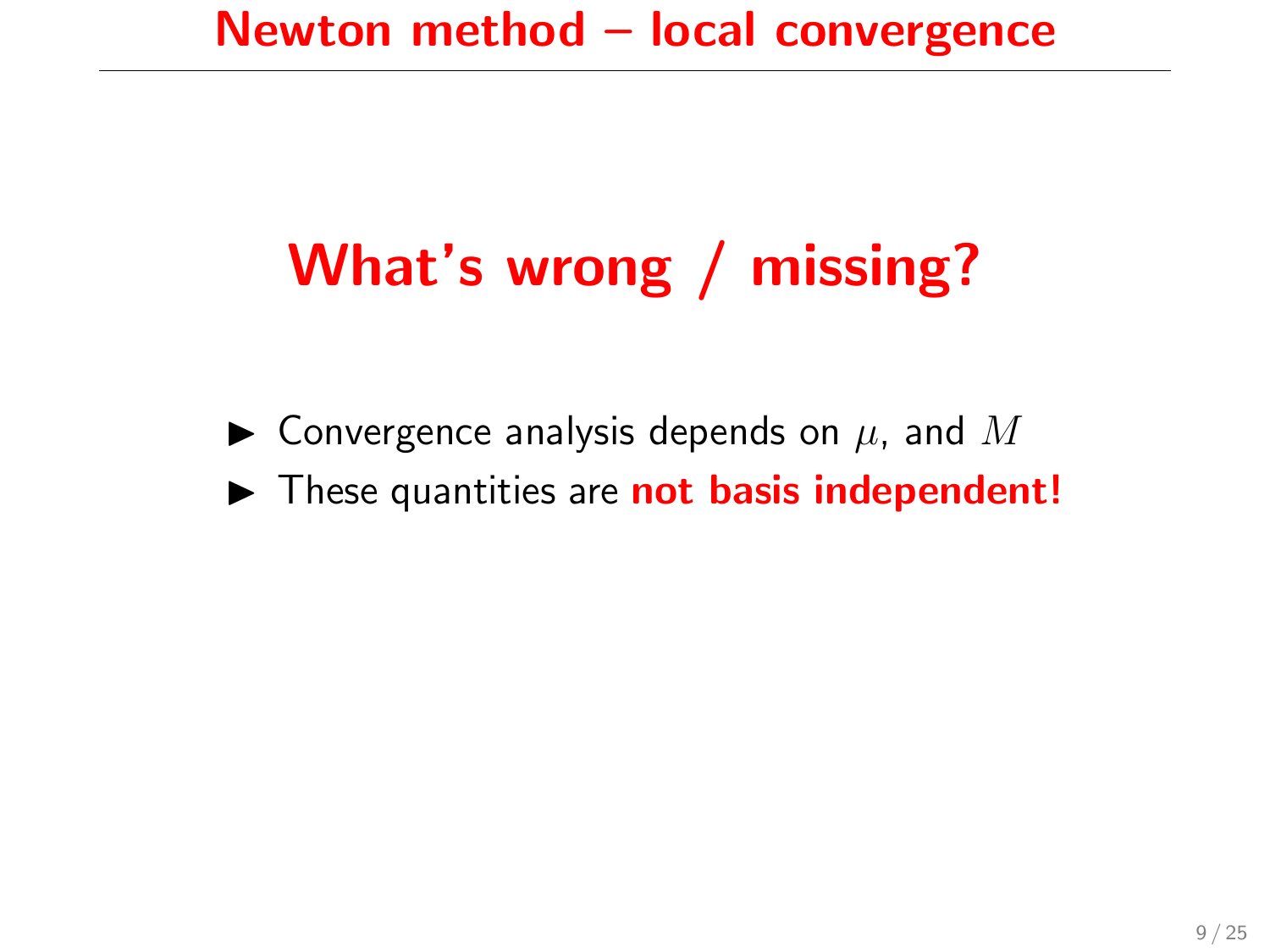# Newton method – local convergence

## What's wrong / missing?

- Convergence analysis depends on $\mu$, and $M$
- These quantities are **not basis independent!**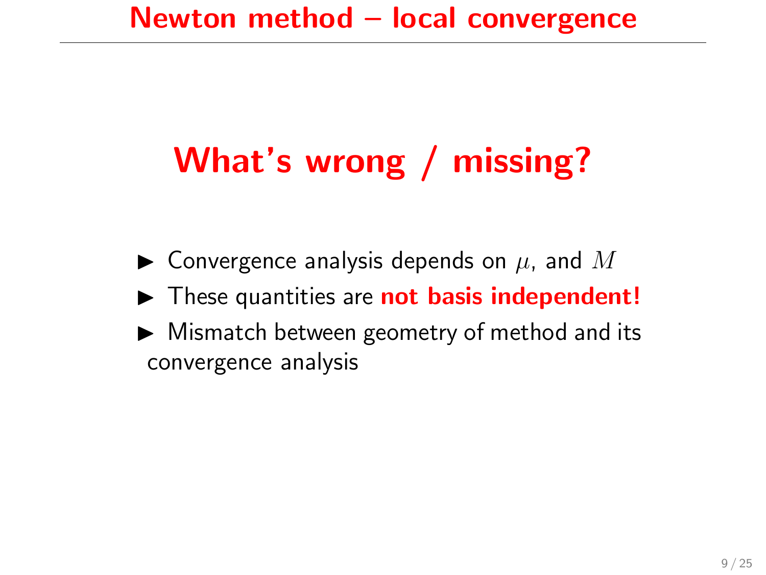# Newton method – local convergence

## What's wrong / missing?

- Convergence analysis depends on $\mu$, and $M$
- These quantities are **not basis independent!**
- Mismatch between geometry of method and its convergence analysis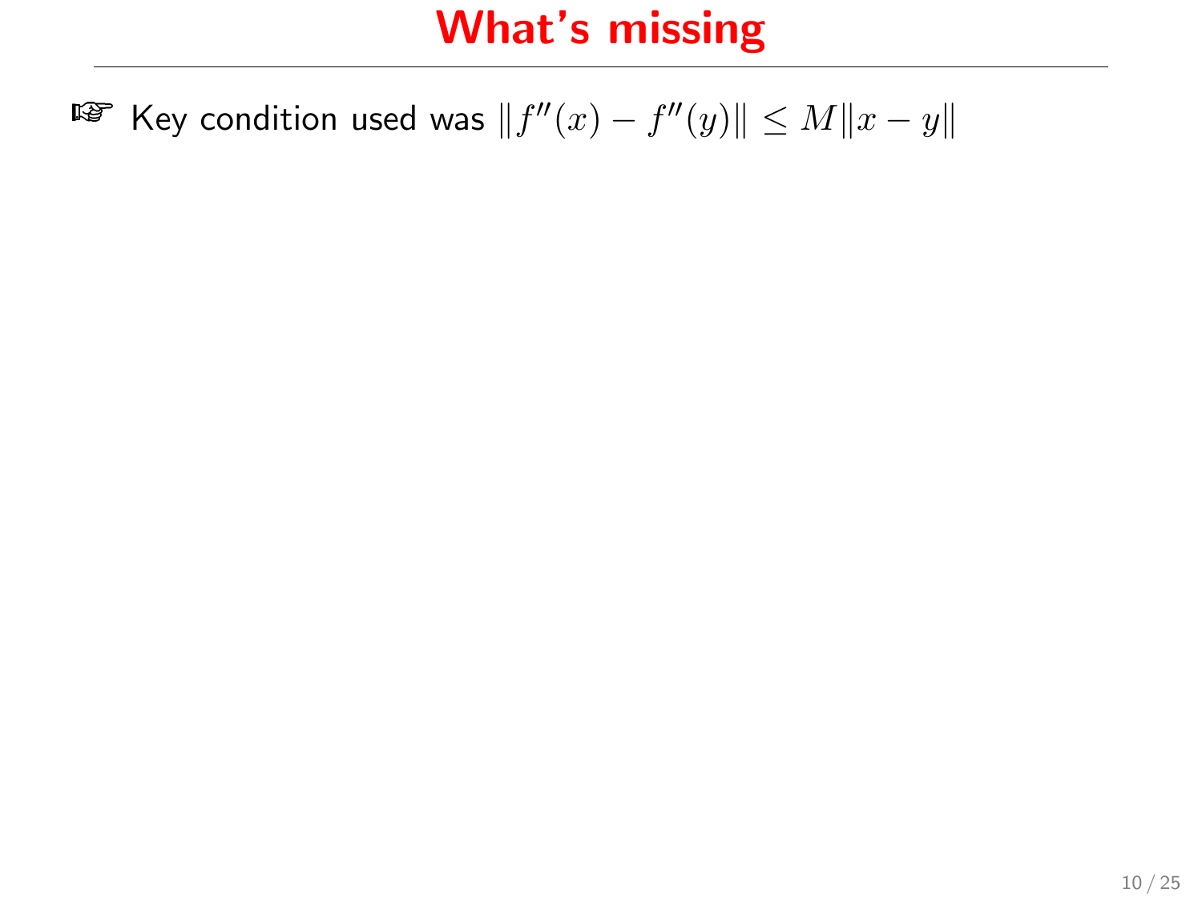# What's missing

☞ Key condition used was $\|f''(x) - f''(y)\| \leq M\|x - y\|$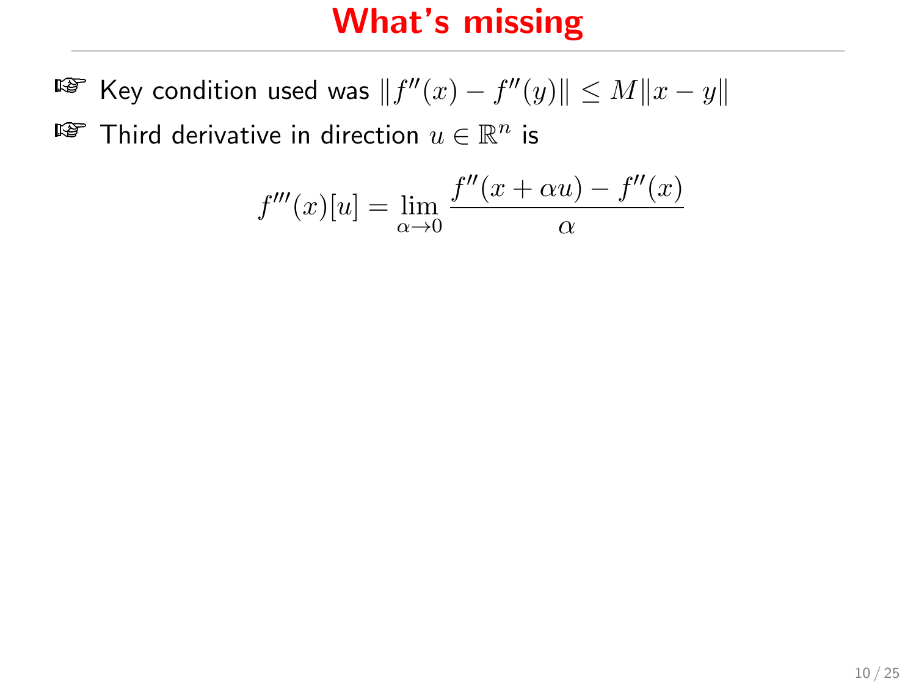# What's missing

- Key condition used was $\|f''(x) - f''(y)\| \leq M\|x - y\|$
- Third derivative in direction $u \in \mathbb{R}^n$ is

$$f'''(x)[u] = \lim_{\alpha \to 0} \frac{f''(x + \alpha u) - f''(x)}{\alpha}$$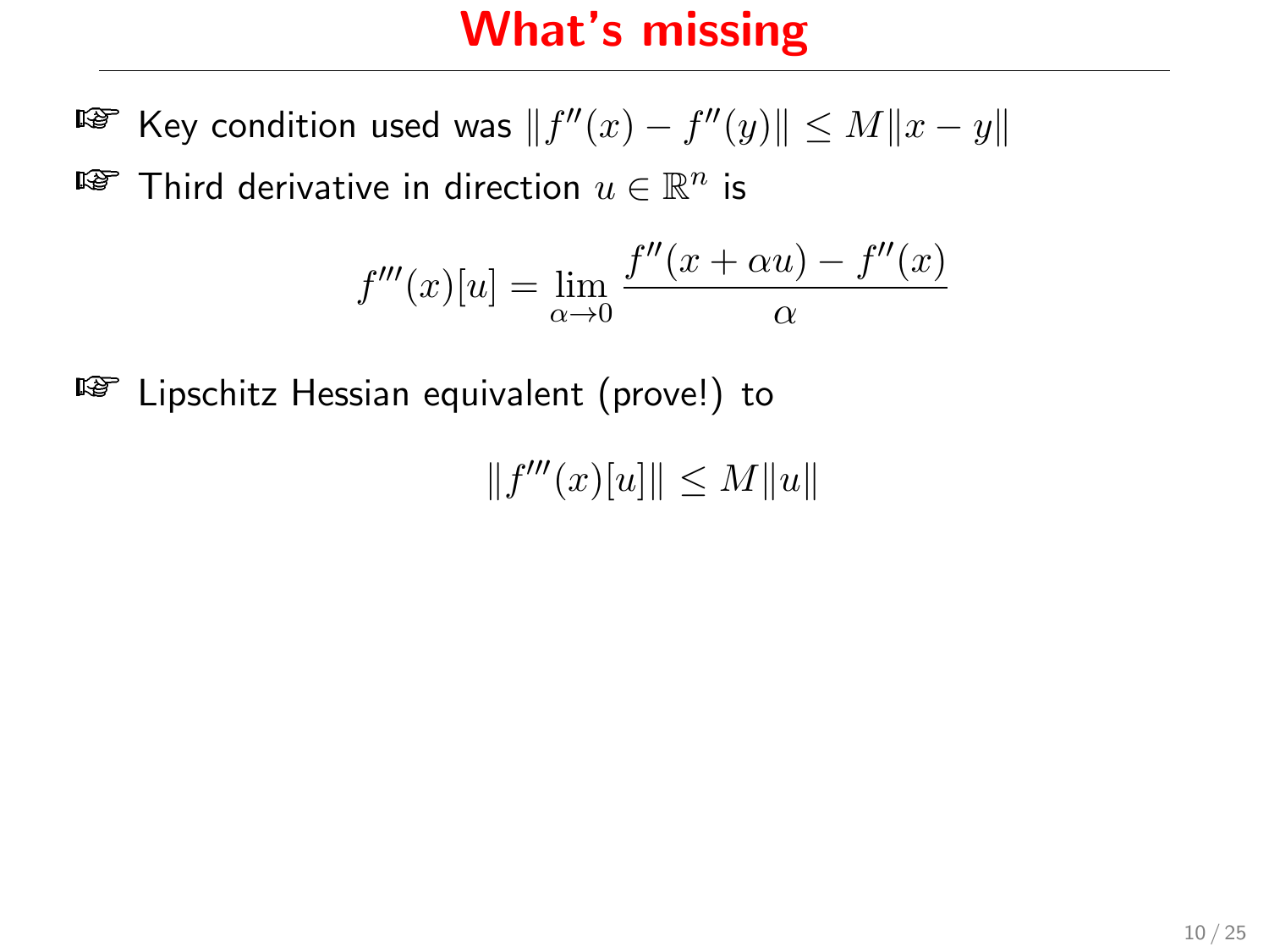# What's missing

- Key condition used was $\|f''(x) - f''(y)\| \leq M\|x - y\|$
- Third derivative in direction $u \in \mathbb{R}^n$ is

$$f'''(x)[u] = \lim_{\alpha \to 0} \frac{f''(x + \alpha u) - f''(x)}{\alpha}$$

- Lipschitz Hessian equivalent (prove!) to

$$\|f'''(x)[u]\| \leq M\|u\|$$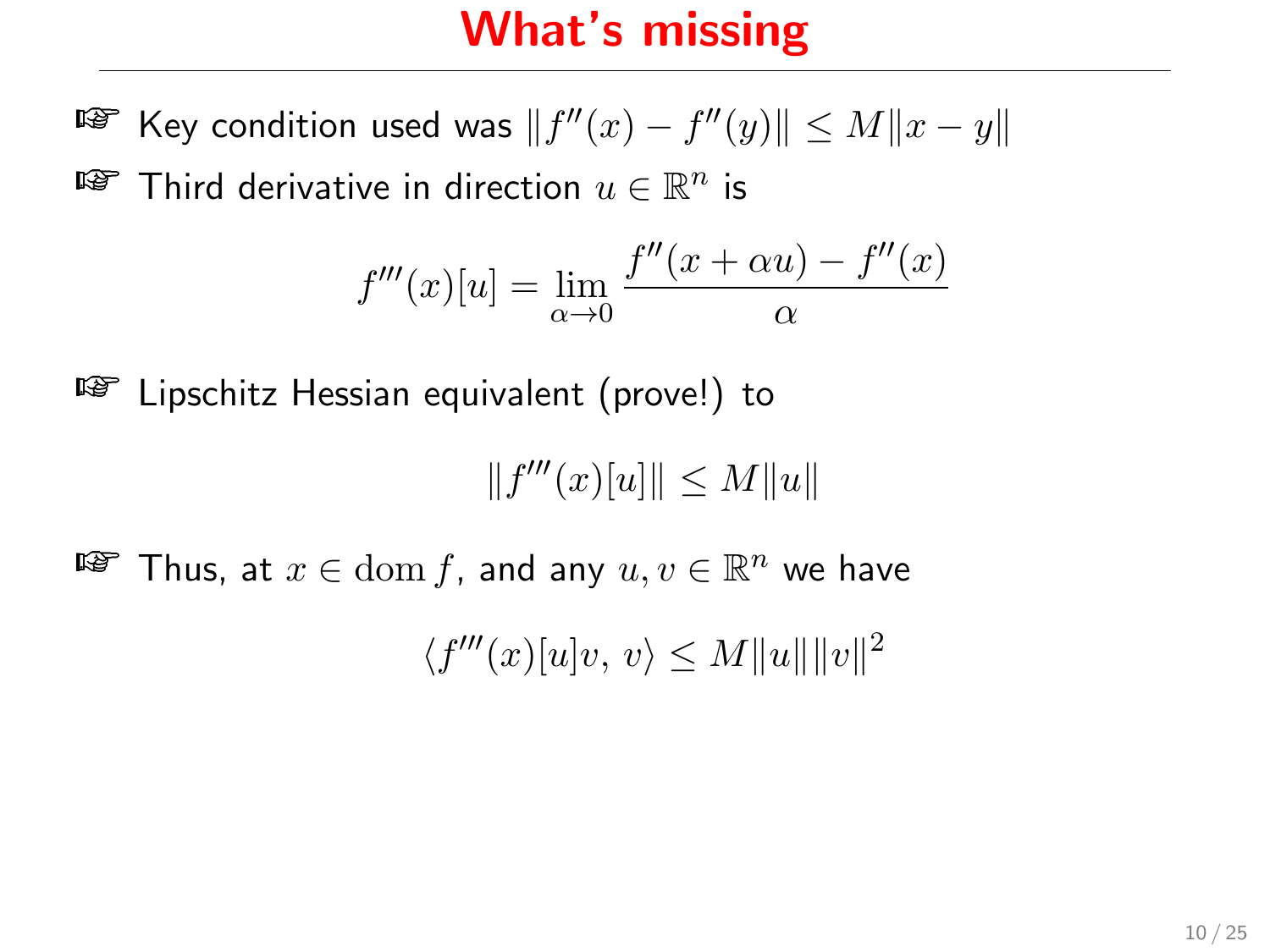# What's missing

- Key condition used was $\|f''(x) - f''(y)\| \leq M\|x - y\|$
- Third derivative in direction $u \in \mathbb{R}^n$ is

$$f'''(x)[u] = \lim_{\alpha \to 0} \frac{f''(x + \alpha u) - f''(x)}{\alpha}$$

- Lipschitz Hessian equivalent (prove!) to

$$\|f'''(x)[u]\| \leq M\|u\|$$

- Thus, at $x \in \operatorname{dom} f$, and any $u, v \in \mathbb{R}^n$ we have

$$\langle f'''(x)[u]v,\, v\rangle \leq M\|u\|\|v\|^2$$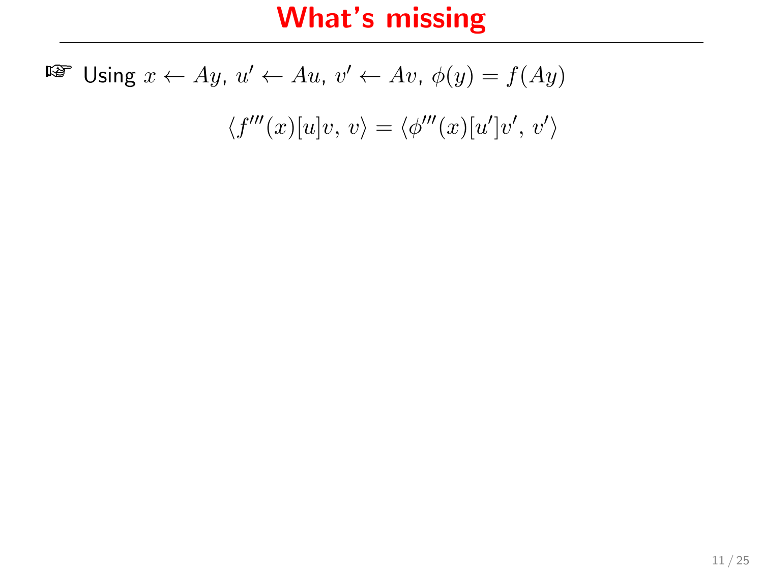# What's missing

☞ Using $x \leftarrow Ay$, $u' \leftarrow Au$, $v' \leftarrow Av$, $\phi(y) = f(Ay)$

$$\langle f'''(x)[u]v,\, v\rangle = \langle \phi'''(x)[u']v',\, v'\rangle$$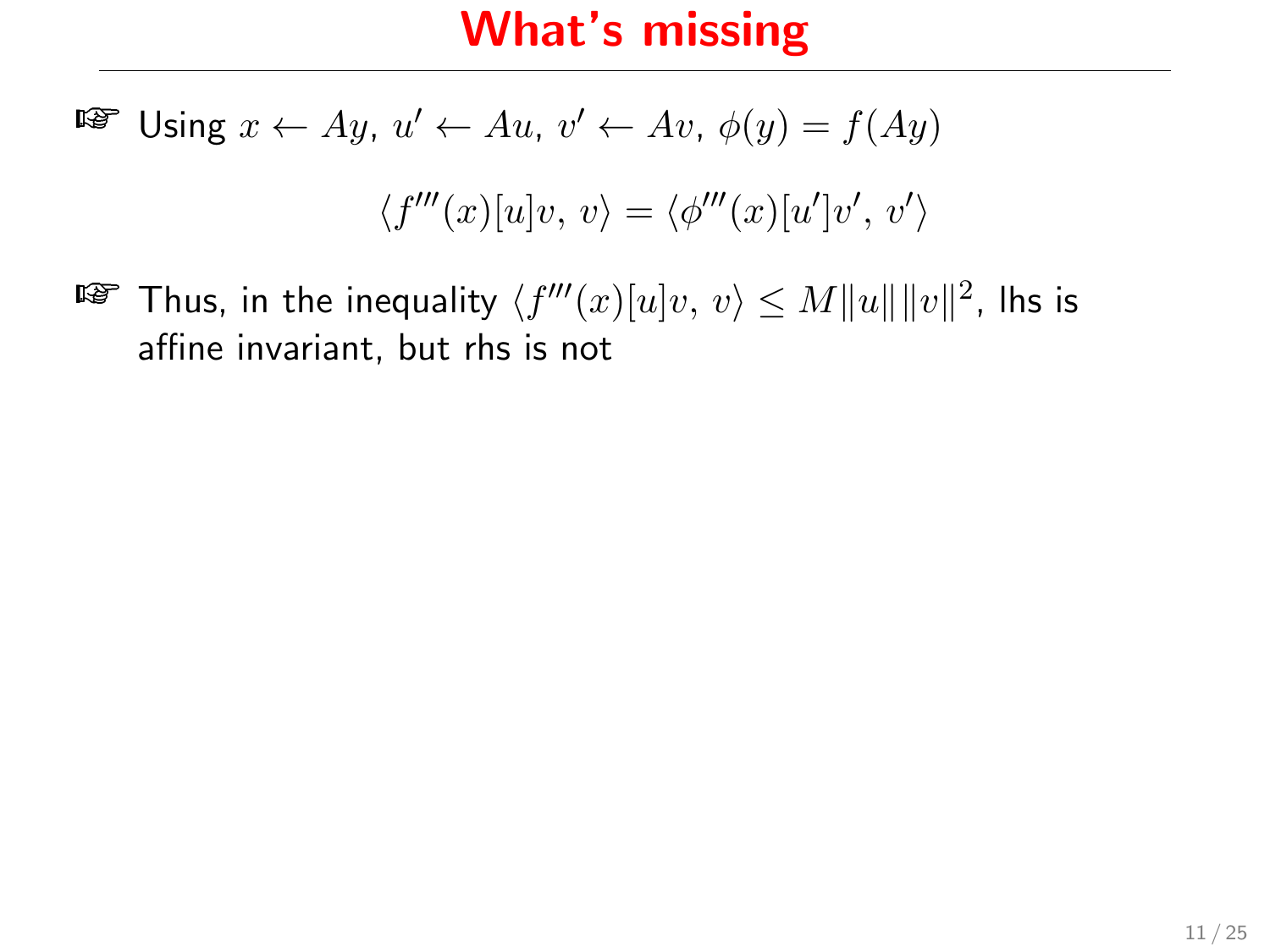# What's missing

- Using $x \leftarrow Ay$, $u' \leftarrow Au$, $v' \leftarrow Av$, $\phi(y) = f(Ay)$

$$\langle f'''(x)[u]v,\, v\rangle = \langle \phi'''(x)[u']v',\, v'\rangle$$

- Thus, in the inequality $\langle f'''(x)[u]v,\, v\rangle \leq M\|u\|\|v\|^2$, lhs is affine invariant, but rhs is not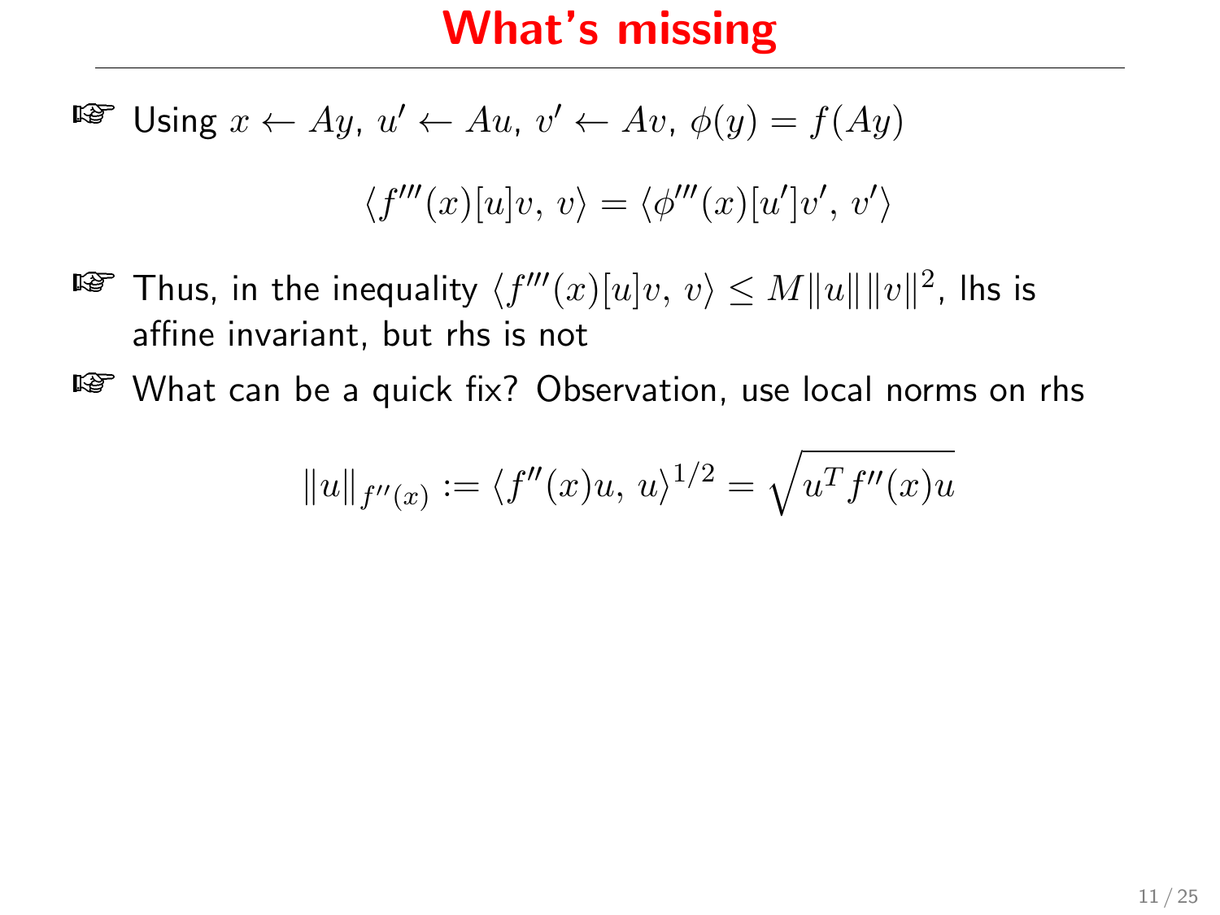# What's missing

- Using $x \leftarrow Ay$, $u' \leftarrow Au$, $v' \leftarrow Av$, $\phi(y) = f(Ay)$

$$\langle f'''(x)[u]v,\, v\rangle = \langle \phi'''(x)[u']v',\, v'\rangle$$

- Thus, in the inequality $\langle f'''(x)[u]v,\, v\rangle \leq M\|u\|\|v\|^2$, lhs is affine invariant, but rhs is not
- What can be a quick fix? Observation, use local norms on rhs

$$\|u\|_{f''(x)} := \langle f''(x)u,\, u\rangle^{1/2} = \sqrt{u^T f''(x) u}$$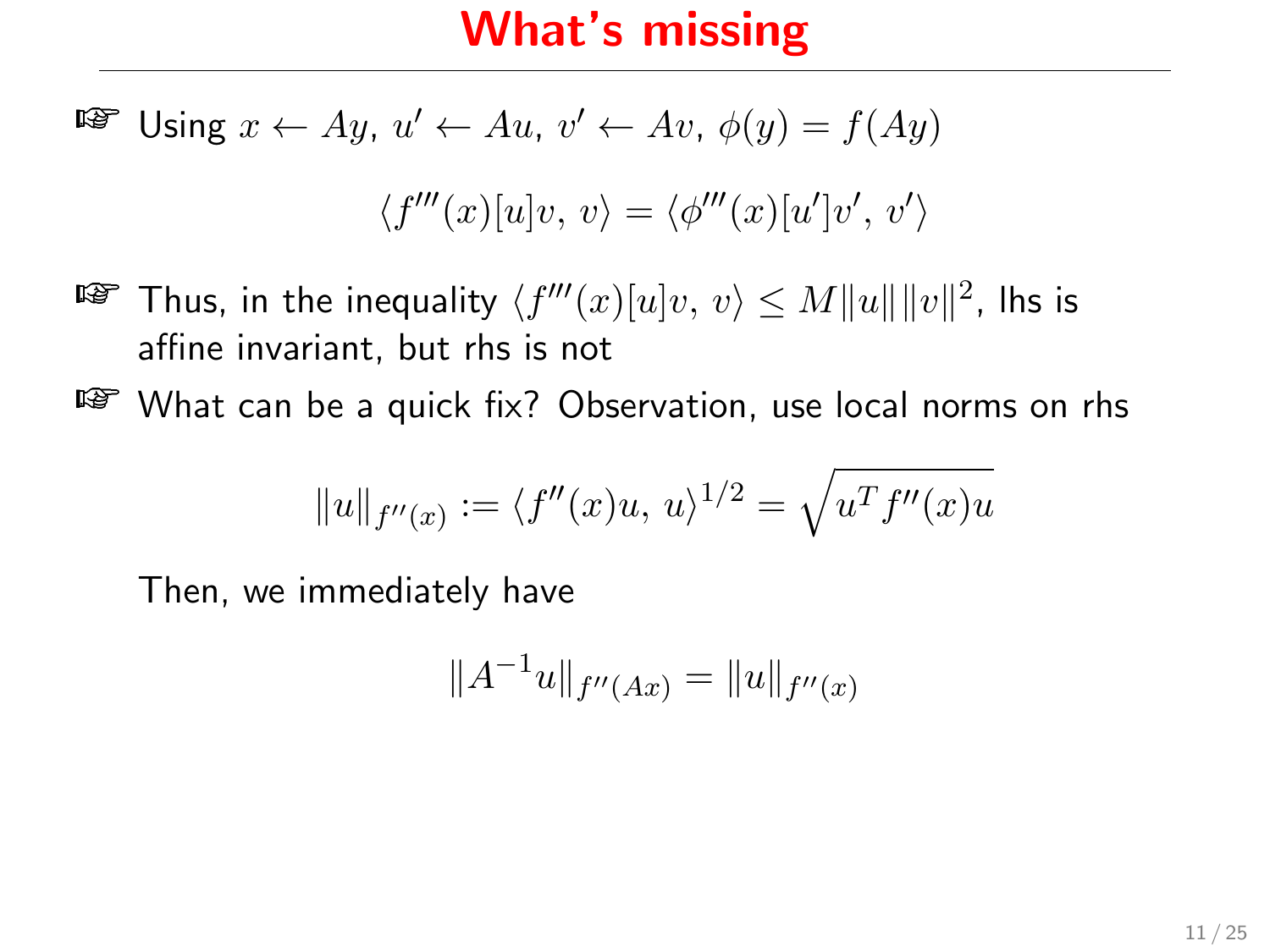# What's missing

- Using $x \leftarrow Ay$, $u' \leftarrow Au$, $v' \leftarrow Av$, $\phi(y) = f(Ay)$

$$\langle f'''(x)[u]v,\, v\rangle = \langle \phi'''(x)[u']v',\, v'\rangle$$

- Thus, in the inequality $\langle f'''(x)[u]v,\, v\rangle \leq M\|u\|\|v\|^2$, lhs is affine invariant, but rhs is not
- What can be a quick fix? Observation, use local norms on rhs

$$\|u\|_{f''(x)} := \langle f''(x)u,\, u\rangle^{1/2} = \sqrt{u^T f''(x)u}$$

Then, we immediately have

$$\|A^{-1}u\|_{f''(Ax)} = \|u\|_{f''(x)}$$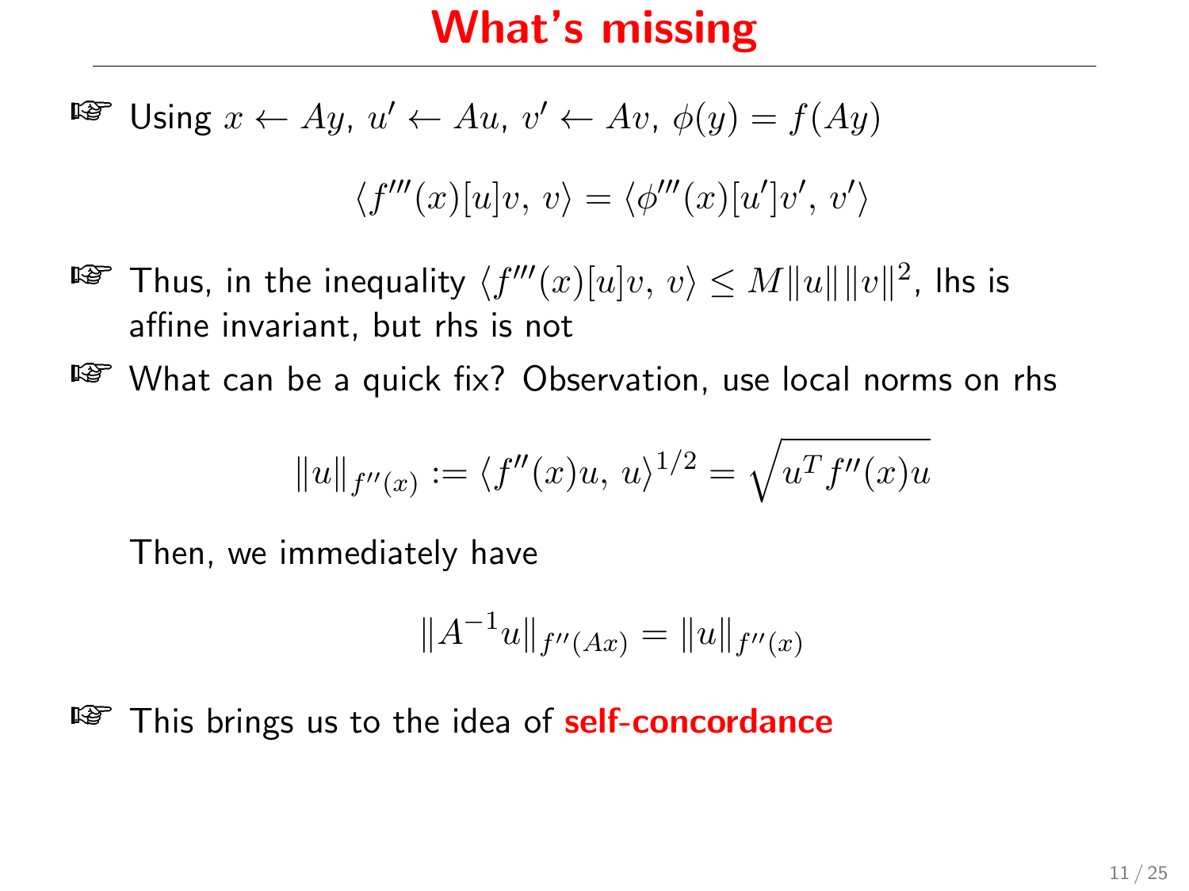# What's missing

- Using $x \leftarrow Ay$, $u' \leftarrow Au$, $v' \leftarrow Av$, $\phi(y) = f(Ay)$

$$\langle f'''(x)[u]v,\, v\rangle = \langle \phi'''(x)[u']v',\, v'\rangle$$

- Thus, in the inequality $\langle f'''(x)[u]v,\, v\rangle \le M\|u\|\|v\|^2$, lhs is affine invariant, but rhs is not
- What can be a quick fix? Observation, use local norms on rhs

$$\|u\|_{f''(x)} := \langle f''(x)u,\, u\rangle^{1/2} = \sqrt{u^T f''(x) u}$$

  Then, we immediately have

$$\|A^{-1}u\|_{f''(Ax)} = \|u\|_{f''(x)}$$

- This brings us to the idea of **self-concordance**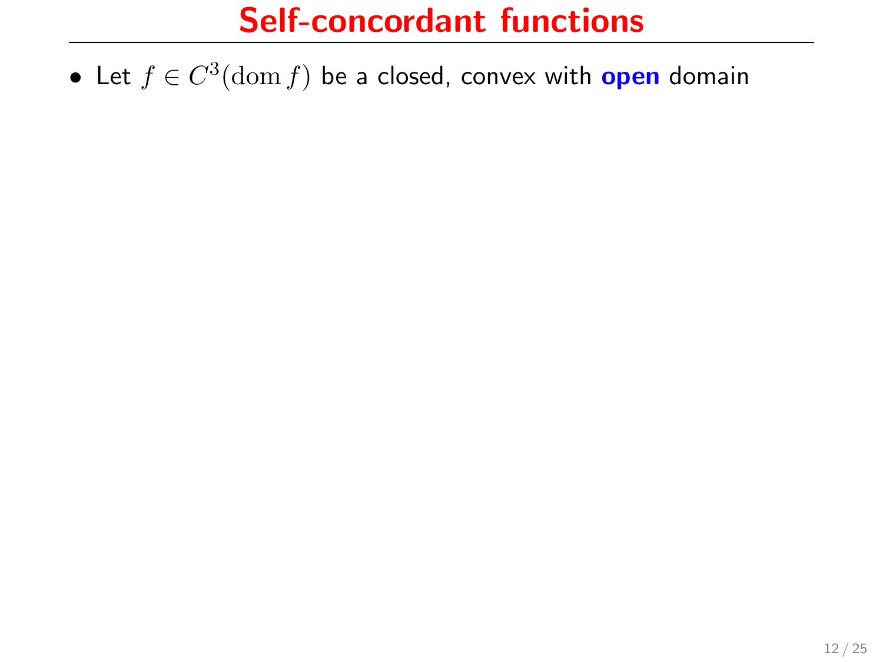# Self-concordant functions

- Let $f \in C^3(\operatorname{dom} f)$ be a closed, convex with **open** domain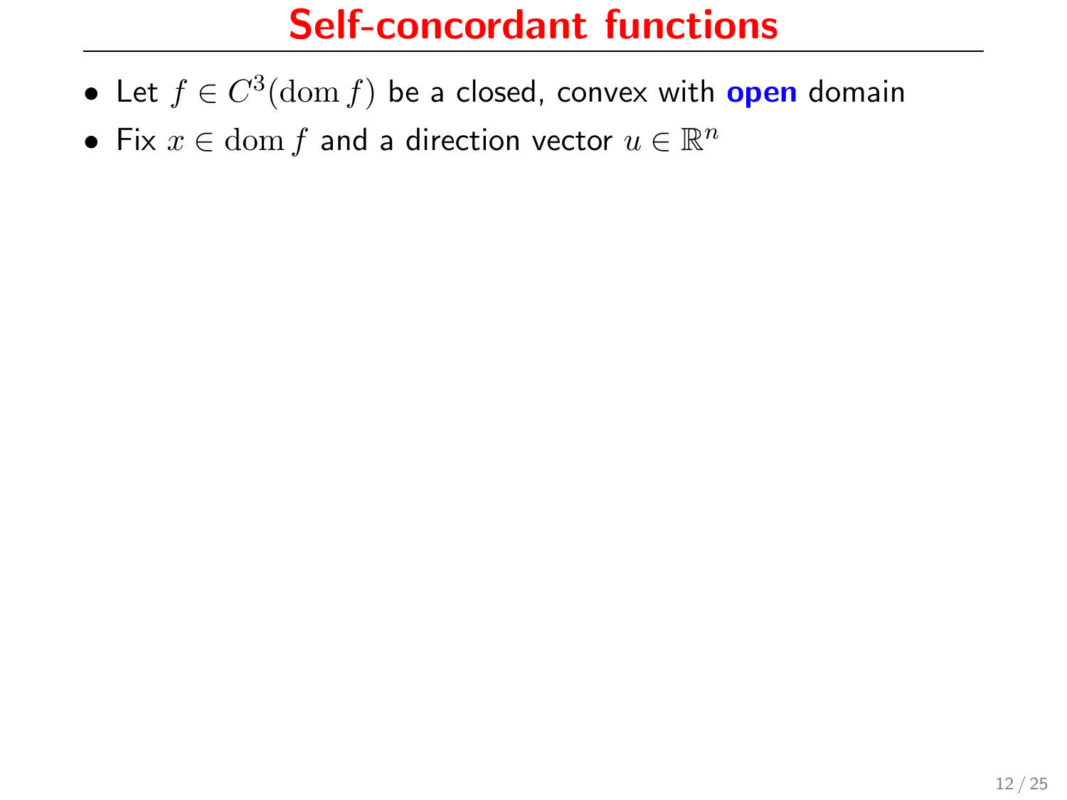# Self-concordant functions

- Let $f \in C^3(\operatorname{dom} f)$ be a closed, convex with **open** domain
- Fix $x \in \operatorname{dom} f$ and a direction vector $u \in \mathbb{R}^n$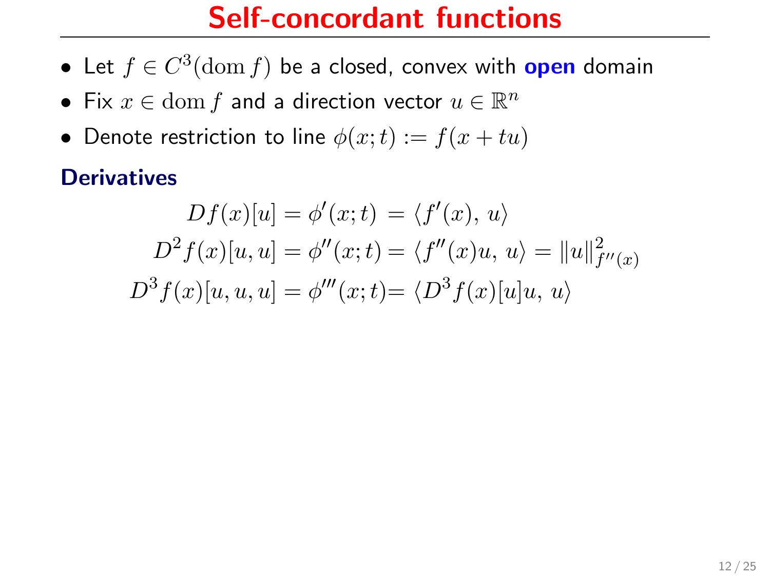# Self-concordant functions

- Let $f \in C^3(\mathrm{dom}\, f)$ be a closed, convex with **open** domain
- Fix $x \in \mathrm{dom}\, f$ and a direction vector $u \in \mathbb{R}^n$
- Denote restriction to line $\phi(x;t) := f(x + tu)$

### Derivatives

$$
\begin{aligned}
Df(x)[u] &= \phi'(x;t) = \langle f'(x),\, u\rangle \\
D^2 f(x)[u,u] &= \phi''(x;t) = \langle f''(x)u,\, u\rangle = \|u\|^2_{f''(x)} \\
D^3 f(x)[u,u,u] &= \phi'''(x;t) = \langle D^3 f(x)[u]u,\, u\rangle
\end{aligned}
$$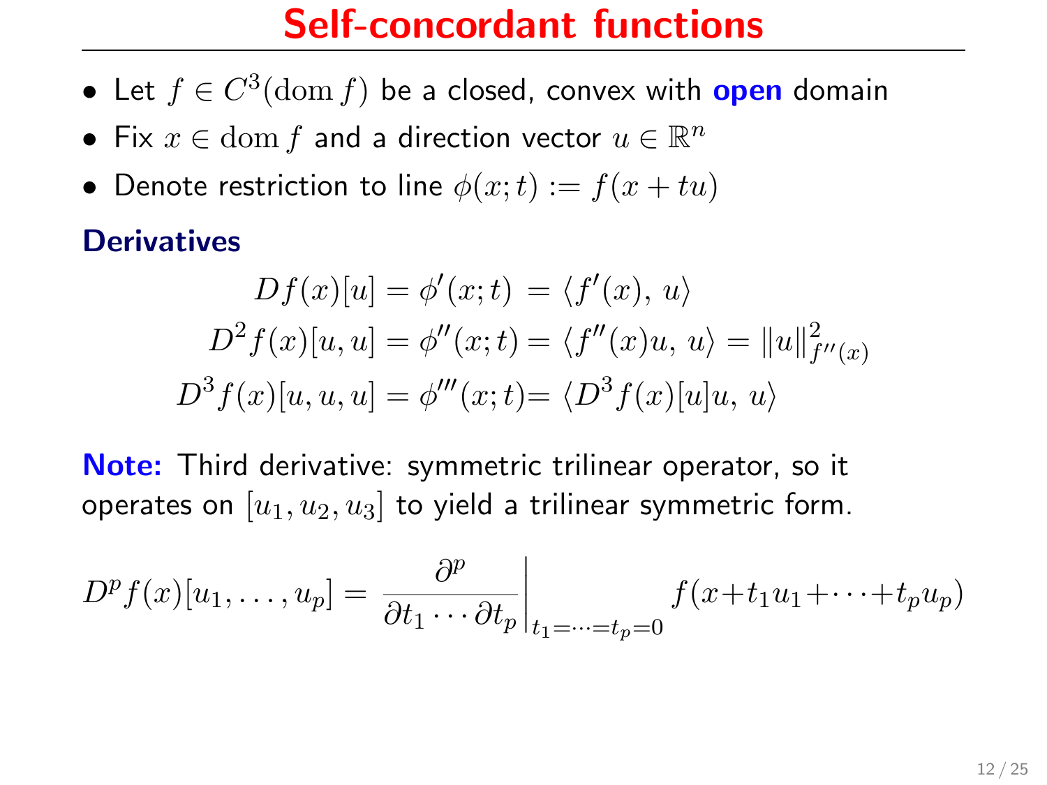# Self-concordant functions

- Let $f \in C^3(\operatorname{dom} f)$ be a closed, convex with **open** domain
- Fix $x \in \operatorname{dom} f$ and a direction vector $u \in \mathbb{R}^n$
- Denote restriction to line $\phi(x;t) := f(x + tu)$

**Derivatives**

$$
\begin{aligned}
Df(x)[u] &= \phi'(x;t) = \langle f'(x),\, u\rangle \\
D^2 f(x)[u,u] &= \phi''(x;t) = \langle f''(x)u,\, u\rangle = \|u\|^2_{f''(x)} \\
D^3 f(x)[u,u,u] &= \phi'''(x;t) = \langle D^3 f(x)[u]u,\, u\rangle
\end{aligned}
$$

**Note:** Third derivative: symmetric trilinear operator, so it operates on $[u_1, u_2, u_3]$ to yield a trilinear symmetric form.

$$
D^p f(x)[u_1, \ldots, u_p] = \left.\frac{\partial^p}{\partial t_1 \cdots \partial t_p}\right|_{t_1 = \cdots = t_p = 0} f(x + t_1 u_1 + \cdots + t_p u_p)
$$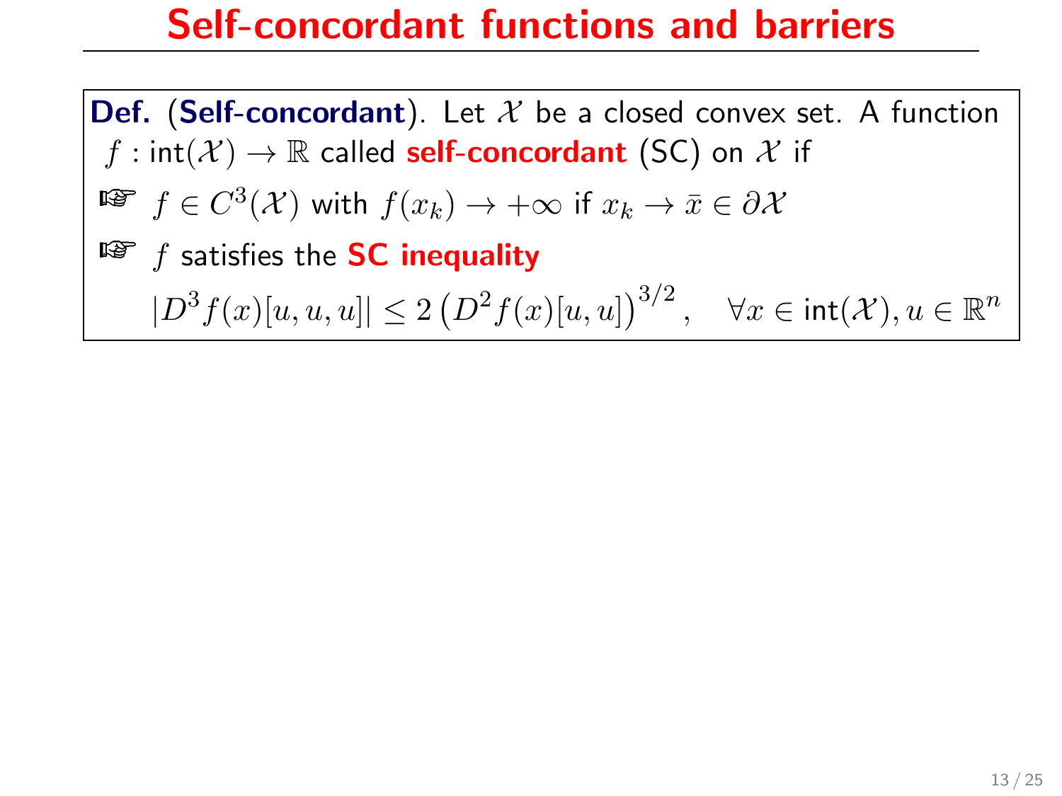# Self-concordant functions and barriers

**Def.** (**Self-concordant**). Let $\mathcal{X}$ be a closed convex set. A function $f : \text{int}(\mathcal{X}) \to \mathbb{R}$ called **self-concordant** (SC) on $\mathcal{X}$ if

- ☞ $f \in C^3(\mathcal{X})$ with $f(x_k) \to +\infty$ if $x_k \to \bar{x} \in \partial \mathcal{X}$
- ☞ $f$ satisfies the **SC inequality**

$$|D^3 f(x)[u,u,u]| \leq 2 \left( D^2 f(x)[u,u] \right)^{3/2}, \quad \forall x \in \text{int}(\mathcal{X}), u \in \mathbb{R}^n$$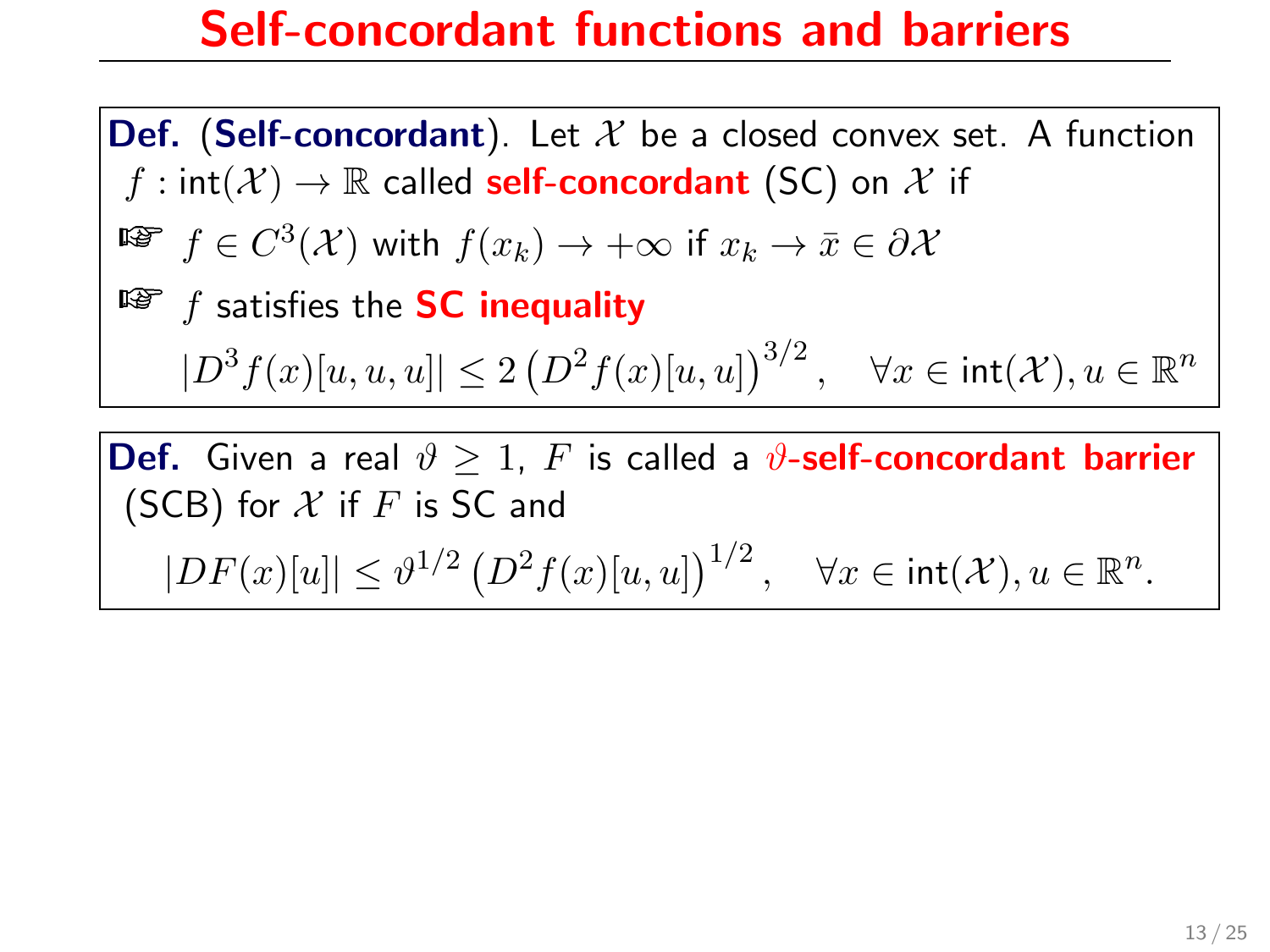# Self-concordant functions and barriers

**Def.** (**Self-concordant**). Let $\mathcal{X}$ be a closed convex set. A function $f : \mathrm{int}(\mathcal{X}) \to \mathbb{R}$ called **self-concordant** (SC) on $\mathcal{X}$ if

- $f \in C^3(\mathcal{X})$ with $f(x_k) \to +\infty$ if $x_k \to \bar{x} \in \partial\mathcal{X}$
- $f$ satisfies the **SC inequality**

$$|D^3 f(x)[u,u,u]| \leq 2 \left(D^2 f(x)[u,u]\right)^{3/2}, \quad \forall x \in \mathrm{int}(\mathcal{X}), u \in \mathbb{R}^n$$

**Def.** Given a real $\vartheta \geq 1$, $F$ is called a **$\vartheta$-self-concordant barrier** (SCB) for $\mathcal{X}$ if $F$ is SC and

$$|DF(x)[u]| \leq \vartheta^{1/2} \left(D^2 f(x)[u,u]\right)^{1/2}, \quad \forall x \in \mathrm{int}(\mathcal{X}), u \in \mathbb{R}^n.$$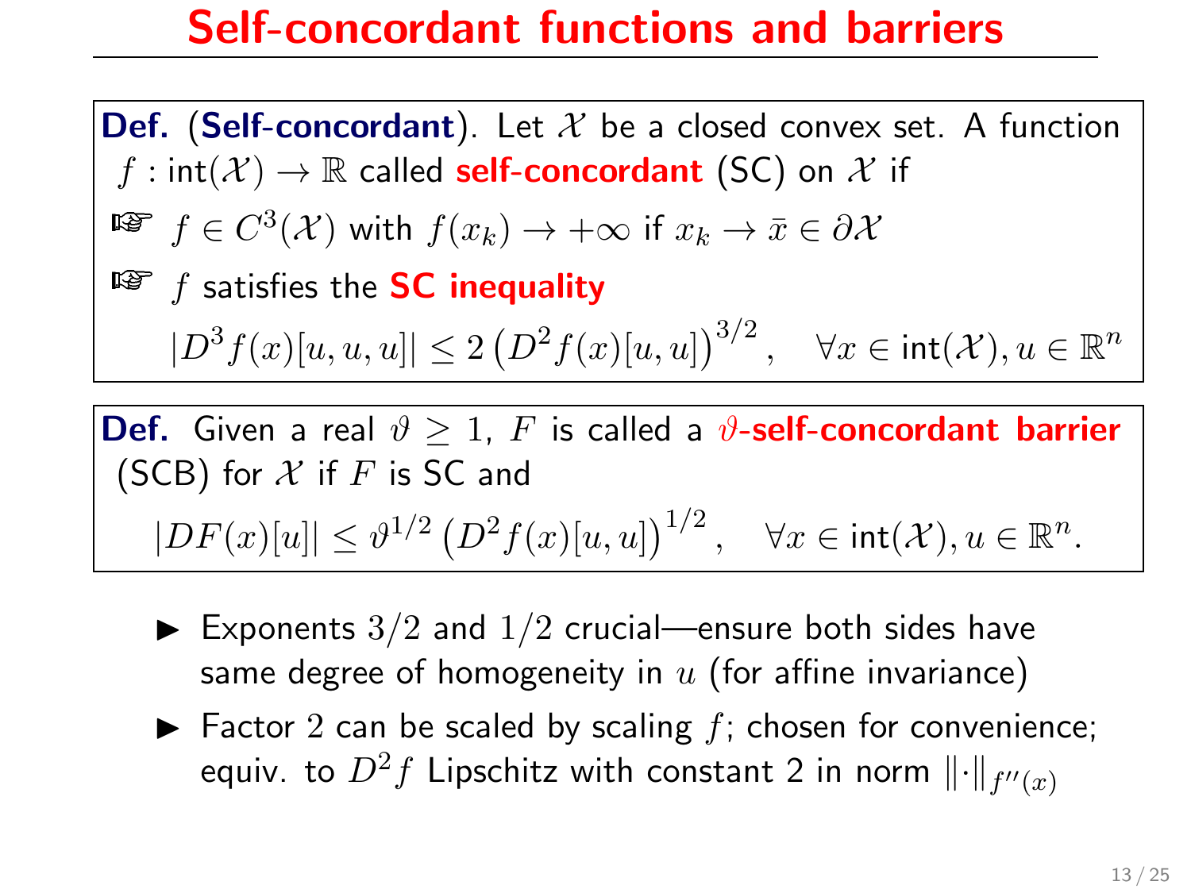# Self-concordant functions and barriers

**Def.** (**Self-concordant**). Let $\mathcal{X}$ be a closed convex set. A function $f : \text{int}(\mathcal{X}) \to \mathbb{R}$ called **self-concordant** (SC) on $\mathcal{X}$ if

- ☞ $f \in C^3(\mathcal{X})$ with $f(x_k) \to +\infty$ if $x_k \to \bar{x} \in \partial\mathcal{X}$
- ☞ $f$ satisfies the **SC inequality**

$$|D^3 f(x)[u,u,u]| \leq 2 \left(D^2 f(x)[u,u]\right)^{3/2}, \quad \forall x \in \text{int}(\mathcal{X}), u \in \mathbb{R}^n$$

**Def.** Given a real $\vartheta \geq 1$, $F$ is called a **$\vartheta$-self-concordant barrier** (SCB) for $\mathcal{X}$ if $F$ is SC and

$$|DF(x)[u]| \leq \vartheta^{1/2} \left(D^2 f(x)[u,u]\right)^{1/2}, \quad \forall x \in \text{int}(\mathcal{X}), u \in \mathbb{R}^n.$$

- Exponents $3/2$ and $1/2$ crucial—ensure both sides have same degree of homogeneity in $u$ (for affine invariance)
- Factor $2$ can be scaled by scaling $f$; chosen for convenience; equiv. to $D^2 f$ Lipschitz with constant 2 in norm $\|\cdot\|_{f''(x)}$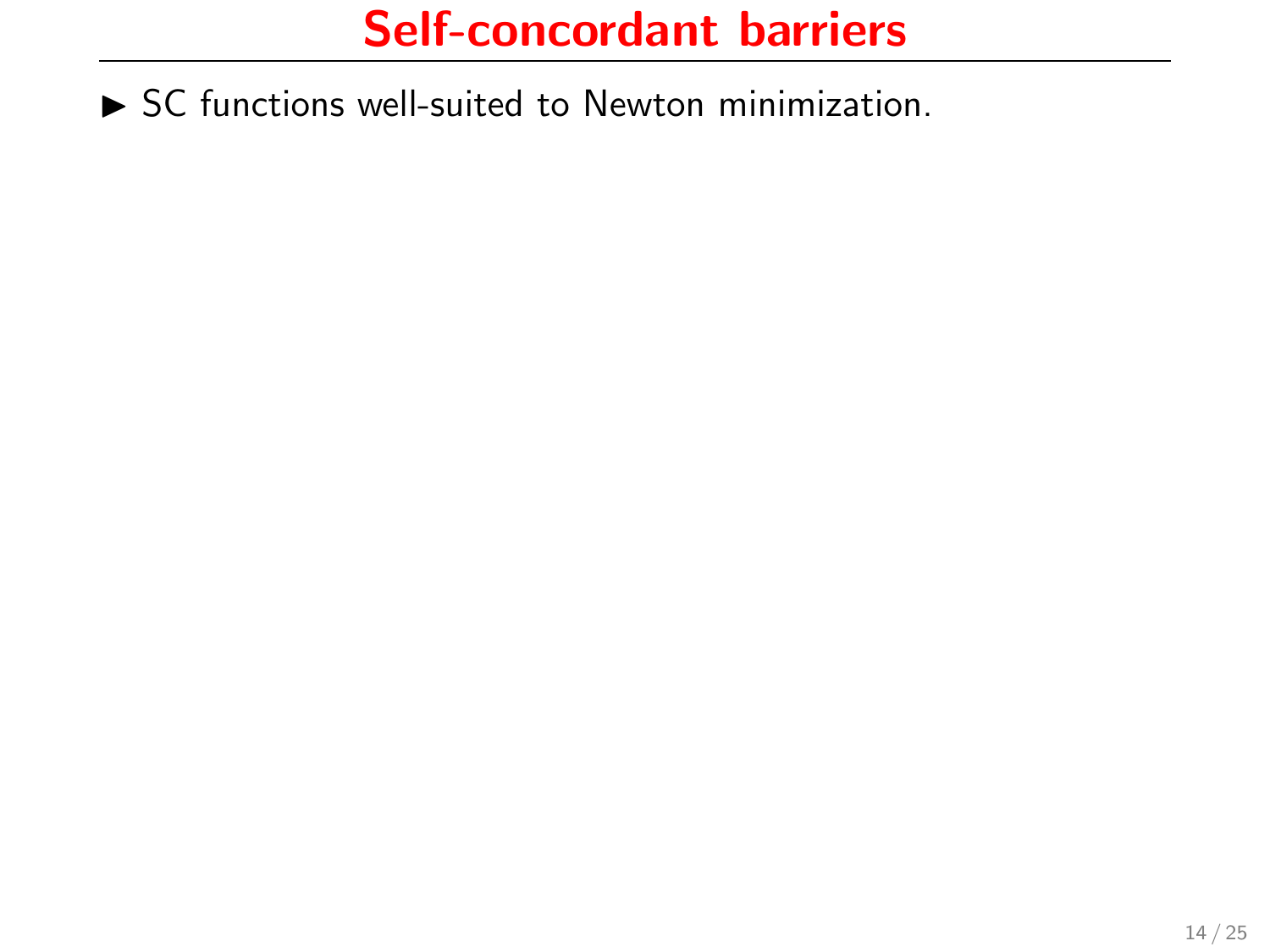# Self-concordant barriers

- SC functions well-suited to Newton minimization.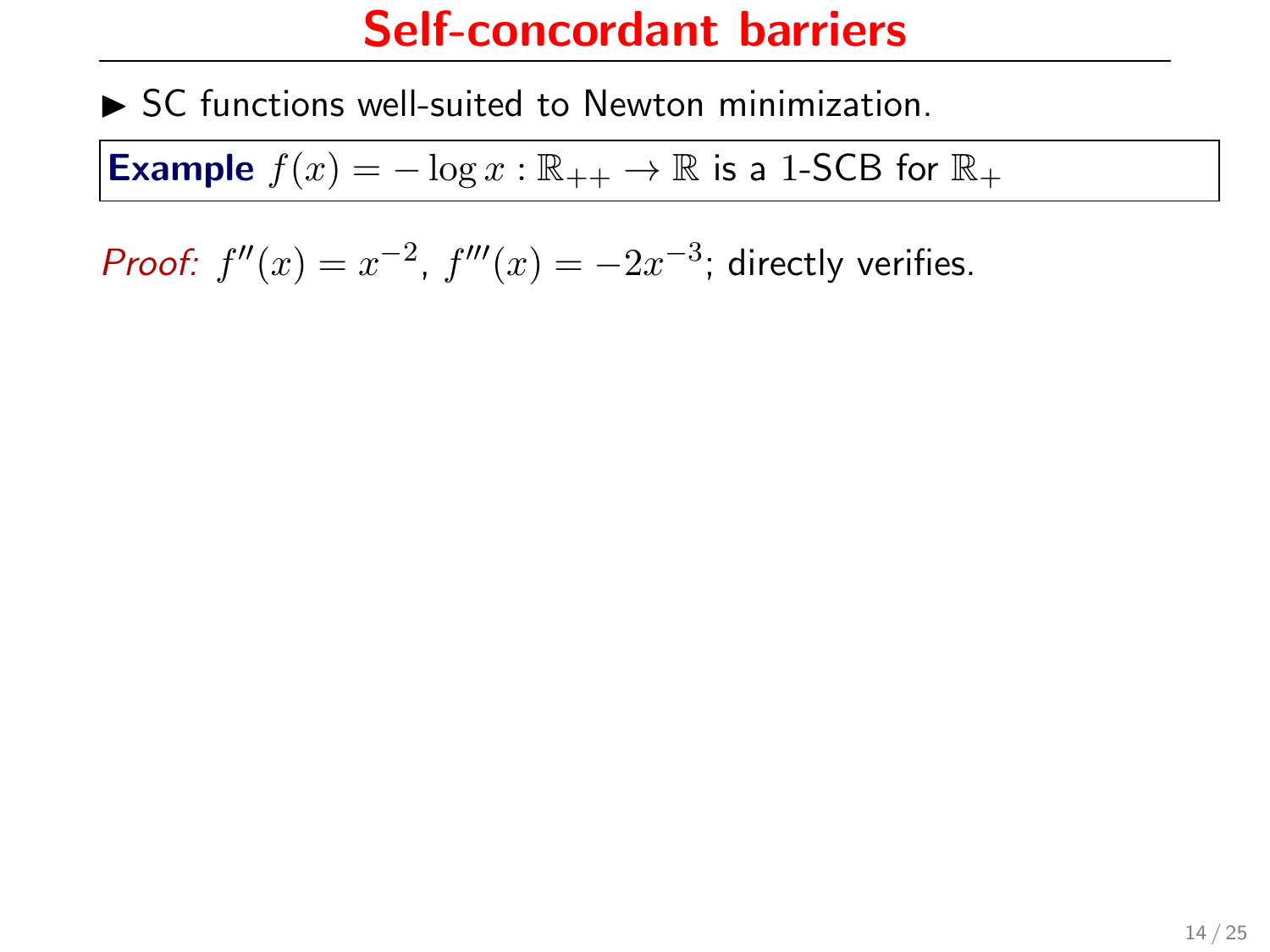# Self-concordant barriers

- SC functions well-suited to Newton minimization.

**Example** $f(x) = -\log x : \mathbb{R}_{++} \to \mathbb{R}$ is a $1$-SCB for $\mathbb{R}_+$

*Proof:* $f''(x) = x^{-2}$, $f'''(x) = -2x^{-3}$; directly verifies.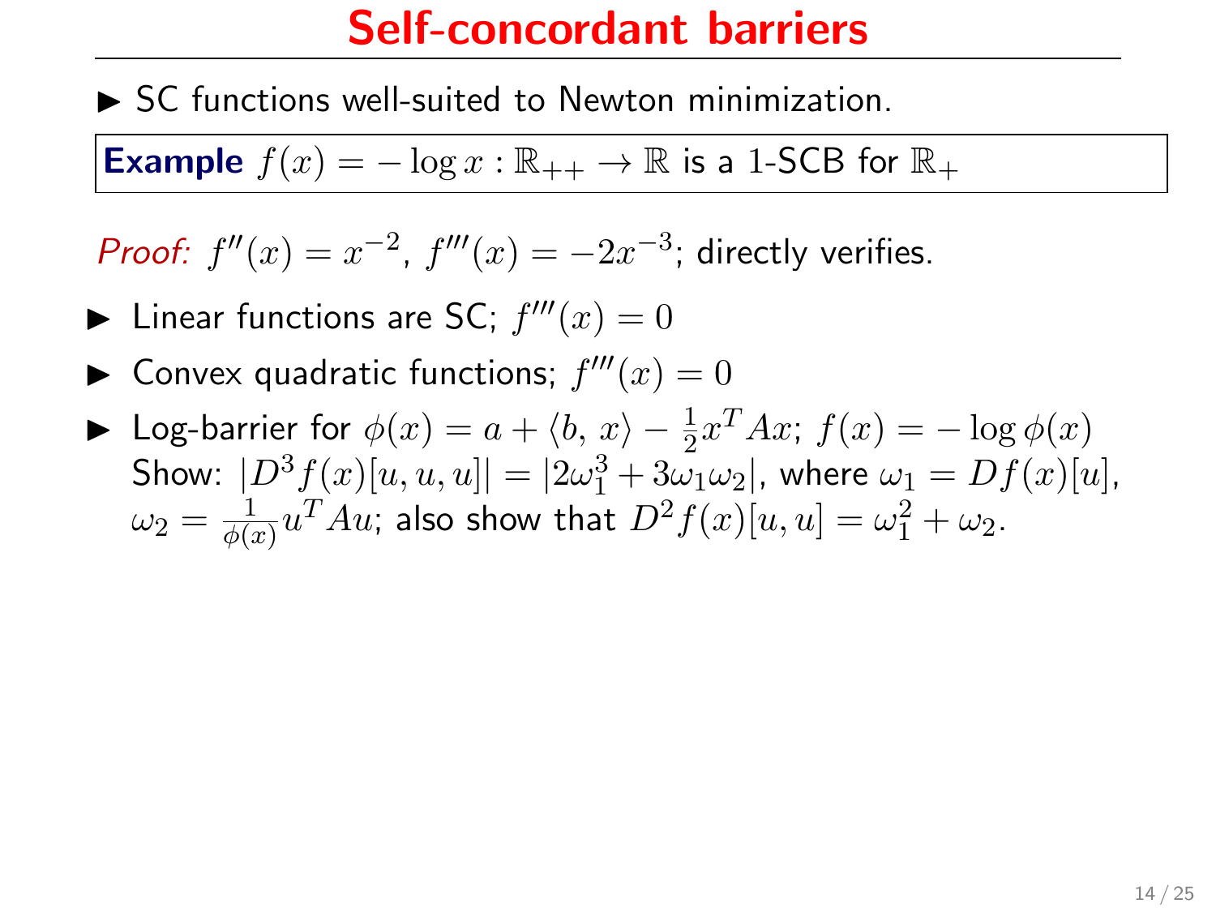# Self-concordant barriers

- SC functions well-suited to Newton minimization.

**Example** $f(x) = -\log x : \mathbb{R}_{++} \to \mathbb{R}$ is a 1-SCB for $\mathbb{R}_+$

*Proof:* $f''(x) = x^{-2}$, $f'''(x) = -2x^{-3}$; directly verifies.

- Linear functions are SC; $f'''(x) = 0$
- Convex quadratic functions; $f'''(x) = 0$
- Log-barrier for $\phi(x) = a + \langle b,\, x\rangle - \frac{1}{2}x^T Ax$; $f(x) = -\log \phi(x)$
  Show: $|D^3 f(x)[u,u,u]| = |2\omega_1^3 + 3\omega_1\omega_2|$, where $\omega_1 = Df(x)[u]$, $\omega_2 = \frac{1}{\phi(x)}u^T Au$; also show that $D^2 f(x)[u,u] = \omega_1^2 + \omega_2$.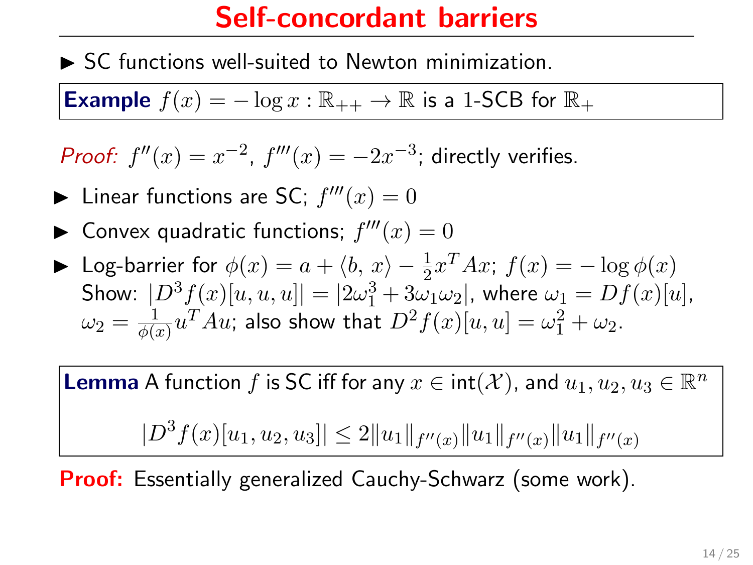# Self-concordant barriers

- SC functions well-suited to Newton minimization.

**Example** $f(x) = -\log x : \mathbb{R}_{++} \to \mathbb{R}$ is a 1-SCB for $\mathbb{R}_+$

*Proof:* $f''(x) = x^{-2}$, $f'''(x) = -2x^{-3}$; directly verifies.

- Linear functions are SC; $f'''(x) = 0$
- Convex quadratic functions; $f'''(x) = 0$
- Log-barrier for $\phi(x) = a + \langle b, x\rangle - \frac{1}{2}x^T Ax$; $f(x) = -\log \phi(x)$
  Show: $|D^3 f(x)[u, u, u]| = |2\omega_1^3 + 3\omega_1\omega_2|$, where $\omega_1 = Df(x)[u]$, $\omega_2 = \frac{1}{\phi(x)}u^T Au$; also show that $D^2 f(x)[u, u] = \omega_1^2 + \omega_2$.

**Lemma** A function $f$ is SC iff for any $x \in \text{int}(\mathcal{X})$, and $u_1, u_2, u_3 \in \mathbb{R}^n$

$$|D^3 f(x)[u_1, u_2, u_3]| \leq 2\|u_1\|_{f''(x)}\|u_1\|_{f''(x)}\|u_1\|_{f''(x)}$$

**Proof:** Essentially generalized Cauchy-Schwarz (some work).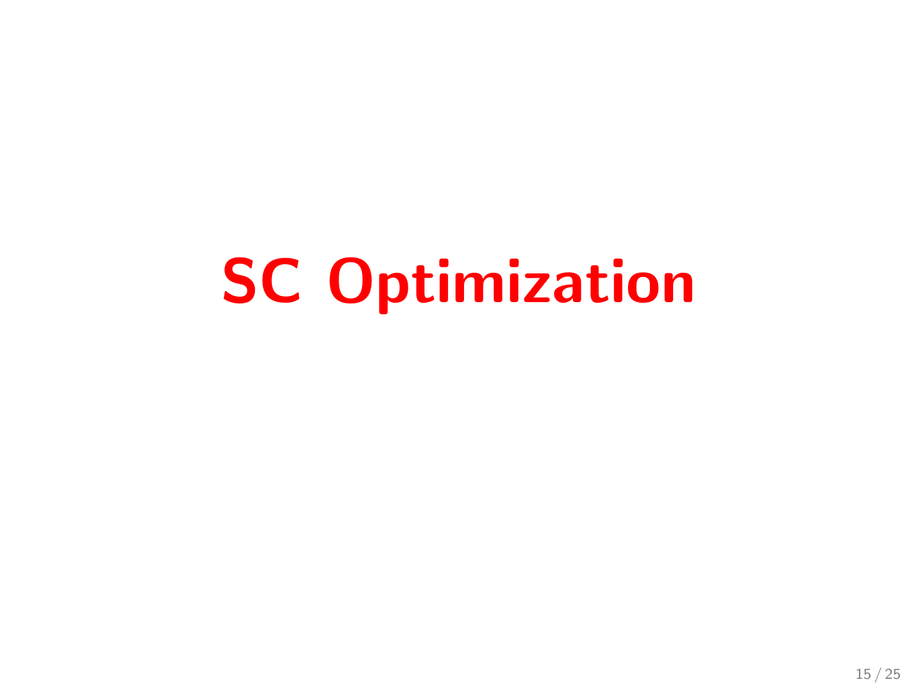# SC Optimization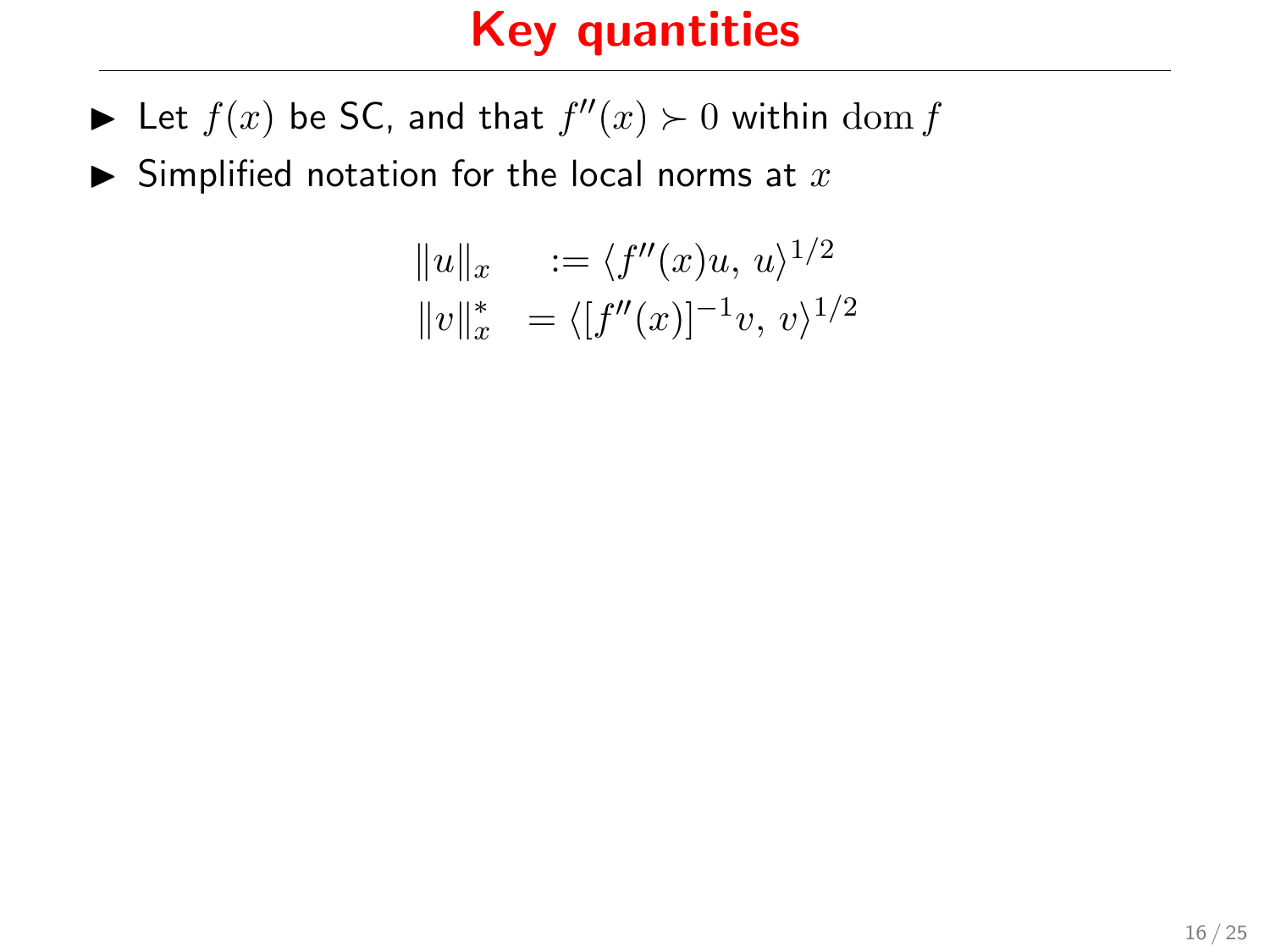# Key quantities

- Let $f(x)$ be SC, and that $f''(x) \succ 0$ within $\operatorname{dom} f$
- Simplified notation for the local norms at $x$

$$
\begin{aligned}
\|u\|_x \quad &:= \langle f''(x)u,\, u\rangle^{1/2} \\
\|v\|_x^* \quad &= \langle [f''(x)]^{-1}v,\, v\rangle^{1/2}
\end{aligned}
$$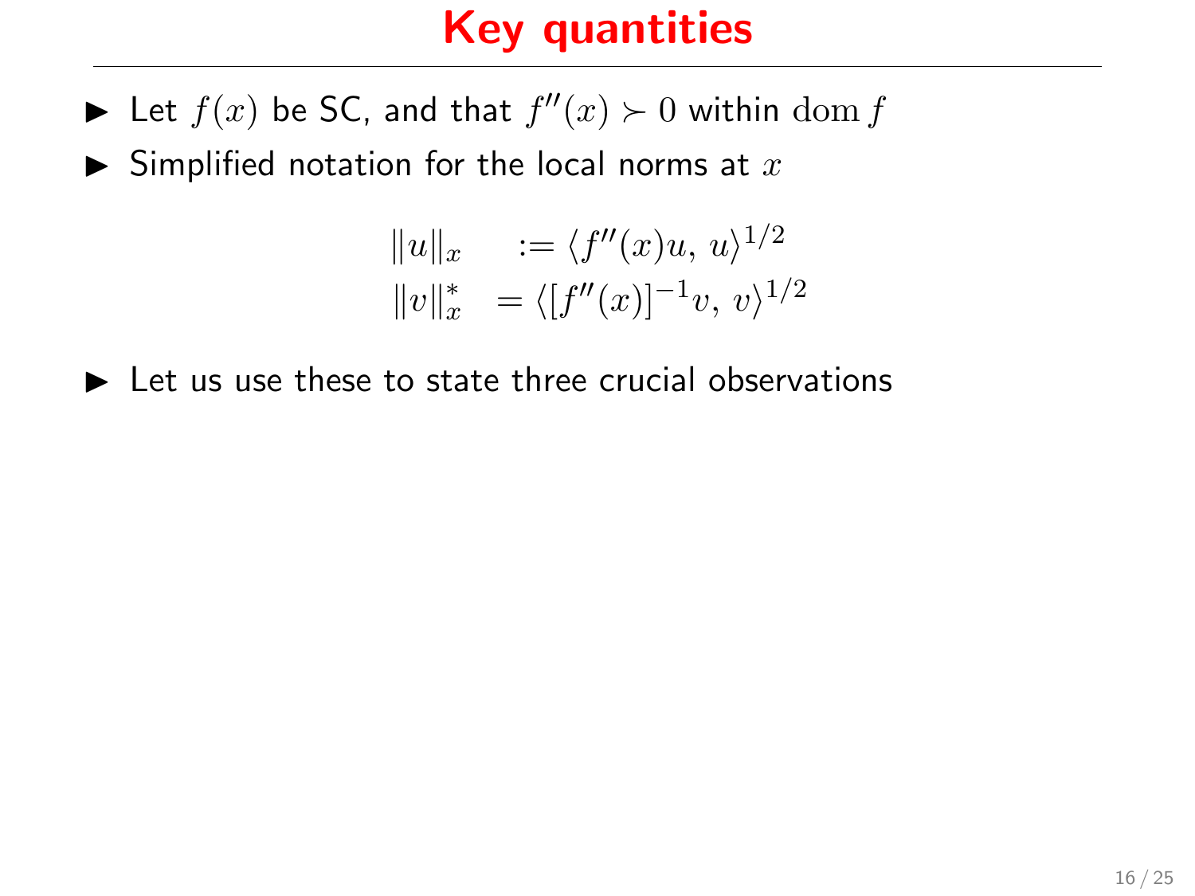# Key quantities

- Let $f(x)$ be SC, and that $f''(x) \succ 0$ within $\operatorname{dom} f$
- Simplified notation for the local norms at $x$

$$
\begin{aligned}
\|u\|_x &:= \langle f''(x)u,\, u\rangle^{1/2} \\
\|v\|_x^* &= \langle [f''(x)]^{-1}v,\, v\rangle^{1/2}
\end{aligned}
$$

- Let us use these to state three crucial observations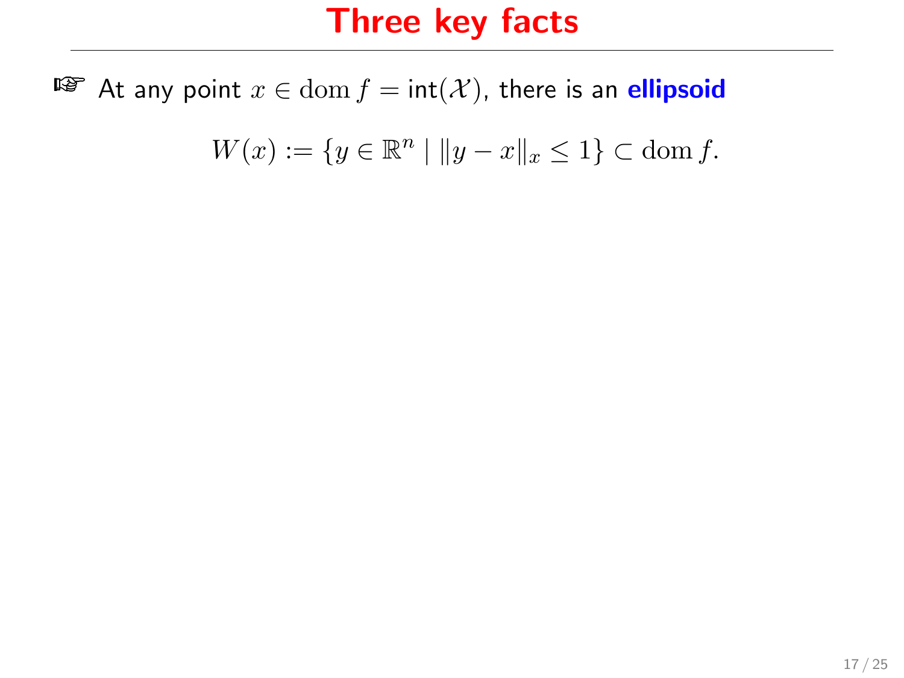# Three key facts

☞ At any point $x \in \operatorname{dom} f = \mathsf{int}(\mathcal{X})$, there is an **ellipsoid**

$$W(x) := \{y \in \mathbb{R}^n \mid \|y - x\|_x \leq 1\} \subset \operatorname{dom} f.$$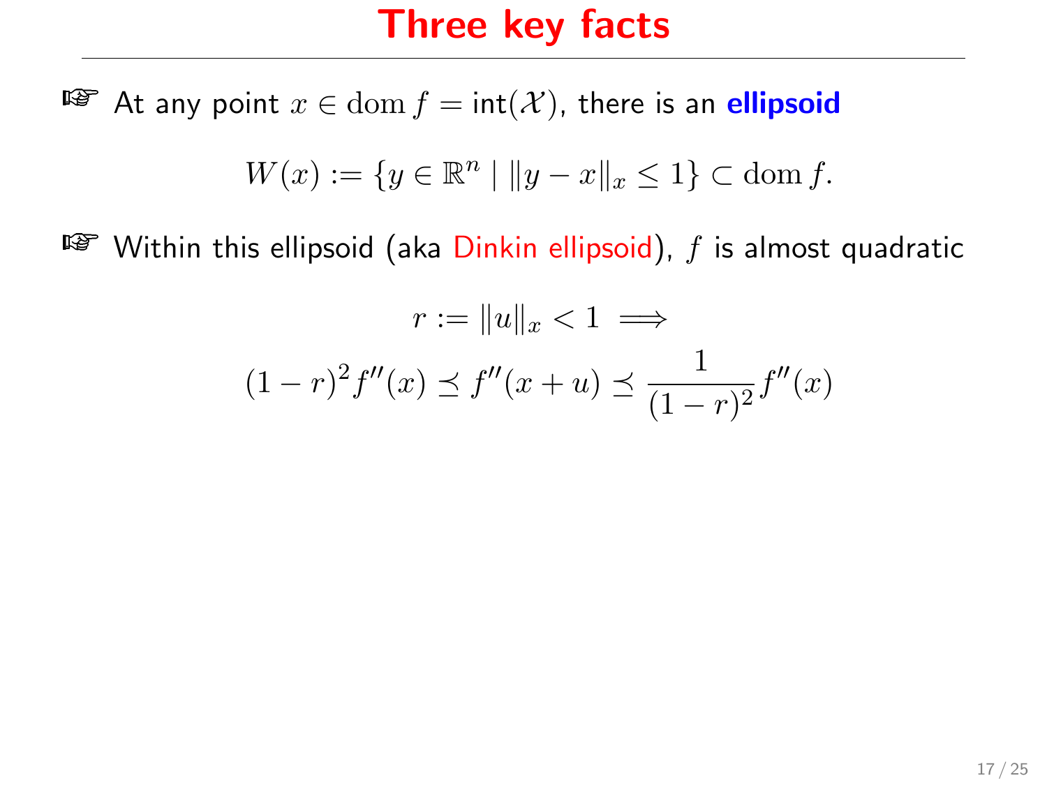# Three key facts

- At any point $x \in \operatorname{dom} f = \mathsf{int}(\mathcal{X})$, there is an **ellipsoid**

$$W(x) := \{y \in \mathbb{R}^n \mid \|y - x\|_x \leq 1\} \subset \operatorname{dom} f.$$

- Within this ellipsoid (aka Dinkin ellipsoid), $f$ is almost quadratic

$$r := \|u\|_x < 1 \implies$$
$$(1-r)^2 f''(x) \preceq f''(x+u) \preceq \frac{1}{(1-r)^2} f''(x)$$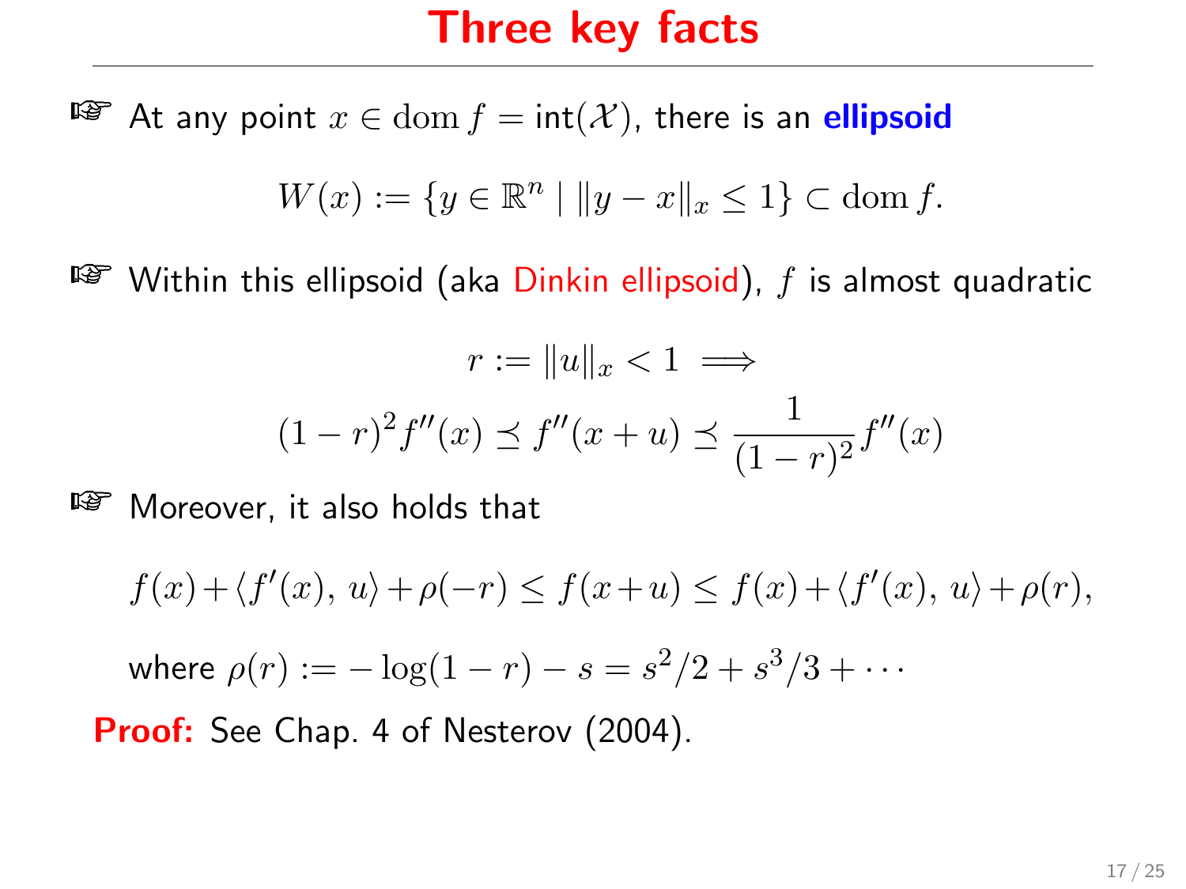# Three key facts

- At any point $x \in \operatorname{dom} f = \operatorname{int}(\mathcal{X})$, there is an **ellipsoid**

$$W(x) := \{y \in \mathbb{R}^n \mid \|y - x\|_x \leq 1\} \subset \operatorname{dom} f.$$

- Within this ellipsoid (aka Dinkin ellipsoid), $f$ is almost quadratic

$$r := \|u\|_x < 1 \implies$$

$$(1-r)^2 f''(x) \preceq f''(x+u) \preceq \frac{1}{(1-r)^2} f''(x)$$

- Moreover, it also holds that

$$f(x) + \langle f'(x),\, u\rangle + \rho(-r) \leq f(x+u) \leq f(x) + \langle f'(x),\, u\rangle + \rho(r),$$

where $\rho(r) := -\log(1-r) - s = s^2/2 + s^3/3 + \cdots$

**Proof:** See Chap. 4 of Nesterov (2004).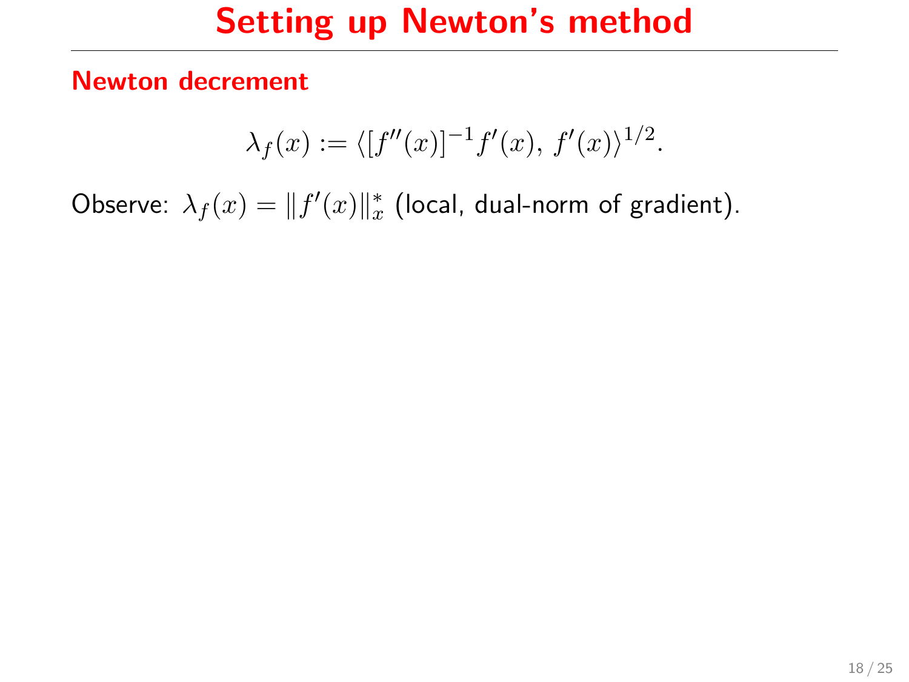# Setting up Newton's method

**Newton decrement**

$$\lambda_f(x) := \langle [f''(x)]^{-1} f'(x),\, f'(x) \rangle^{1/2}.$$

Observe: $\lambda_f(x) = \|f'(x)\|_x^*$ (local, dual-norm of gradient).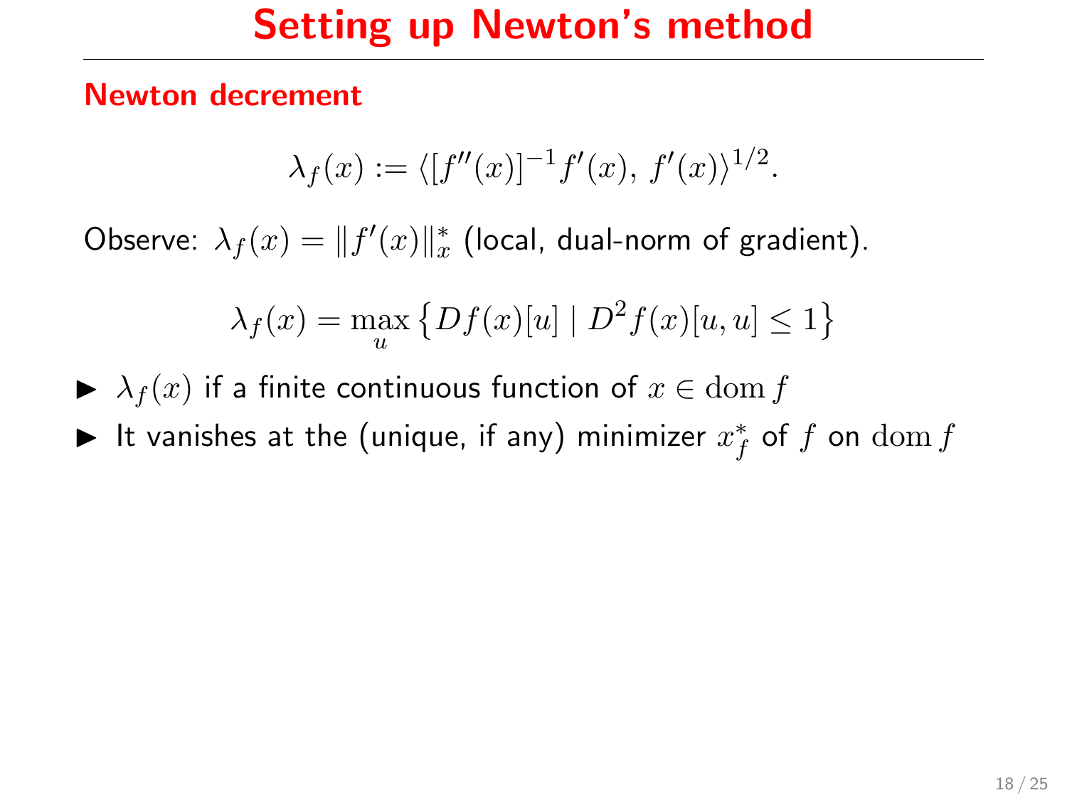# Setting up Newton's method

## Newton decrement

$$\lambda_f(x) := \langle [f''(x)]^{-1} f'(x),\, f'(x) \rangle^{1/2}.$$

Observe: $\lambda_f(x) = \|f'(x)\|_x^*$ (local, dual-norm of gradient).

$$\lambda_f(x) = \max_u \left\{ Df(x)[u] \mid D^2 f(x)[u,u] \leq 1 \right\}$$

- $\lambda_f(x)$ if a finite continuous function of $x \in \operatorname{dom} f$
- It vanishes at the (unique, if any) minimizer $x_f^*$ of $f$ on $\operatorname{dom} f$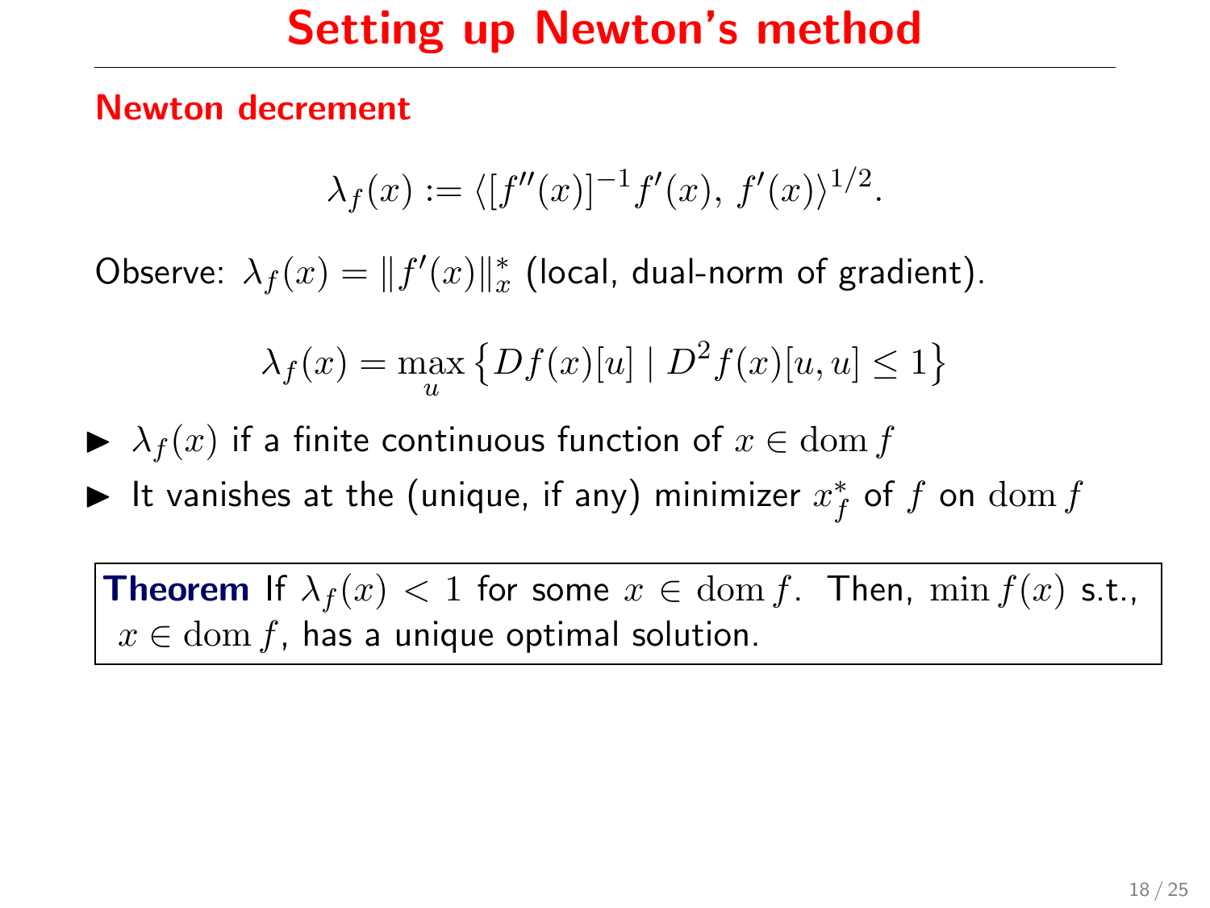# Setting up Newton's method

## Newton decrement

$$\lambda_f(x) := \langle [f''(x)]^{-1} f'(x),\ f'(x) \rangle^{1/2}.$$

Observe: $\lambda_f(x) = \|f'(x)\|_x^*$ (local, dual-norm of gradient).

$$\lambda_f(x) = \max_u \left\{ Df(x)[u] \mid D^2 f(x)[u,u] \leq 1 \right\}$$

- $\lambda_f(x)$ if a finite continuous function of $x \in \operatorname{dom} f$
- It vanishes at the (unique, if any) minimizer $x_f^*$ of $f$ on $\operatorname{dom} f$

**Theorem** If $\lambda_f(x) < 1$ for some $x \in \operatorname{dom} f$. Then, $\min f(x)$ s.t., $x \in \operatorname{dom} f$, has a unique optimal solution.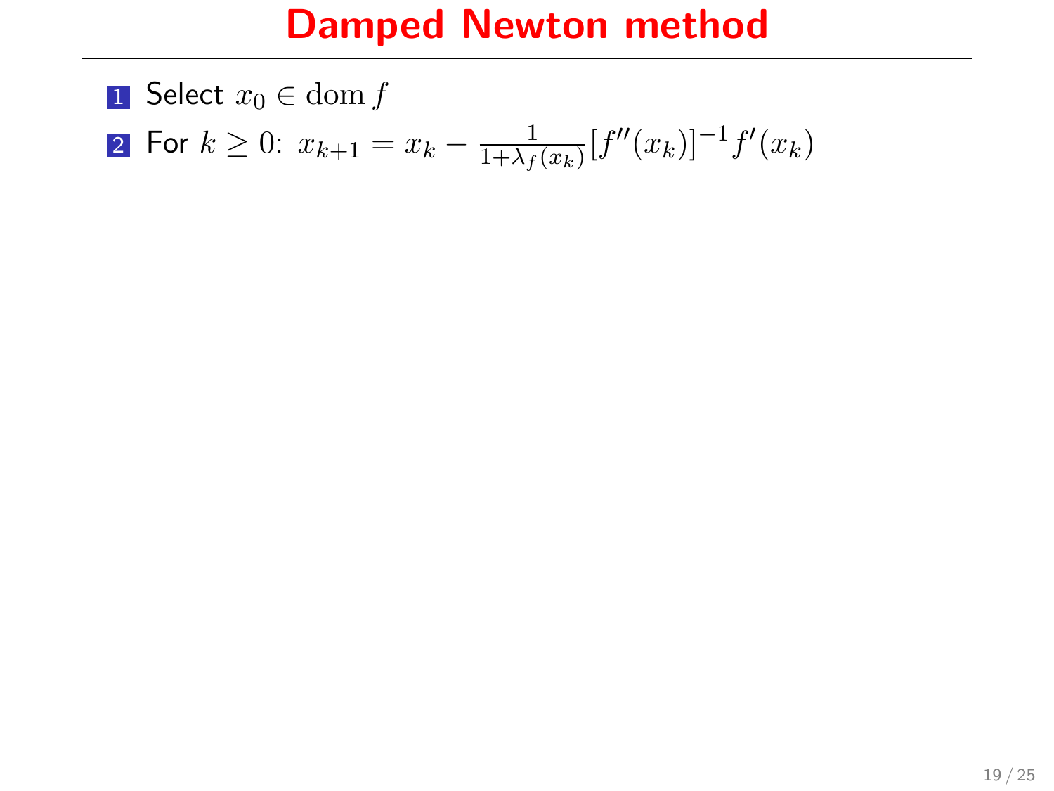# Damped Newton method

1. Select $x_0 \in \operatorname{dom} f$
2. For $k \geq 0$: $x_{k+1} = x_k - \frac{1}{1+\lambda_f(x_k)}[f''(x_k)]^{-1}f'(x_k)$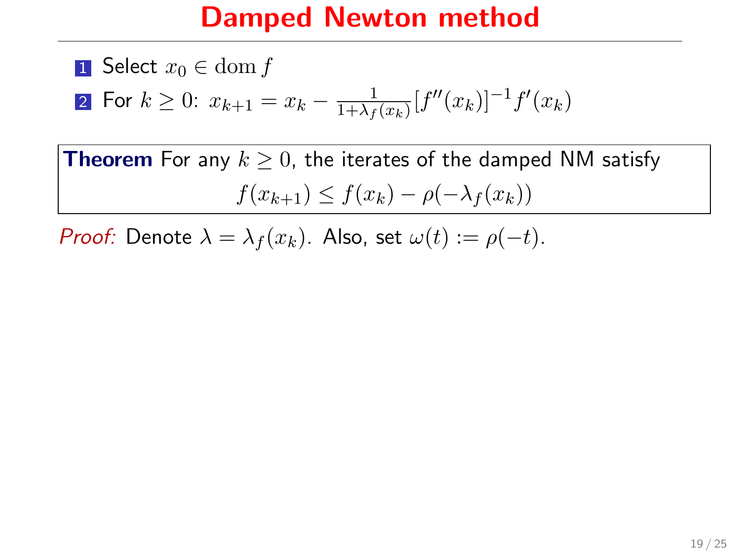# Damped Newton method

1. Select $x_0 \in \operatorname{dom} f$
2. For $k \geq 0$: $x_{k+1} = x_k - \frac{1}{1+\lambda_f(x_k)}[f''(x_k)]^{-1} f'(x_k)$

**Theorem** For any $k \geq 0$, the iterates of the damped NM satisfy

$$f(x_{k+1}) \leq f(x_k) - \rho(-\lambda_f(x_k))$$

*Proof:* Denote $\lambda = \lambda_f(x_k)$. Also, set $\omega(t) := \rho(-t)$.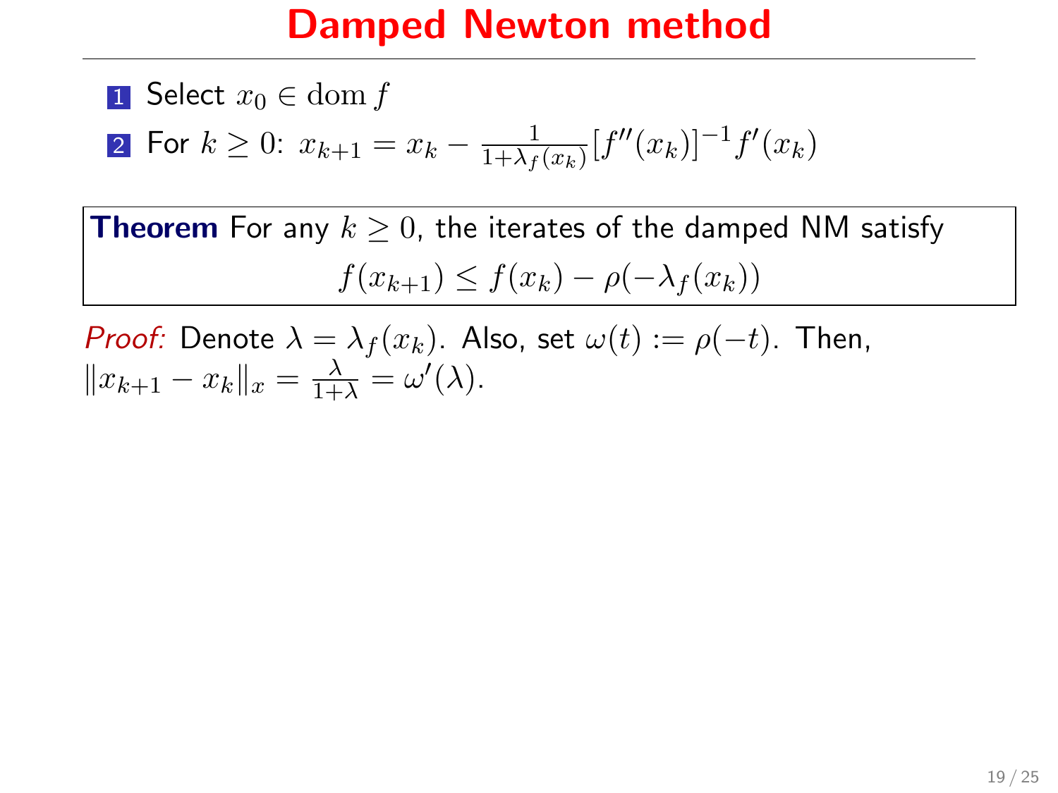# Damped Newton method

1. Select $x_0 \in \operatorname{dom} f$
2. For $k \geq 0$: $x_{k+1} = x_k - \frac{1}{1+\lambda_f(x_k)}[f''(x_k)]^{-1} f'(x_k)$

**Theorem** For any $k \geq 0$, the iterates of the damped NM satisfy

$$f(x_{k+1}) \leq f(x_k) - \rho(-\lambda_f(x_k))$$

*Proof:* Denote $\lambda = \lambda_f(x_k)$. Also, set $\omega(t) := \rho(-t)$. Then, $\|x_{k+1} - x_k\|_x = \frac{\lambda}{1+\lambda} = \omega'(\lambda)$.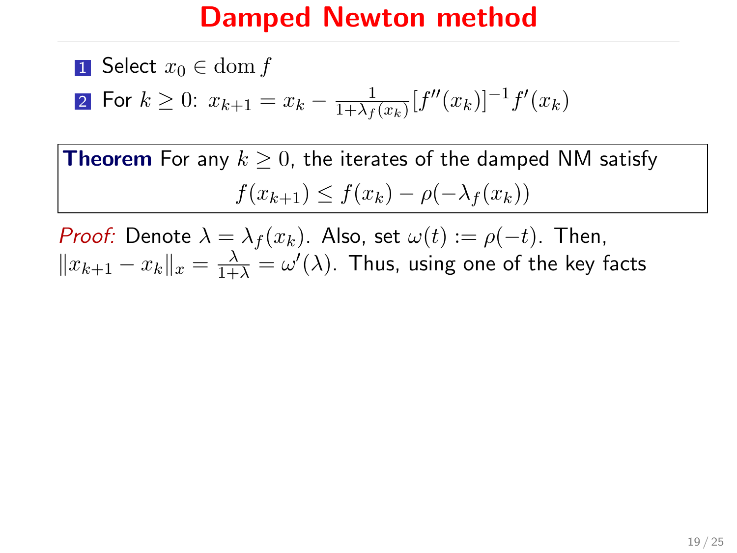# Damped Newton method

1. Select $x_0 \in \operatorname{dom} f$
2. For $k \geq 0$: $x_{k+1} = x_k - \frac{1}{1+\lambda_f(x_k)}[f''(x_k)]^{-1} f'(x_k)$

**Theorem** For any $k \geq 0$, the iterates of the damped NM satisfy

$$f(x_{k+1}) \leq f(x_k) - \rho(-\lambda_f(x_k))$$

*Proof:* Denote $\lambda = \lambda_f(x_k)$. Also, set $\omega(t) := \rho(-t)$. Then, $\|x_{k+1} - x_k\|_x = \frac{\lambda}{1+\lambda} = \omega'(\lambda)$. Thus, using one of the key facts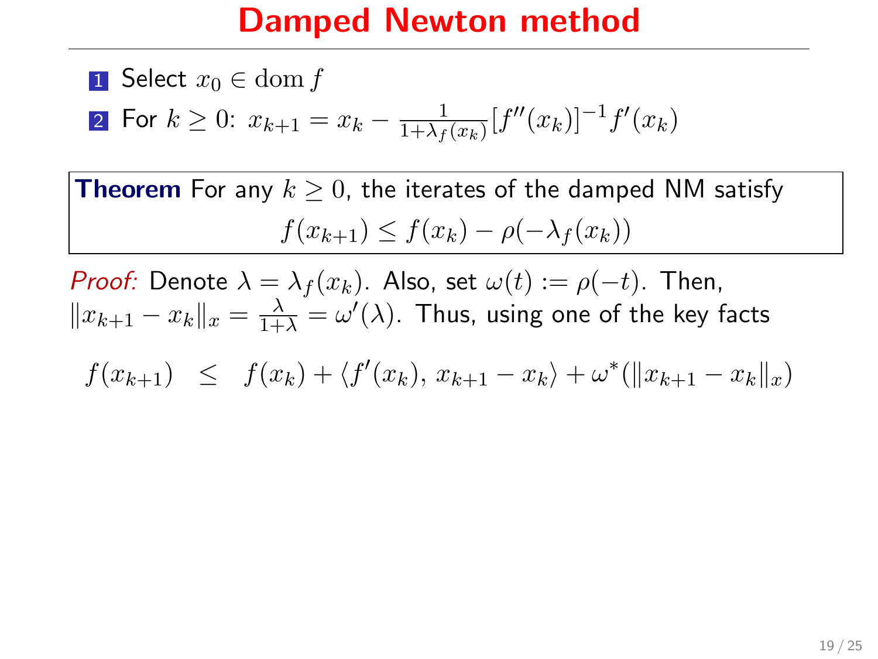# Damped Newton method

1. Select $x_0 \in \operatorname{dom} f$
2. For $k \geq 0$: $x_{k+1} = x_k - \frac{1}{1+\lambda_f(x_k)}[f''(x_k)]^{-1} f'(x_k)$

**Theorem** For any $k \geq 0$, the iterates of the damped NM satisfy

$$f(x_{k+1}) \leq f(x_k) - \rho(-\lambda_f(x_k))$$

*Proof:* Denote $\lambda = \lambda_f(x_k)$. Also, set $\omega(t) := \rho(-t)$. Then, $\|x_{k+1} - x_k\|_x = \frac{\lambda}{1+\lambda} = \omega'(\lambda)$. Thus, using one of the key facts

$$f(x_{k+1}) \quad \leq \quad f(x_k) + \langle f'(x_k),\, x_{k+1} - x_k \rangle + \omega^*(\|x_{k+1} - x_k\|_x)$$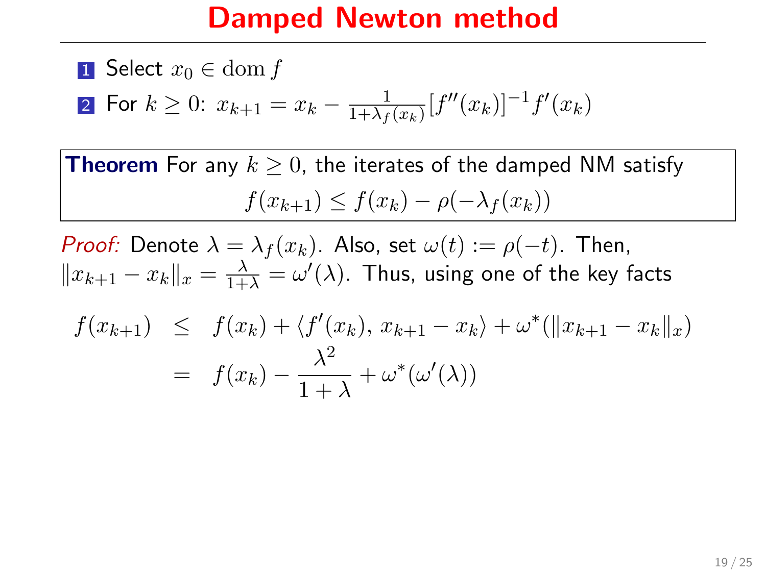# Damped Newton method

1. Select $x_0 \in \operatorname{dom} f$
2. For $k \geq 0$: $x_{k+1} = x_k - \frac{1}{1+\lambda_f(x_k)}[f''(x_k)]^{-1} f'(x_k)$

**Theorem** For any $k \geq 0$, the iterates of the damped NM satisfy

$$f(x_{k+1}) \leq f(x_k) - \rho(-\lambda_f(x_k))$$

*Proof:* Denote $\lambda = \lambda_f(x_k)$. Also, set $\omega(t) := \rho(-t)$. Then, $\|x_{k+1} - x_k\|_x = \frac{\lambda}{1+\lambda} = \omega'(\lambda)$. Thus, using one of the key facts

$$\begin{aligned}
f(x_{k+1}) &\leq f(x_k) + \langle f'(x_k), \, x_{k+1} - x_k \rangle + \omega^*(\|x_{k+1} - x_k\|_x) \\
&= f(x_k) - \frac{\lambda^2}{1+\lambda} + \omega^*(\omega'(\lambda))
\end{aligned}$$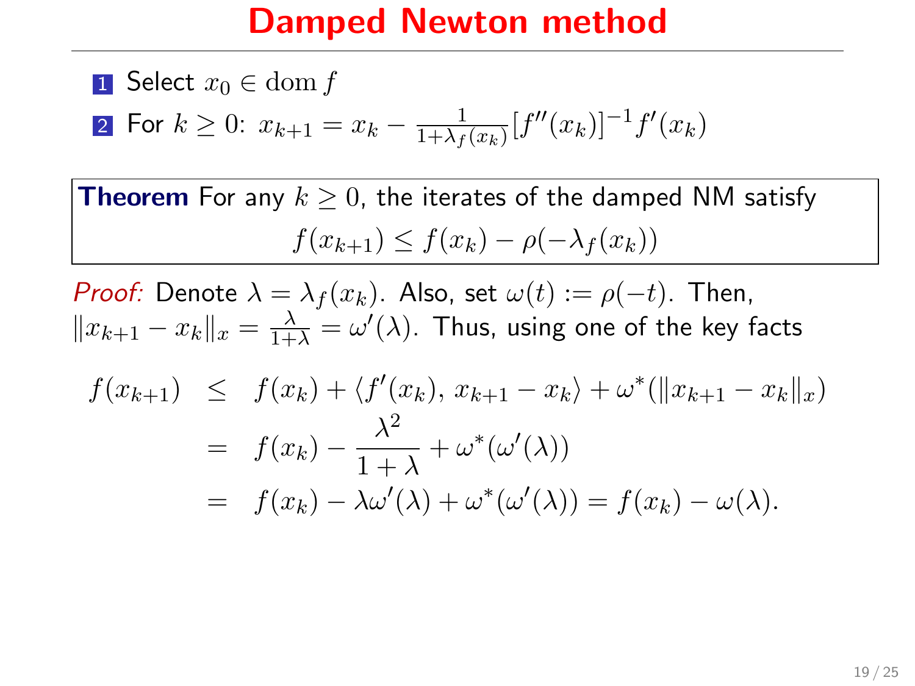# Damped Newton method

1. Select $x_0 \in \operatorname{dom} f$
2. For $k \geq 0$: $x_{k+1} = x_k - \frac{1}{1+\lambda_f(x_k)}[f''(x_k)]^{-1} f'(x_k)$

**Theorem** For any $k \geq 0$, the iterates of the damped NM satisfy

$$f(x_{k+1}) \leq f(x_k) - \rho(-\lambda_f(x_k))$$

*Proof:* Denote $\lambda = \lambda_f(x_k)$. Also, set $\omega(t) := \rho(-t)$. Then, $\|x_{k+1} - x_k\|_x = \frac{\lambda}{1+\lambda} = \omega'(\lambda)$. Thus, using one of the key facts

$$\begin{aligned}
f(x_{k+1}) &\leq f(x_k) + \langle f'(x_k),\, x_{k+1} - x_k \rangle + \omega^*(\|x_{k+1} - x_k\|_x) \\
&= f(x_k) - \frac{\lambda^2}{1+\lambda} + \omega^*(\omega'(\lambda)) \\
&= f(x_k) - \lambda\omega'(\lambda) + \omega^*(\omega'(\lambda)) = f(x_k) - \omega(\lambda).
\end{aligned}$$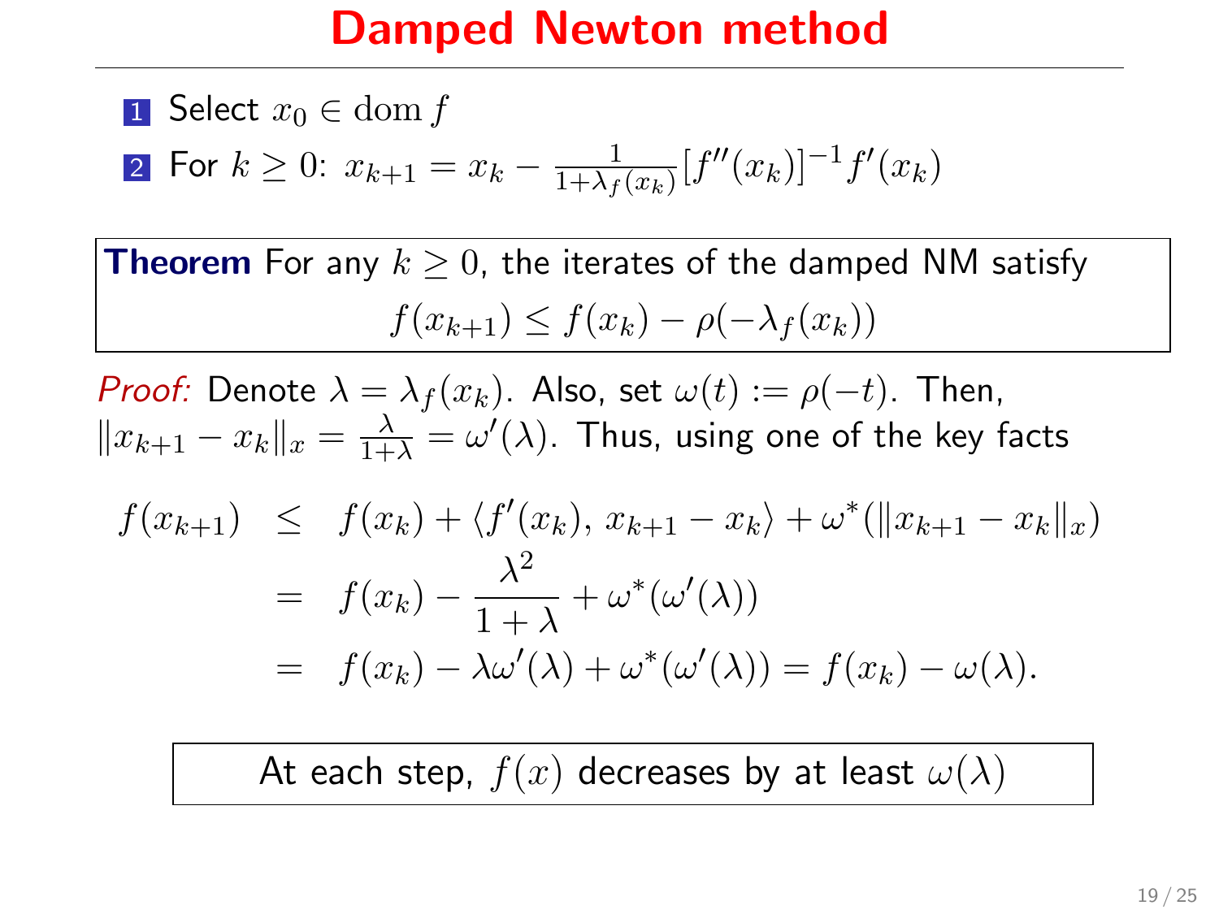# Damped Newton method

1. Select $x_0 \in \operatorname{dom} f$
2. For $k \geq 0$: $x_{k+1} = x_k - \frac{1}{1+\lambda_f(x_k)}[f''(x_k)]^{-1} f'(x_k)$

**Theorem** For any $k \geq 0$, the iterates of the damped NM satisfy

$$f(x_{k+1}) \leq f(x_k) - \rho(-\lambda_f(x_k))$$

*Proof:* Denote $\lambda = \lambda_f(x_k)$. Also, set $\omega(t) := \rho(-t)$. Then, $\|x_{k+1} - x_k\|_x = \frac{\lambda}{1+\lambda} = \omega'(\lambda)$. Thus, using one of the key facts

$$\begin{aligned}
f(x_{k+1}) &\leq f(x_k) + \langle f'(x_k),\, x_{k+1} - x_k \rangle + \omega^*(\|x_{k+1} - x_k\|_x) \\
&= f(x_k) - \frac{\lambda^2}{1+\lambda} + \omega^*(\omega'(\lambda)) \\
&= f(x_k) - \lambda\omega'(\lambda) + \omega^*(\omega'(\lambda)) = f(x_k) - \omega(\lambda).
\end{aligned}$$

At each step, $f(x)$ decreases by at least $\omega(\lambda)$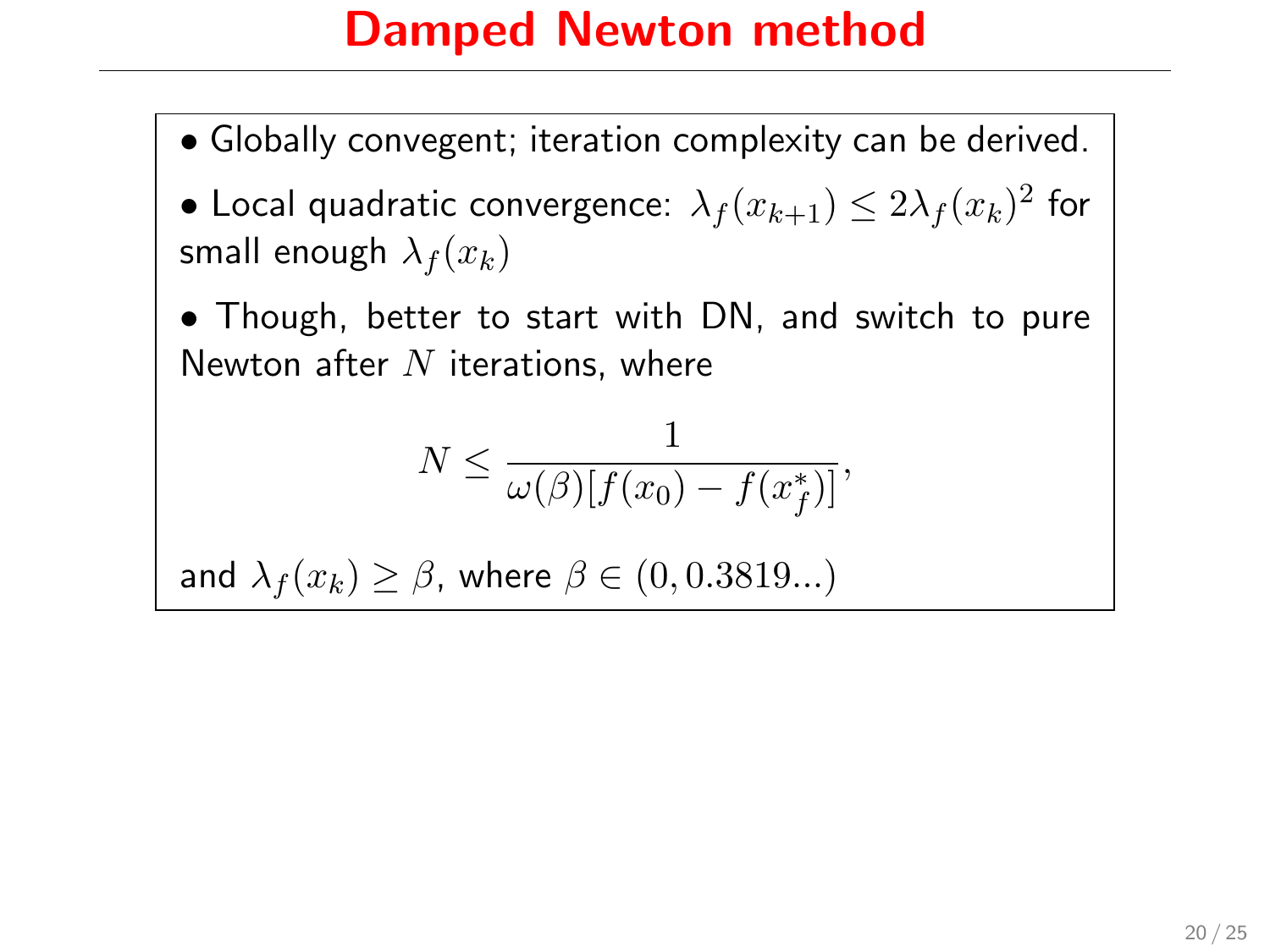# Damped Newton method

- Globally convegent; iteration complexity can be derived.
- Local quadratic convergence: $\lambda_f(x_{k+1}) \leq 2\lambda_f(x_k)^2$ for small enough $\lambda_f(x_k)$
- Though, better to start with DN, and switch to pure Newton after $N$ iterations, where

$$N \leq \frac{1}{\omega(\beta)[f(x_0) - f(x_f^*)]},$$

and $\lambda_f(x_k) \geq \beta$, where $\beta \in (0, 0.3819...)$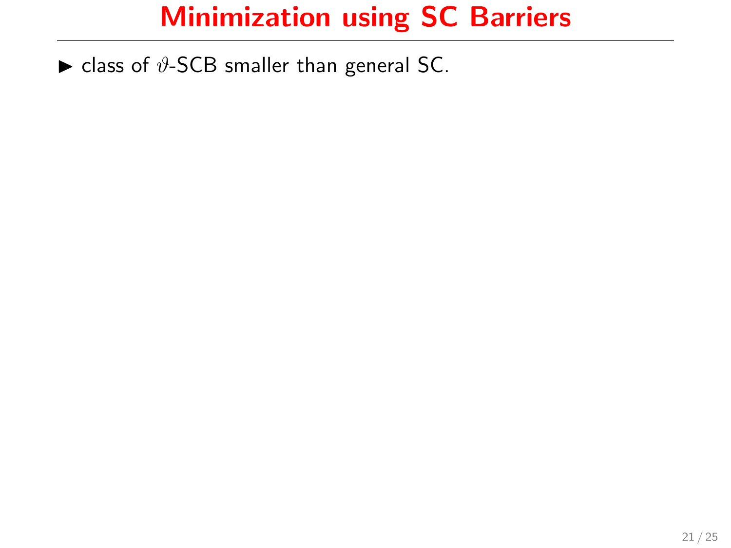# Minimization using SC Barriers

- class of $\vartheta$-SCB smaller than general SC.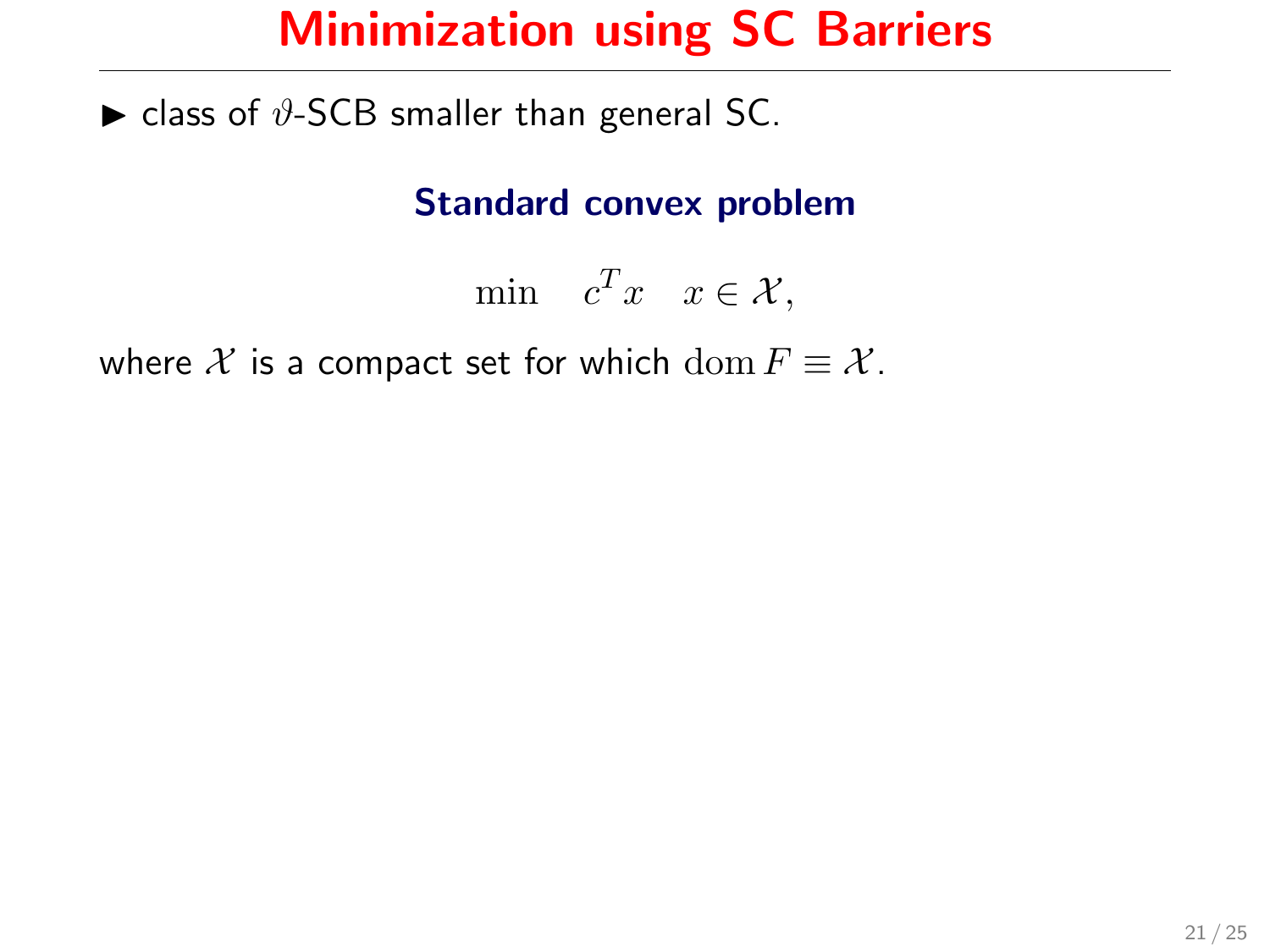# Minimization using SC Barriers

- class of $\vartheta$-SCB smaller than general SC.

### Standard convex problem

$$\min \quad c^T x \quad x \in \mathcal{X},$$

where $\mathcal{X}$ is a compact set for which $\operatorname{dom} F \equiv \mathcal{X}$.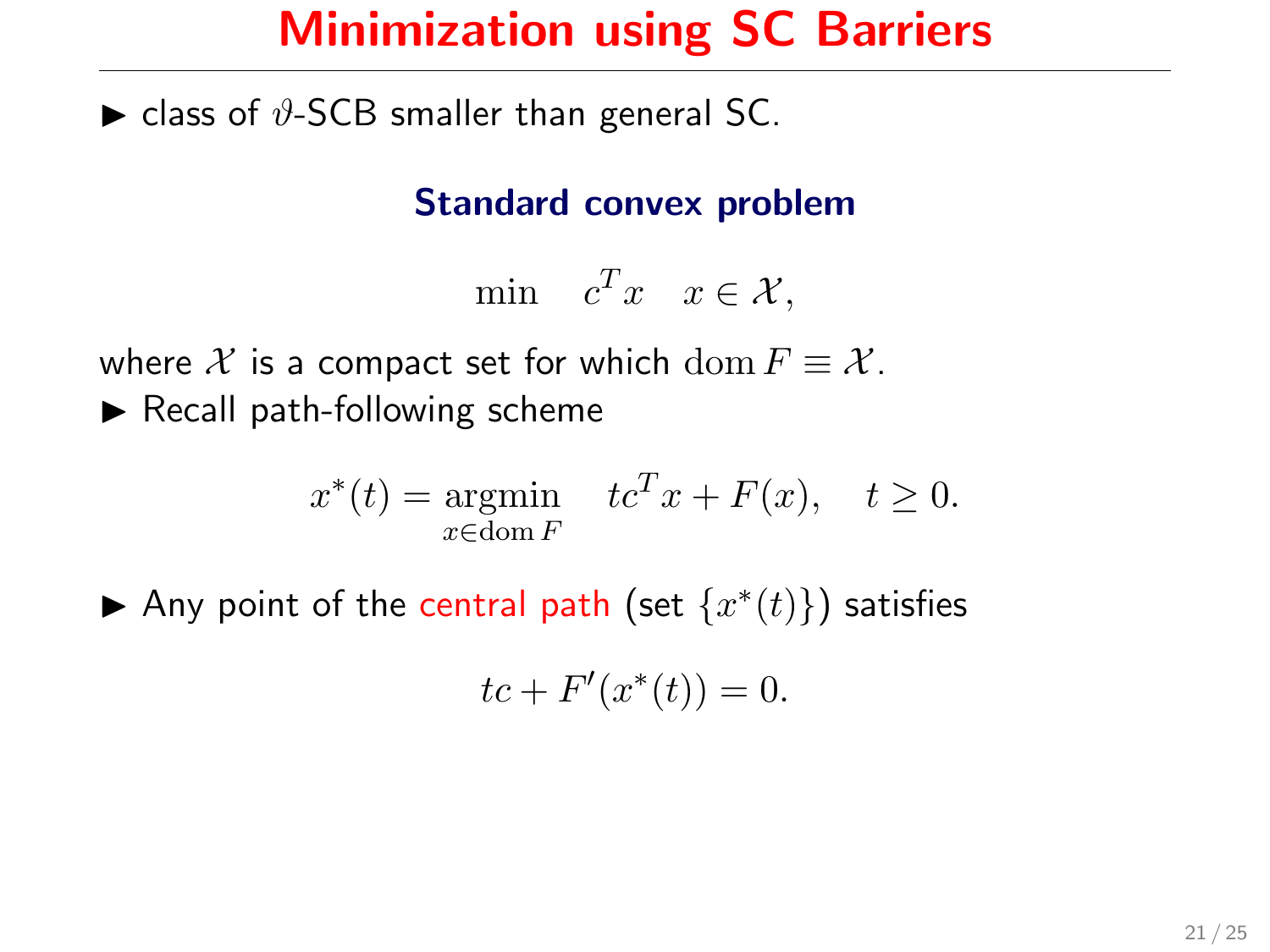# Minimization using SC Barriers

- class of $\vartheta$-SCB smaller than general SC.

### Standard convex problem

$$\min \quad c^T x \quad x \in \mathcal{X},$$

where $\mathcal{X}$ is a compact set for which $\operatorname{dom} F \equiv \mathcal{X}$.

- Recall path-following scheme

$$x^*(t) = \underset{x \in \operatorname{dom} F}{\operatorname{argmin}} \quad tc^T x + F(x), \quad t \geq 0.$$

- Any point of the central path (set $\{x^*(t)\}$) satisfies

$$tc + F'(x^*(t)) = 0.$$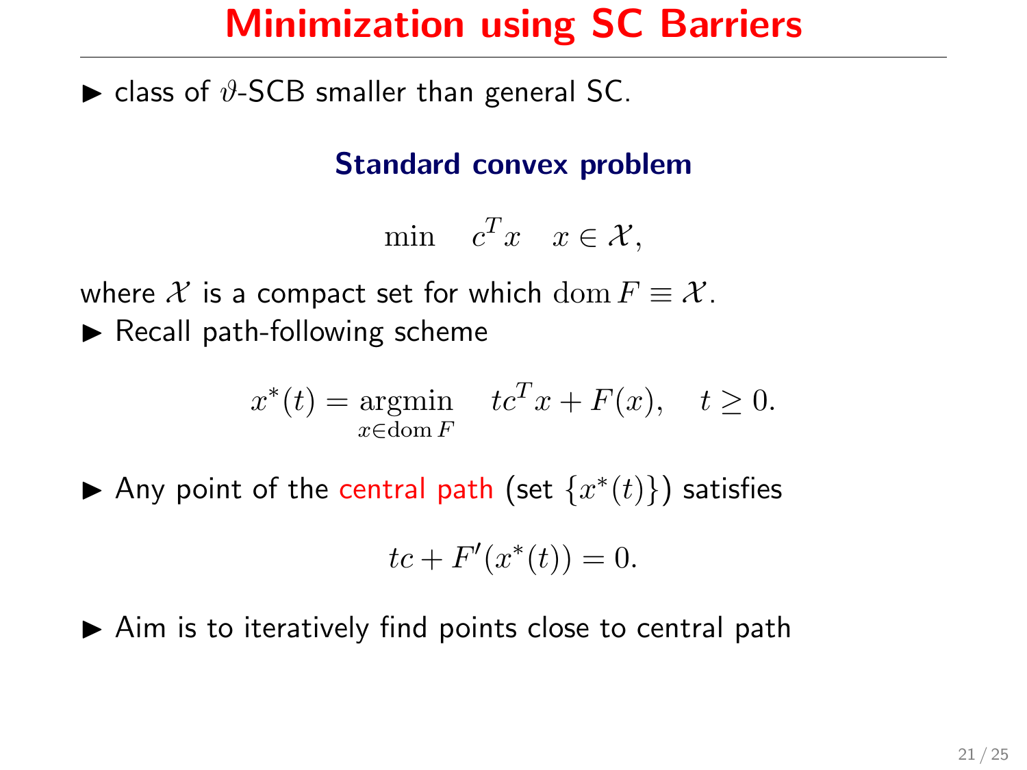# Minimization using SC Barriers

- class of $\vartheta$-SCB smaller than general SC.

### Standard convex problem

$$\min \quad c^T x \quad x \in \mathcal{X},$$

where $\mathcal{X}$ is a compact set for which $\operatorname{dom} F \equiv \mathcal{X}$.

- Recall path-following scheme

$$x^*(t) = \underset{x \in \operatorname{dom} F}{\operatorname{argmin}} \quad tc^T x + F(x), \quad t \geq 0.$$

- Any point of the central path (set $\{x^*(t)\}$) satisfies

$$tc + F'(x^*(t)) = 0.$$

- Aim is to iteratively find points close to central path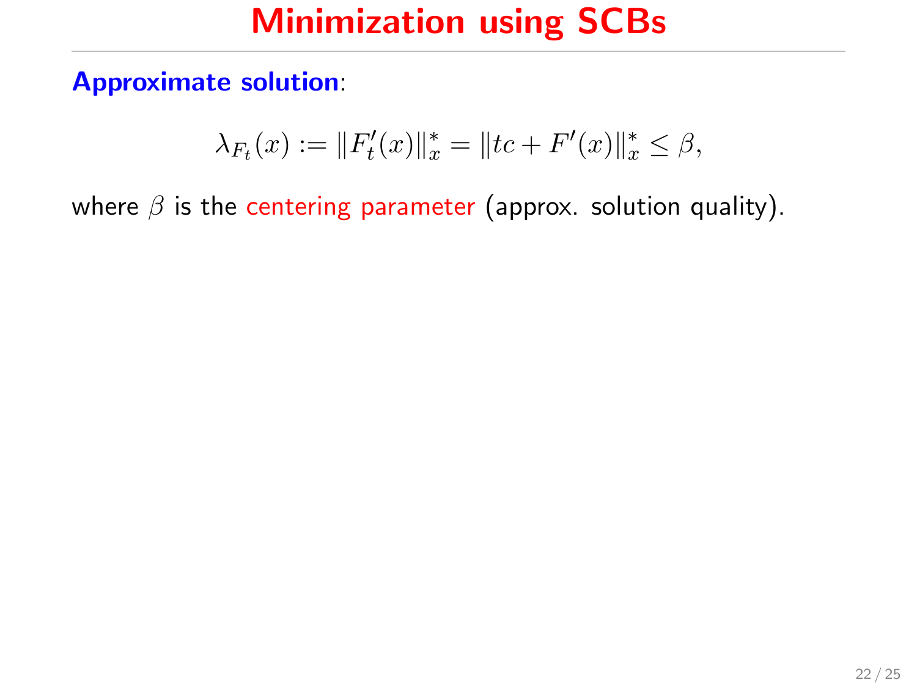# Minimization using SCBs

**Approximate solution**:

$$\lambda_{F_t}(x) := \|F_t'(x)\|_x^* = \|tc + F'(x)\|_x^* \leq \beta,$$

where $\beta$ is the centering parameter (approx. solution quality).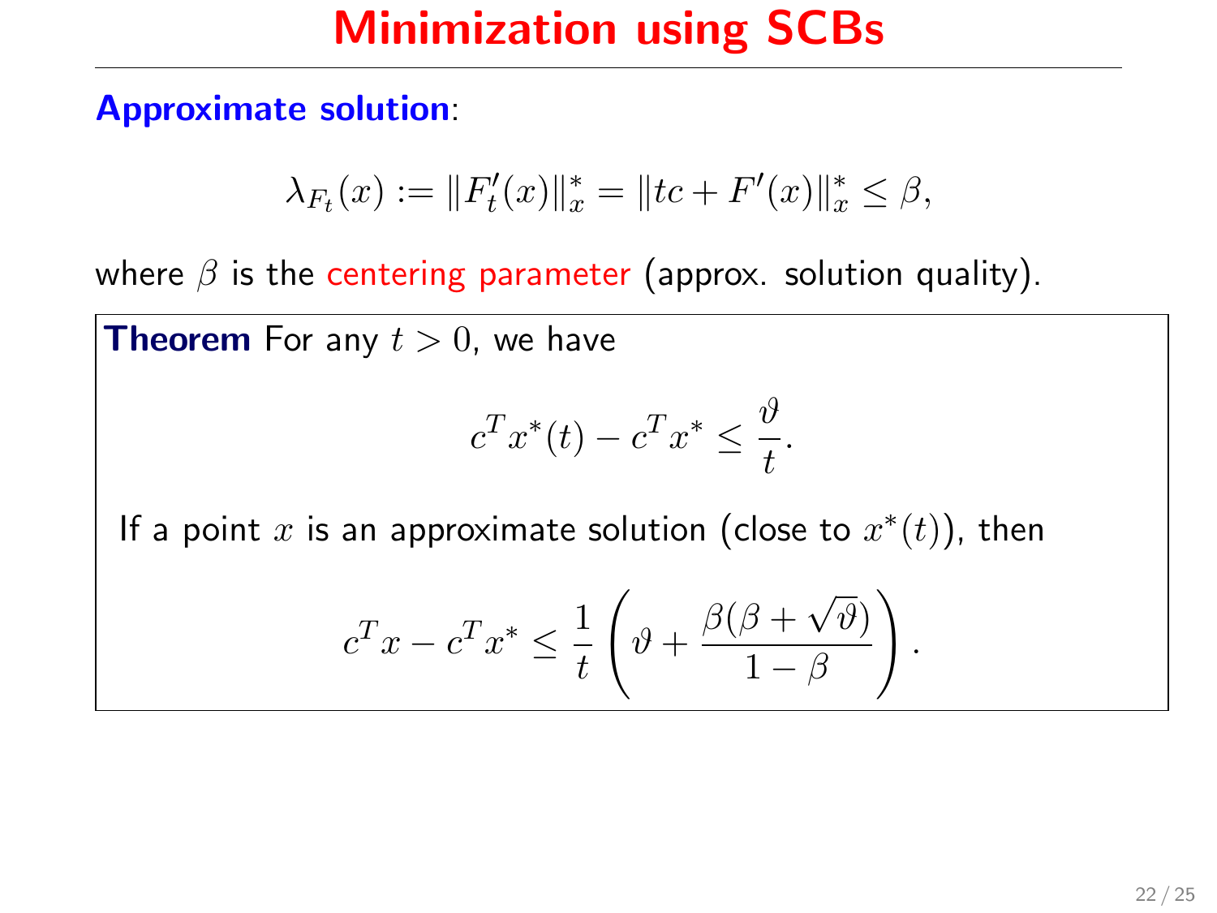# Minimization using SCBs

**Approximate solution**:

$$\lambda_{F_t}(x) := \|F_t'(x)\|_x^* = \|tc + F'(x)\|_x^* \leq \beta,$$

where $\beta$ is the centering parameter (approx. solution quality).

**Theorem** For any $t > 0$, we have

$$c^T x^*(t) - c^T x^* \leq \frac{\vartheta}{t}.$$

If a point $x$ is an approximate solution (close to $x^*(t)$), then

$$c^T x - c^T x^* \leq \frac{1}{t}\left(\vartheta + \frac{\beta(\beta + \sqrt{\vartheta})}{1 - \beta}\right).$$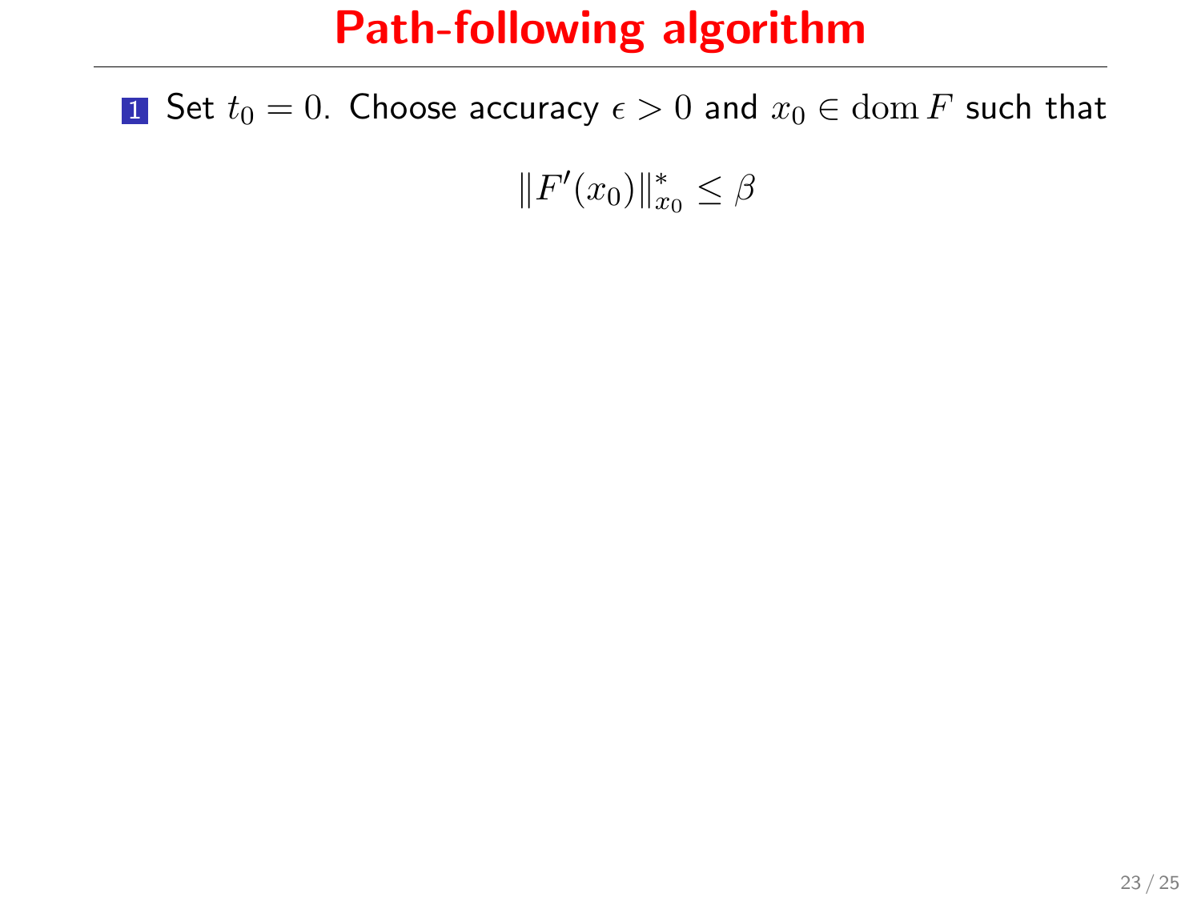# Path-following algorithm

1. Set $t_0 = 0$. Choose accuracy $\epsilon > 0$ and $x_0 \in \operatorname{dom} F$ such that

$$\|F'(x_0)\|^*_{x_0} \leq \beta$$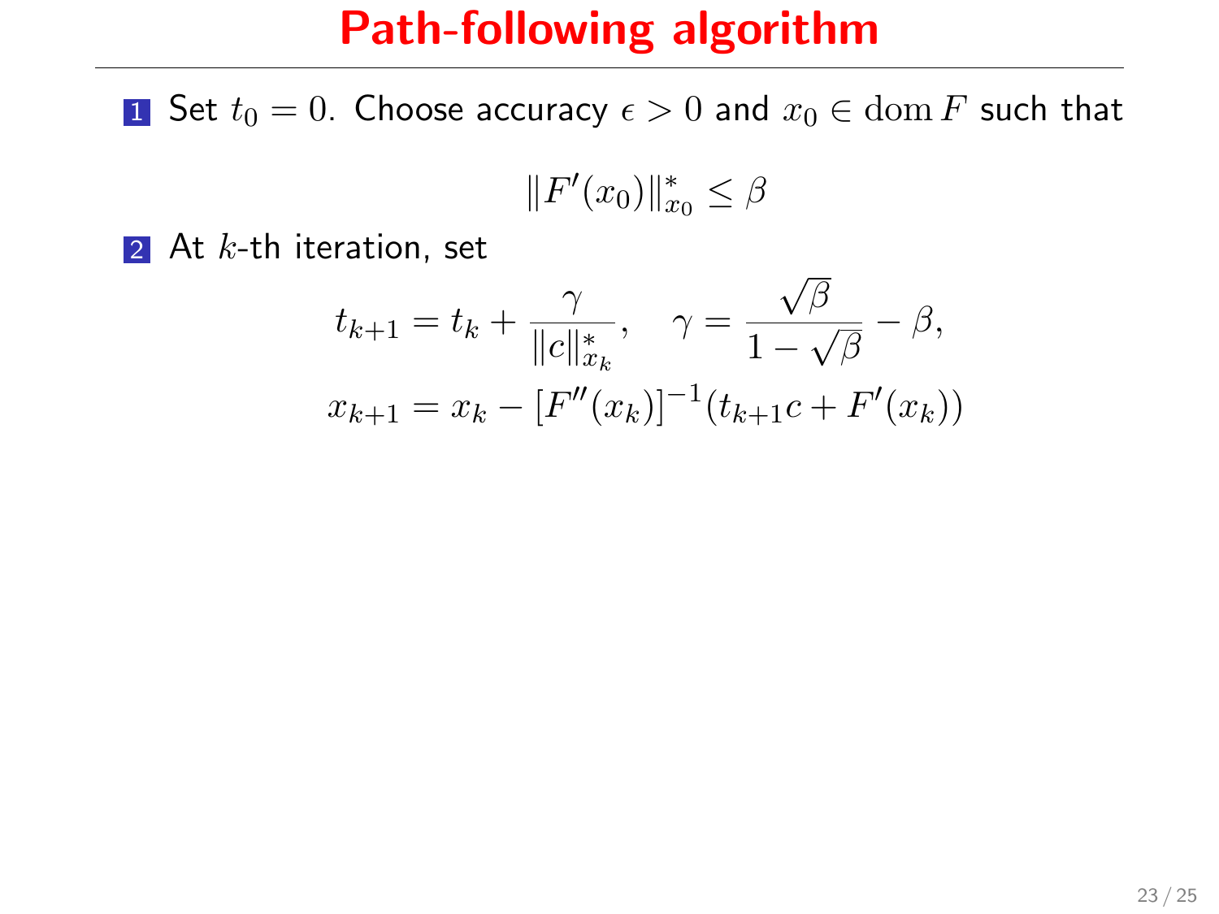# Path-following algorithm

1. Set $t_0 = 0$. Choose accuracy $\epsilon > 0$ and $x_0 \in \operatorname{dom} F$ such that

$$\|F'(x_0)\|_{x_0}^* \leq \beta$$

2. At $k$-th iteration, set

$$t_{k+1} = t_k + \frac{\gamma}{\|c\|_{x_k}^*}, \quad \gamma = \frac{\sqrt{\beta}}{1 - \sqrt{\beta}} - \beta,$$
$$x_{k+1} = x_k - [F''(x_k)]^{-1}(t_{k+1}c + F'(x_k))$$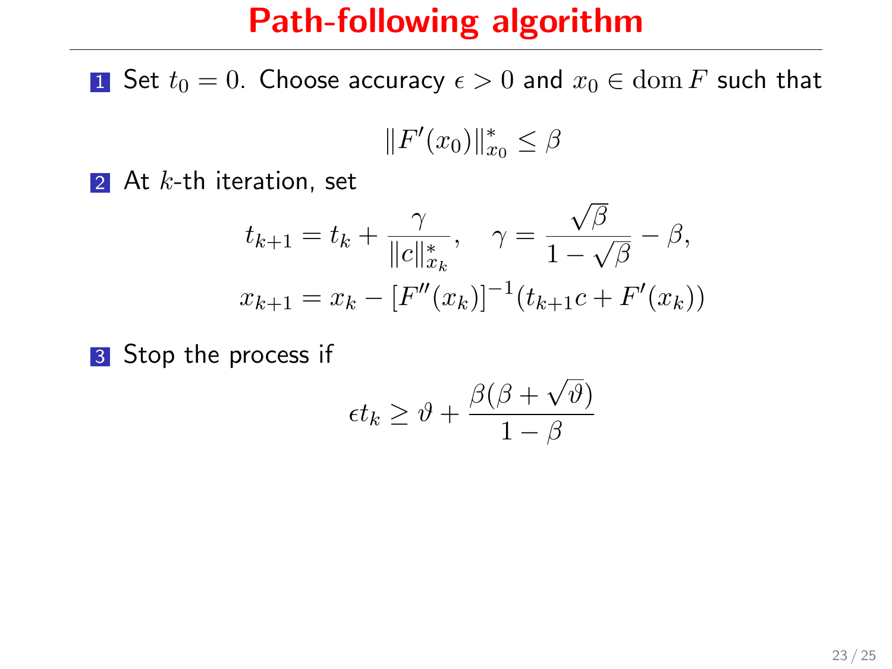# Path-following algorithm

1. Set $t_0 = 0$. Choose accuracy $\epsilon > 0$ and $x_0 \in \operatorname{dom} F$ such that

$$\|F'(x_0)\|^*_{x_0} \le \beta$$

2. At $k$-th iteration, set

$$t_{k+1} = t_k + \frac{\gamma}{\|c\|^*_{x_k}}, \quad \gamma = \frac{\sqrt{\beta}}{1 - \sqrt{\beta}} - \beta,$$

$$x_{k+1} = x_k - [F''(x_k)]^{-1}(t_{k+1}c + F'(x_k))$$

3. Stop the process if

$$\epsilon t_k \ge \vartheta + \frac{\beta(\beta + \sqrt{\vartheta})}{1 - \beta}$$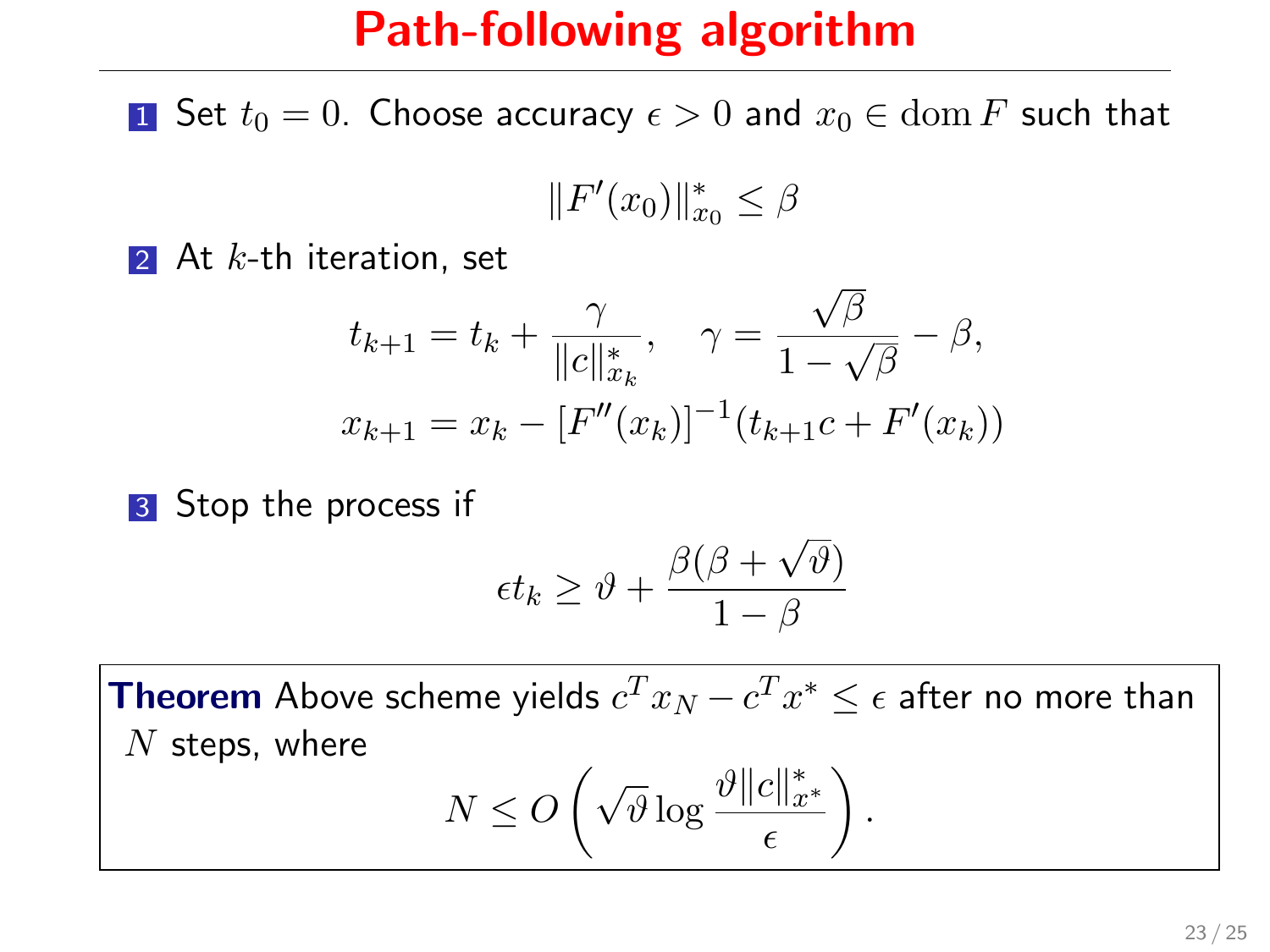# Path-following algorithm

1. Set $t_0 = 0$. Choose accuracy $\epsilon > 0$ and $x_0 \in \operatorname{dom} F$ such that

$$\|F'(x_0)\|_{x_0}^* \leq \beta$$

2. At $k$-th iteration, set

$$t_{k+1} = t_k + \frac{\gamma}{\|c\|_{x_k}^*}, \quad \gamma = \frac{\sqrt{\beta}}{1 - \sqrt{\beta}} - \beta,$$
$$x_{k+1} = x_k - [F''(x_k)]^{-1}(t_{k+1}c + F'(x_k))$$

3. Stop the process if

$$\epsilon t_k \geq \vartheta + \frac{\beta(\beta + \sqrt{\vartheta})}{1 - \beta}$$

**Theorem** Above scheme yields $c^T x_N - c^T x^* \leq \epsilon$ after no more than $N$ steps, where

$$N \leq O\left(\sqrt{\vartheta} \log \frac{\vartheta \|c\|_{x^*}^*}{\epsilon}\right).$$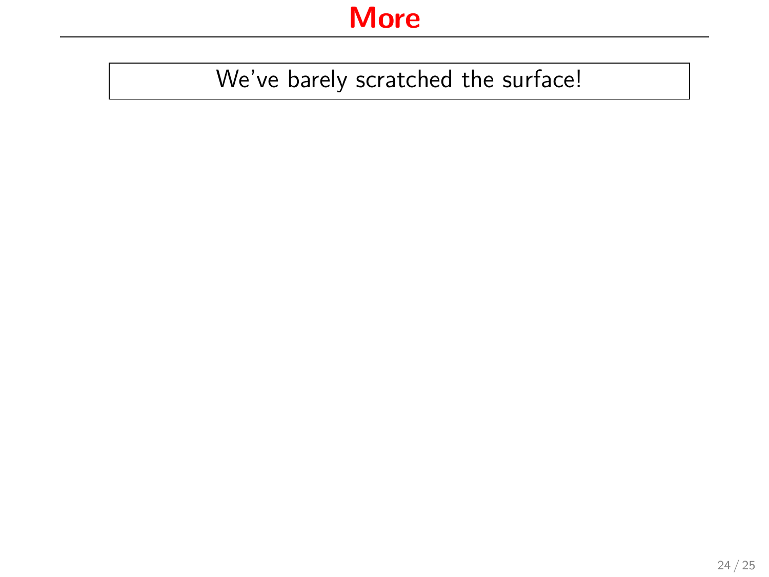# More

We've barely scratched the surface!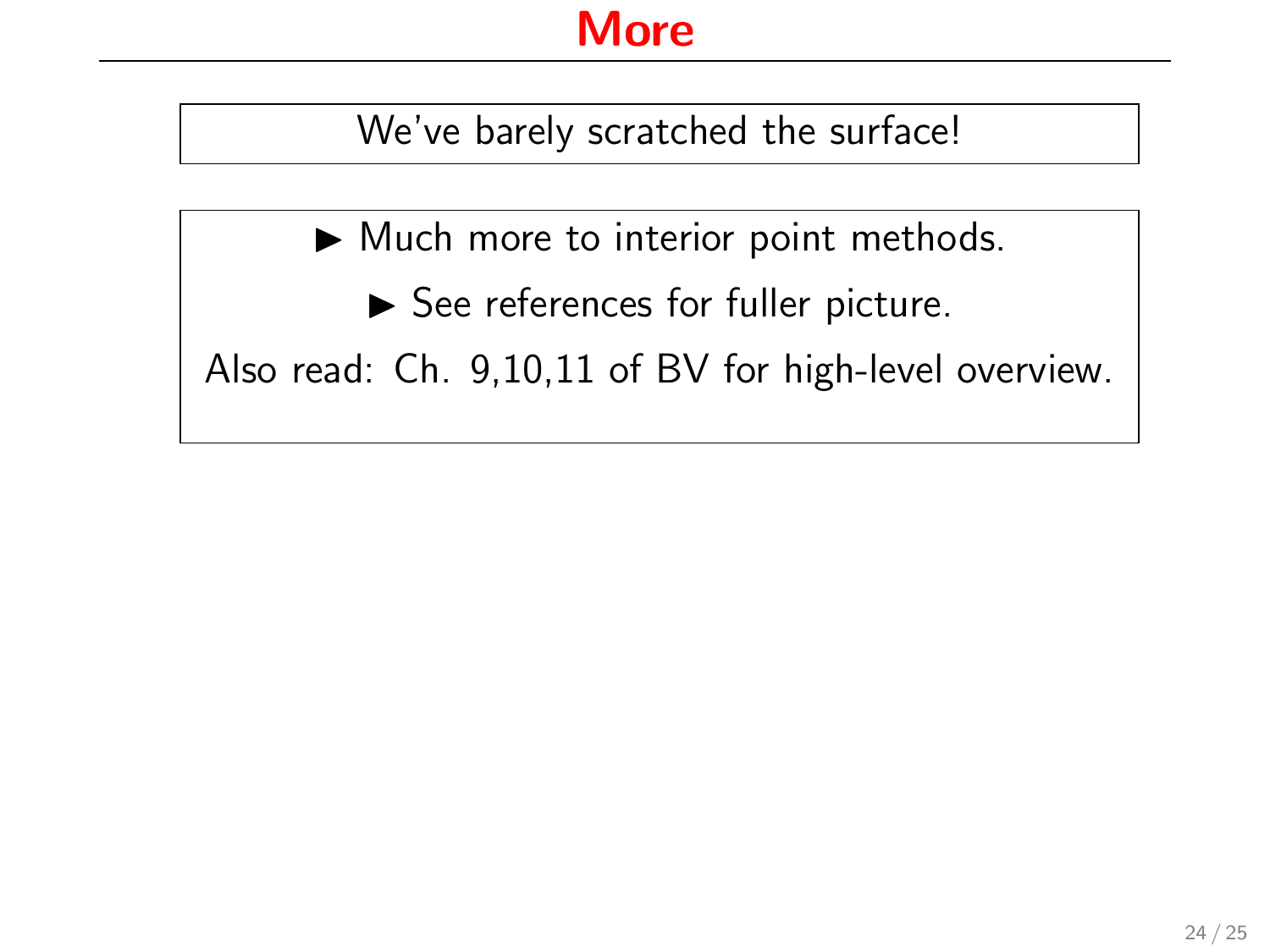# More

We've barely scratched the surface!

- Much more to interior point methods.
  - See references for fuller picture.

Also read: Ch. 9,10,11 of BV for high-level overview.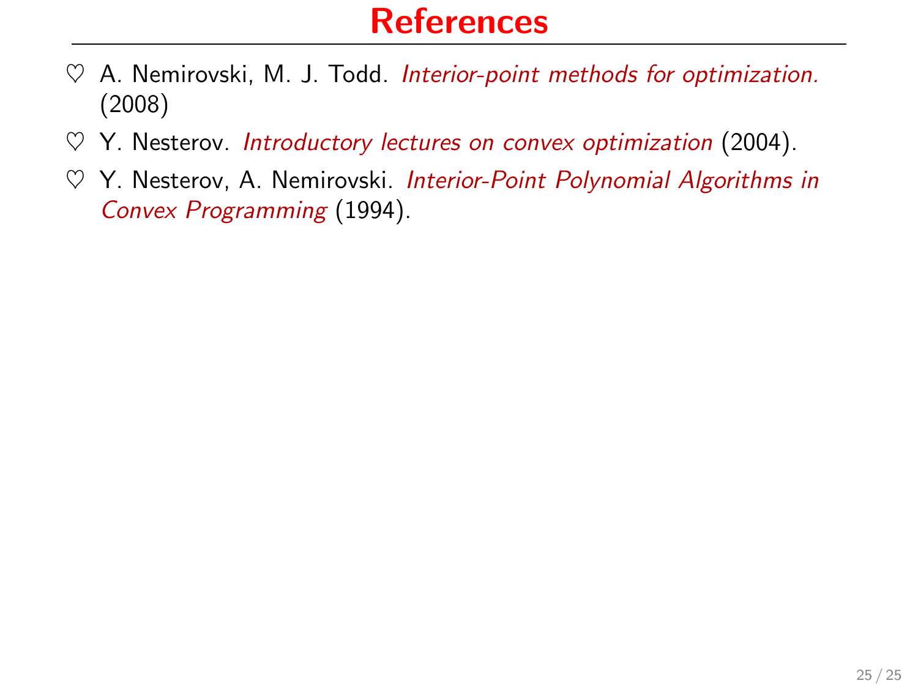# References

- ♡ A. Nemirovski, M. J. Todd. *Interior-point methods for optimization.* (2008)
- ♡ Y. Nesterov. *Introductory lectures on convex optimization* (2004).
- ♡ Y. Nesterov, A. Nemirovski. *Interior-Point Polynomial Algorithms in Convex Programming* (1994).